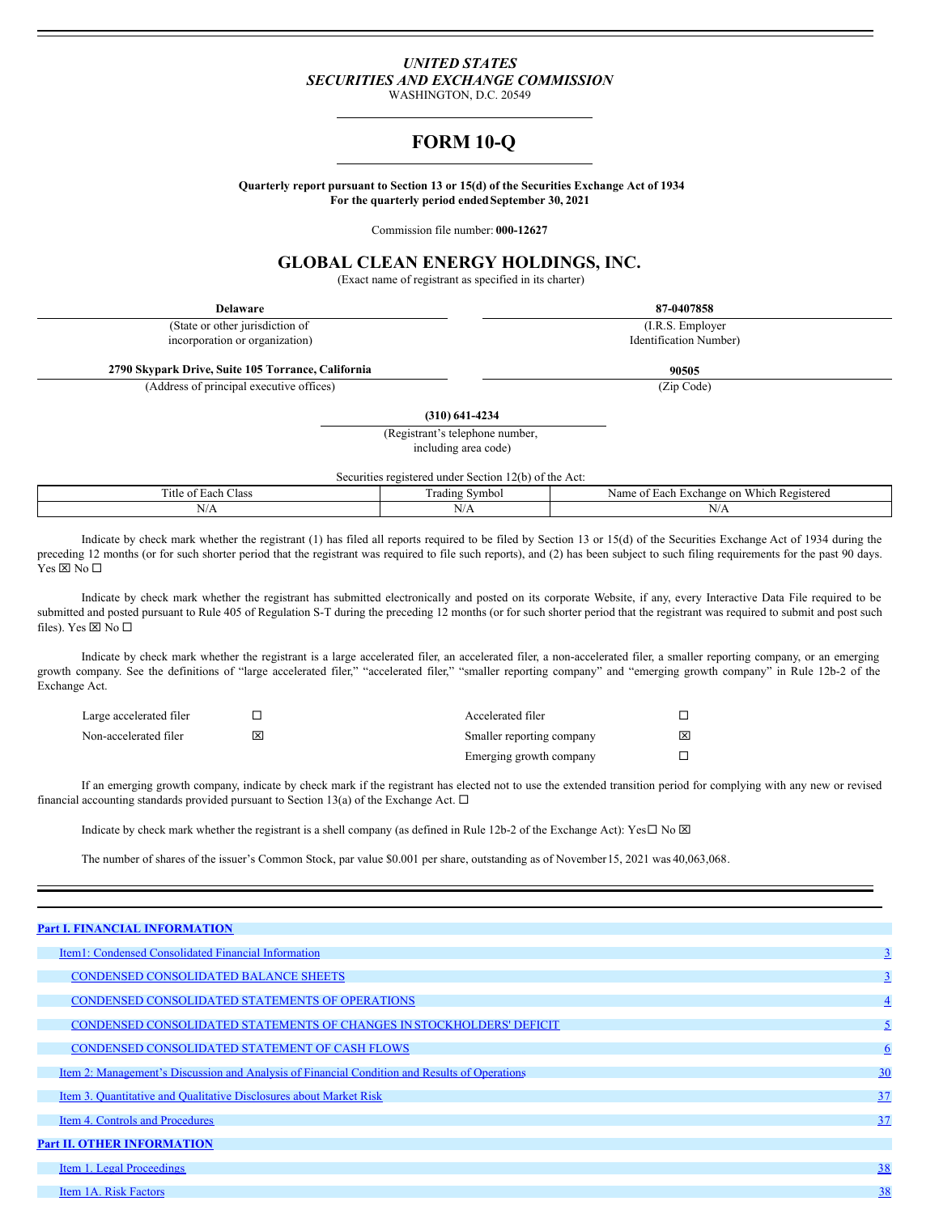*UNITED STATES*
*SECURITIES AND EXCHANGE COMMISSION*
WASHINGTON, D.C. 20549

# FORM 10-Q

**Quarterly report pursuant to Section 13 or 15(d) of the Securities Exchange Act of 1934**
**For the quarterly period ended September 30, 2021**

Commission file number: **000-12627**

## GLOBAL CLEAN ENERGY HOLDINGS, INC.

(Exact name of registrant as specified in its charter)

| **Delaware** | **87-0407858** |
|---|---|
| (State or other jurisdiction of incorporation or organization) | (I.R.S. Employer Identification Number) |
| **2790 Skypark Drive, Suite 105 Torrance, California** | **90505** |
| (Address of principal executive offices) | (Zip Code) |

**(310) 641-4234**
(Registrant's telephone number, including area code)

Securities registered under Section 12(b) of the Act:

| Title of Each Class | Trading Symbol | Name of Each Exchange on Which Registered |
|---|---|---|
| N/A | N/A | N/A |

Indicate by check mark whether the registrant (1) has filed all reports required to be filed by Section 13 or 15(d) of the Securities Exchange Act of 1934 during the preceding 12 months (or for such shorter period that the registrant was required to file such reports), and (2) has been subject to such filing requirements for the past 90 days. Yes ☒ No ☐

Indicate by check mark whether the registrant has submitted electronically and posted on its corporate Website, if any, every Interactive Data File required to be submitted and posted pursuant to Rule 405 of Regulation S-T during the preceding 12 months (or for such shorter period that the registrant was required to submit and post such files). Yes ☒ No ☐

Indicate by check mark whether the registrant is a large accelerated filer, an accelerated filer, a non-accelerated filer, a smaller reporting company, or an emerging growth company. See the definitions of "large accelerated filer," "accelerated filer," "smaller reporting company" and "emerging growth company" in Rule 12b-2 of the Exchange Act.

| | | | |
|---|---|---|---|
| Large accelerated filer | ☐ | Accelerated filer | ☐ |
| Non-accelerated filer | ☒ | Smaller reporting company | ☒ |
| | | Emerging growth company | ☐ |

If an emerging growth company, indicate by check mark if the registrant has elected not to use the extended transition period for complying with any new or revised financial accounting standards provided pursuant to Section 13(a) of the Exchange Act. ☐

Indicate by check mark whether the registrant is a shell company (as defined in Rule 12b-2 of the Exchange Act): Yes☐ No ☒

The number of shares of the issuer's Common Stock, par value $0.001 per share, outstanding as of November 15, 2021 was 40,063,068.

| | |
|---|---|
| **Part I. FINANCIAL INFORMATION** | |
| Item1: Condensed Consolidated Financial Information | 3 |
| CONDENSED CONSOLIDATED BALANCE SHEETS | 3 |
| CONDENSED CONSOLIDATED STATEMENTS OF OPERATIONS | 4 |
| CONDENSED CONSOLIDATED STATEMENTS OF CHANGES IN STOCKHOLDERS' DEFICIT | 5 |
| CONDENSED CONSOLIDATED STATEMENT OF CASH FLOWS | 6 |
| Item 2: Management's Discussion and Analysis of Financial Condition and Results of Operations | 30 |
| Item 3. Quantitative and Qualitative Disclosures about Market Risk | 37 |
| Item 4. Controls and Procedures | 37 |
| **Part II. OTHER INFORMATION** | |
| Item 1. Legal Proceedings | 38 |
| Item 1A. Risk Factors | 38 |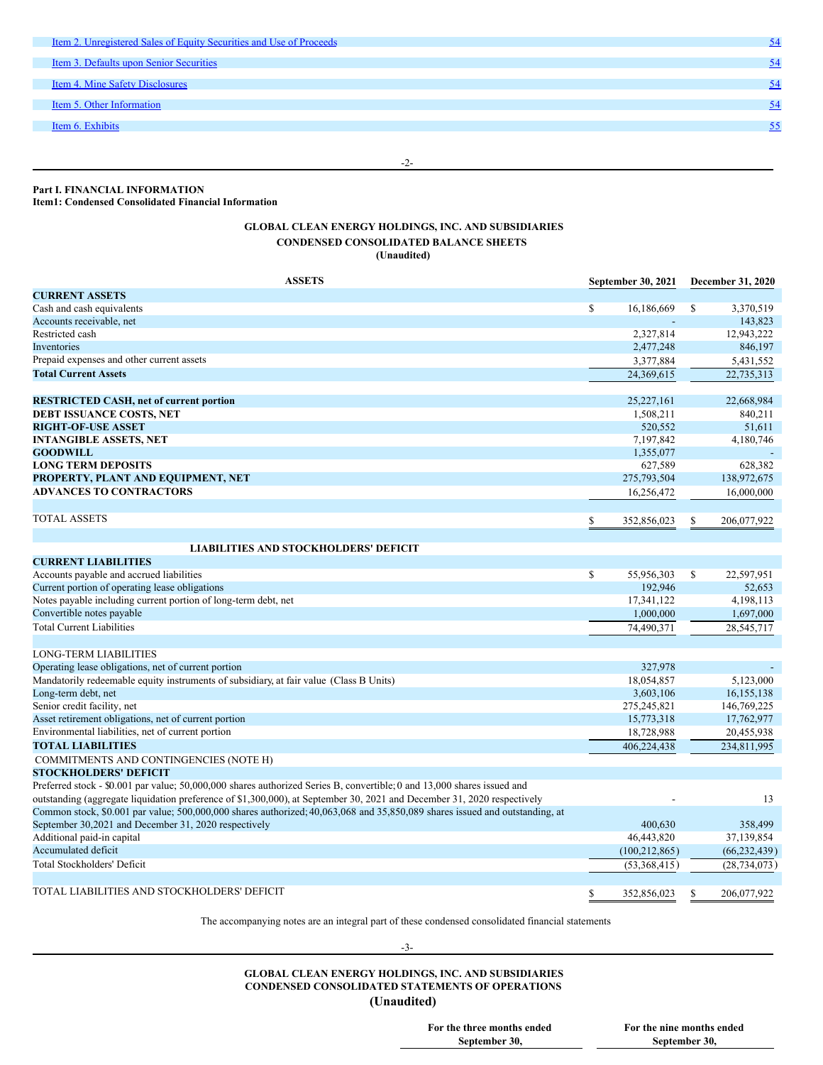| | |
|---|---|
| Item 2. Unregistered Sales of Equity Securities and Use of Proceeds | 54 |
| Item 3. Defaults upon Senior Securities | 54 |
| Item 4. Mine Safety Disclosures | 54 |
| Item 5. Other Information | 54 |
| Item 6. Exhibits | 55 |

**Part I. FINANCIAL INFORMATION**
**Item1: Condensed Consolidated Financial Information**

**GLOBAL CLEAN ENERGY HOLDINGS, INC. AND SUBSIDIARIES**
**CONDENSED CONSOLIDATED BALANCE SHEETS**
**(Unaudited)**

| ASSETS | September 30, 2021 | December 31, 2020 |
|---|---|---|
| **CURRENT ASSETS** | | |
| Cash and cash equivalents | $ 16,186,669 | $ 3,370,519 |
| Accounts receivable, net | - | 143,823 |
| Restricted cash | 2,327,814 | 12,943,222 |
| Inventories | 2,477,248 | 846,197 |
| Prepaid expenses and other current assets | 3,377,884 | 5,431,552 |
| **Total Current Assets** | 24,369,615 | 22,735,313 |
| | | |
| **RESTRICTED CASH, net of current portion** | 25,227,161 | 22,668,984 |
| **DEBT ISSUANCE COSTS, NET** | 1,508,211 | 840,211 |
| **RIGHT-OF-USE ASSET** | 520,552 | 51,611 |
| **INTANGIBLE ASSETS, NET** | 7,197,842 | 4,180,746 |
| **GOODWILL** | 1,355,077 | - |
| **LONG TERM DEPOSITS** | 627,589 | 628,382 |
| **PROPERTY, PLANT AND EQUIPMENT, NET** | 275,793,504 | 138,972,675 |
| **ADVANCES TO CONTRACTORS** | 16,256,472 | 16,000,000 |
| | | |
| TOTAL ASSETS | $ 352,856,023 | $ 206,077,922 |
| | | |
| **LIABILITIES AND STOCKHOLDERS' DEFICIT** | | |
| **CURRENT LIABILITIES** | | |
| Accounts payable and accrued liabilities | $ 55,956,303 | $ 22,597,951 |
| Current portion of operating lease obligations | 192,946 | 52,653 |
| Notes payable including current portion of long-term debt, net | 17,341,122 | 4,198,113 |
| Convertible notes payable | 1,000,000 | 1,697,000 |
| Total Current Liabilities | 74,490,371 | 28,545,717 |
| | | |
| LONG-TERM LIABILITIES | | |
| Operating lease obligations, net of current portion | 327,978 | - |
| Mandatorily redeemable equity instruments of subsidiary, at fair value (Class B Units) | 18,054,857 | 5,123,000 |
| Long-term debt, net | 3,603,106 | 16,155,138 |
| Senior credit facility, net | 275,245,821 | 146,769,225 |
| Asset retirement obligations, net of current portion | 15,773,318 | 17,762,977 |
| Environmental liabilities, net of current portion | 18,728,988 | 20,455,938 |
| **TOTAL LIABILITIES** | 406,224,438 | 234,811,995 |
| COMMITMENTS AND CONTINGENCIES (NOTE H) | | |
| **STOCKHOLDERS' DEFICIT** | | |
| Preferred stock - $0.001 par value; 50,000,000 shares authorized Series B, convertible; 0 and 13,000 shares issued and outstanding (aggregate liquidation preference of $1,300,000), at September 30, 2021 and December 31, 2020 respectively | - | 13 |
| Common stock, $0.001 par value; 500,000,000 shares authorized; 40,063,068 and 35,850,089 shares issued and outstanding, at September 30,2021 and December 31, 2020 respectively | 400,630 | 358,499 |
| Additional paid-in capital | 46,443,820 | 37,139,854 |
| Accumulated deficit | (100,212,865) | (66,232,439) |
| Total Stockholders' Deficit | (53,368,415) | (28,734,073) |
| | | |
| TOTAL LIABILITIES AND STOCKHOLDERS' DEFICIT | $ 352,856,023 | $ 206,077,922 |

The accompanying notes are an integral part of these condensed consolidated financial statements

**GLOBAL CLEAN ENERGY HOLDINGS, INC. AND SUBSIDIARIES**
**CONDENSED CONSOLIDATED STATEMENTS OF OPERATIONS**
**(Unaudited)**

| | For the three months ended September 30, | For the nine months ended September 30, |
|---|---|---|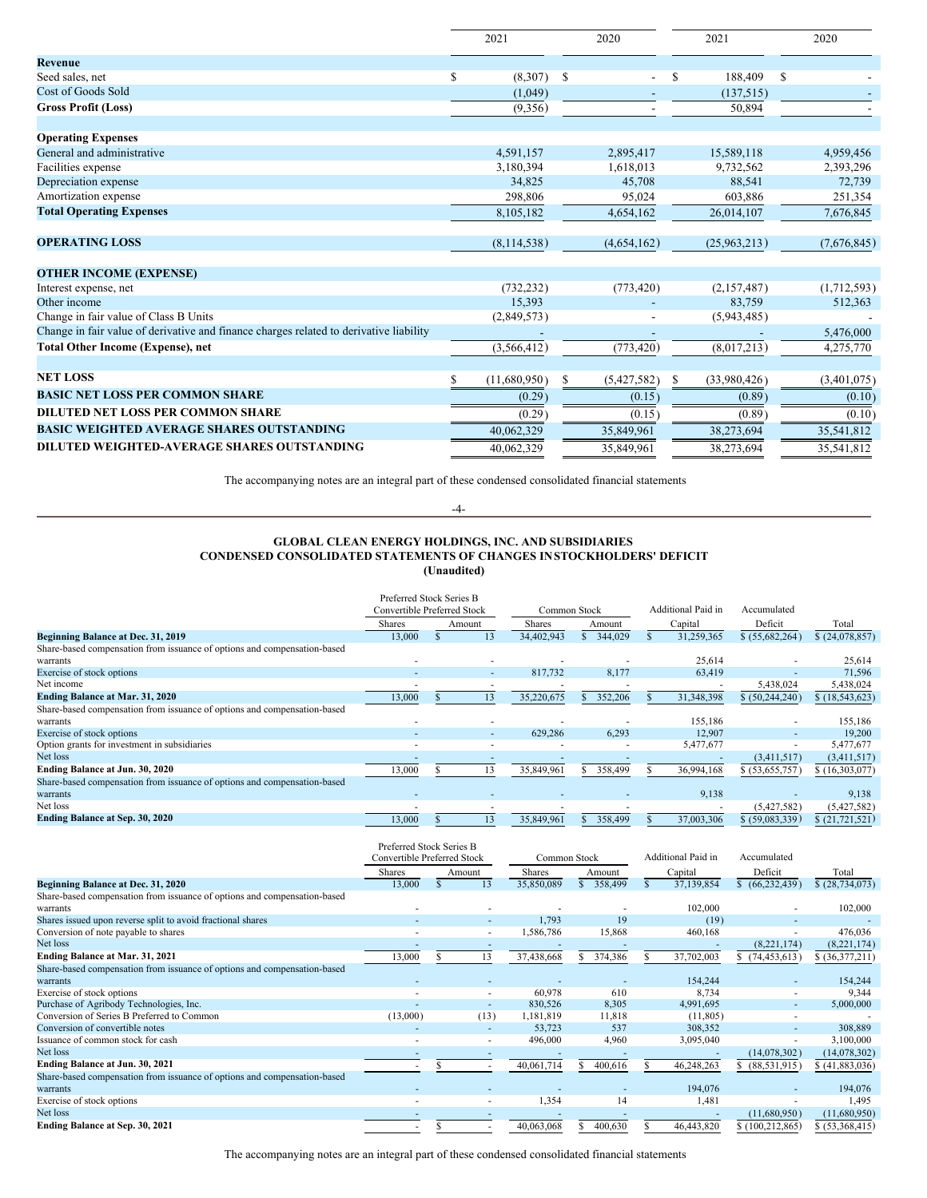| | 2021 | 2020 | 2021 | 2020 |
|---|---|---|---|---|
| **Revenue** | | | | |
| Seed sales, net | $ (8,307) | $ - | $ 188,409 | $ - |
| Cost of Goods Sold | (1,049) | - | (137,515) | - |
| **Gross Profit (Loss)** | (9,356) | - | 50,894 | - |
| | | | | |
| **Operating Expenses** | | | | |
| General and administrative | 4,591,157 | 2,895,417 | 15,589,118 | 4,959,456 |
| Facilities expense | 3,180,394 | 1,618,013 | 9,732,562 | 2,393,296 |
| Depreciation expense | 34,825 | 45,708 | 88,541 | 72,739 |
| Amortization expense | 298,806 | 95,024 | 603,886 | 251,354 |
| **Total Operating Expenses** | 8,105,182 | 4,654,162 | 26,014,107 | 7,676,845 |
| | | | | |
| **OPERATING LOSS** | (8,114,538) | (4,654,162) | (25,963,213) | (7,676,845) |
| | | | | |
| **OTHER INCOME (EXPENSE)** | | | | |
| Interest expense, net | (732,232) | (773,420) | (2,157,487) | (1,712,593) |
| Other income | 15,393 | - | 83,759 | 512,363 |
| Change in fair value of Class B Units | (2,849,573) | - | (5,943,485) | - |
| Change in fair value of derivative and finance charges related to derivative liability | - | - | - | 5,476,000 |
| **Total Other Income (Expense), net** | (3,566,412) | (773,420) | (8,017,213) | 4,275,770 |
| | | | | |
| **NET LOSS** | $ (11,680,950) | $ (5,427,582) | $ (33,980,426) | (3,401,075) |
| **BASIC NET LOSS PER COMMON SHARE** | (0.29) | (0.15) | (0.89) | (0.10) |
| **DILUTED NET LOSS PER COMMON SHARE** | (0.29) | (0.15) | (0.89) | (0.10) |
| **BASIC WEIGHTED AVERAGE SHARES OUTSTANDING** | 40,062,329 | 35,849,961 | 38,273,694 | 35,541,812 |
| **DILUTED WEIGHTED-AVERAGE SHARES OUTSTANDING** | 40,062,329 | 35,849,961 | 38,273,694 | 35,541,812 |

The accompanying notes are an integral part of these condensed consolidated financial statements

## GLOBAL CLEAN ENERGY HOLDINGS, INC. AND SUBSIDIARIES
## CONDENSED CONSOLIDATED STATEMENTS OF CHANGES IN STOCKHOLDERS' DEFICIT
**(Unaudited)**

| | Preferred Stock Series B Convertible Preferred Stock | | Common Stock | | Additional Paid in | Accumulated | |
|---|---|---|---|---|---|---|---|
| | Shares | Amount | Shares | Amount | Capital | Deficit | Total |
| **Beginning Balance at Dec. 31, 2019** | 13,000 | $ 13 | 34,402,943 | $ 344,029 | $ 31,259,365 | $ (55,682,264) | $ (24,078,857) |
| Share-based compensation from issuance of options and compensation-based warrants | - | - | - | - | 25,614 | - | 25,614 |
| Exercise of stock options | - | - | 817,732 | 8,177 | 63,419 | - | 71,596 |
| Net income | - | - | - | - | - | 5,438,024 | 5,438,024 |
| **Ending Balance at Mar. 31, 2020** | 13,000 | $ 13 | 35,220,675 | $ 352,206 | $ 31,348,398 | $ (50,244,240) | $ (18,543,623) |
| Share-based compensation from issuance of options and compensation-based warrants | - | - | - | - | 155,186 | - | 155,186 |
| Exercise of stock options | - | - | 629,286 | 6,293 | 12,907 | - | 19,200 |
| Option grants for investment in subsidiaries | - | - | - | - | 5,477,677 | - | 5,477,677 |
| Net loss | - | - | - | - | - | (3,411,517) | (3,411,517) |
| **Ending Balance at Jun. 30, 2020** | 13,000 | $ 13 | 35,849,961 | $ 358,499 | $ 36,994,168 | $ (53,655,757) | $ (16,303,077) |
| Share-based compensation from issuance of options and compensation-based warrants | - | - | - | - | 9,138 | - | 9,138 |
| Net loss | - | - | - | - | - | (5,427,582) | (5,427,582) |
| **Ending Balance at Sep. 30, 2020** | 13,000 | $ 13 | 35,849,961 | $ 358,499 | $ 37,003,306 | $ (59,083,339) | $ (21,721,521) |

| | Preferred Stock Series B Convertible Preferred Stock | | Common Stock | | Additional Paid in | Accumulated | |
|---|---|---|---|---|---|---|---|
| | Shares | Amount | Shares | Amount | Capital | Deficit | Total |
| **Beginning Balance at Dec. 31, 2020** | 13,000 | $ 13 | 35,850,089 | $ 358,499 | $ 37,139,854 | $ (66,232,439) | $ (28,734,073) |
| Share-based compensation from issuance of options and compensation-based warrants | - | - | - | - | 102,000 | - | 102,000 |
| Shares issued upon reverse split to avoid fractional shares | - | - | 1,793 | 19 | (19) | - | - |
| Conversion of note payable to shares | - | - | 1,586,786 | 15,868 | 460,168 | - | 476,036 |
| Net loss | - | - | - | - | - | (8,221,174) | (8,221,174) |
| **Ending Balance at Mar. 31, 2021** | 13,000 | $ 13 | 37,438,668 | $ 374,386 | $ 37,702,003 | $ (74,453,613) | $ (36,377,211) |
| Share-based compensation from issuance of options and compensation-based warrants | - | - | - | - | 154,244 | - | 154,244 |
| Exercise of stock options | - | - | 60,978 | 610 | 8,734 | - | 9,344 |
| Purchase of Agribody Technologies, Inc. | - | - | 830,526 | 8,305 | 4,991,695 | - | 5,000,000 |
| Conversion of Series B Preferred to Common | (13,000) | (13) | 1,181,819 | 11,818 | (11,805) | - | - |
| Conversion of convertible notes | - | - | 53,723 | 537 | 308,352 | - | 308,889 |
| Issuance of common stock for cash | - | - | 496,000 | 4,960 | 3,095,040 | - | 3,100,000 |
| Net loss | - | - | - | - | - | (14,078,302) | (14,078,302) |
| **Ending Balance at Jun. 30, 2021** | - | $ - | 40,061,714 | $ 400,616 | $ 46,248,263 | $ (88,531,915) | $ (41,883,036) |
| Share-based compensation from issuance of options and compensation-based warrants | - | - | - | - | 194,076 | - | 194,076 |
| Exercise of stock options | - | - | 1,354 | 14 | 1,481 | - | 1,495 |
| Net loss | - | - | - | - | - | (11,680,950) | (11,680,950) |
| **Ending Balance at Sep. 30, 2021** | - | $ - | 40,063,068 | $ 400,630 | $ 46,443,820 | $ (100,212,865) | $ (53,368,415) |

The accompanying notes are an integral part of these condensed consolidated financial statements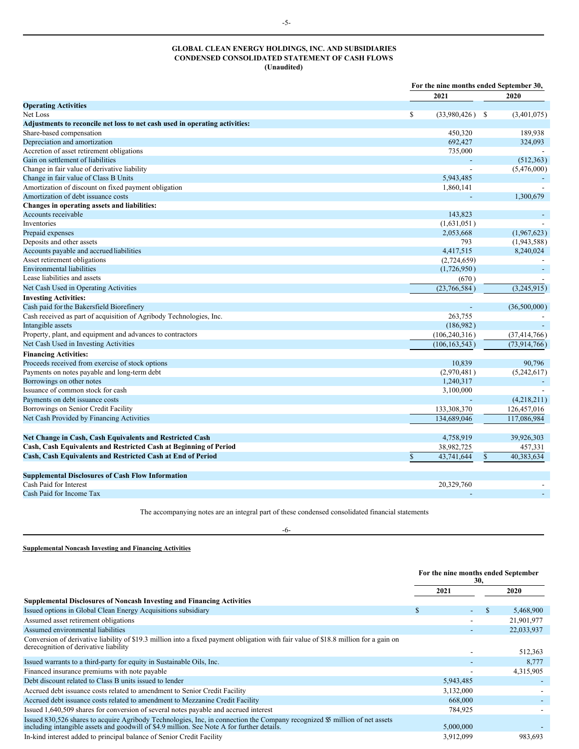## GLOBAL CLEAN ENERGY HOLDINGS, INC. AND SUBSIDIARIES
## CONDENSED CONSOLIDATED STATEMENT OF CASH FLOWS
## (Unaudited)

| | For the nine months ended September 30, | |
|---|---|---|
| | 2021 | 2020 |
| **Operating Activities** | | |
| Net Loss | $ (33,980,426) | $ (3,401,075) |
| **Adjustments to reconcile net loss to net cash used in operating activities:** | | |
| Share-based compensation | 450,320 | 189,938 |
| Depreciation and amortization | 692,427 | 324,093 |
| Accretion of asset retirement obligations | 735,000 | - |
| Gain on settlement of liabilities | - | (512,363) |
| Change in fair value of derivative liability | - | (5,476,000) |
| Change in fair value of Class B Units | 5,943,485 | - |
| Amortization of discount on fixed payment obligation | 1,860,141 | - |
| Amortization of debt issuance costs | - | 1,300,679 |
| **Changes in operating assets and liabilities:** | | |
| Accounts receivable | 143,823 | - |
| Inventories | (1,631,051) | - |
| Prepaid expenses | 2,053,668 | (1,967,623) |
| Deposits and other assets | 793 | (1,943,588) |
| Accounts payable and accrued liabilities | 4,417,515 | 8,240,024 |
| Asset retirement obligations | (2,724,659) | - |
| Environmental liabilities | (1,726,950) | - |
| Lease liabilities and assets | (670) | - |
| Net Cash Used in Operating Activities | (23,766,584) | (3,245,915) |
| **Investing Activities:** | | |
| Cash paid for the Bakersfield Biorefinery | - | (36,500,000) |
| Cash received as part of acquisition of Agribody Technologies, Inc. | 263,755 | - |
| Intangible assets | (186,982) | - |
| Property, plant, and equipment and advances to contractors | (106,240,316) | (37,414,766) |
| Net Cash Used in Investing Activities | (106,163,543) | (73,914,766) |
| **Financing Activities:** | | |
| Proceeds received from exercise of stock options | 10,839 | 90,796 |
| Payments on notes payable and long-term debt | (2,970,481) | (5,242,617) |
| Borrowings on other notes | 1,240,317 | - |
| Issuance of common stock for cash | 3,100,000 | - |
| Payments on debt issuance costs | - | (4,218,211) |
| Borrowings on Senior Credit Facility | 133,308,370 | 126,457,016 |
| Net Cash Provided by Financing Activities | 134,689,046 | 117,086,984 |
| | | |
| **Net Change in Cash, Cash Equivalents and Restricted Cash** | 4,758,919 | 39,926,303 |
| **Cash, Cash Equivalents and Restricted Cash at Beginning of Period** | 38,982,725 | 457,331 |
| **Cash, Cash Equivalents and Restricted Cash at End of Period** | $ 43,741,644 | $ 40,383,634 |
| | | |
| **Supplemental Disclosures of Cash Flow Information** | | |
| Cash Paid for Interest | 20,329,760 | - |
| Cash Paid for Income Tax | - | - |

The accompanying notes are an integral part of these condensed consolidated financial statements

**Supplemental Noncash Investing and Financing Activities**

| | For the nine months ended September 30, | |
|---|---|---|
| | 2021 | 2020 |
| **Supplemental Disclosures of Noncash Investing and Financing Activities** | | |
| Issued options in Global Clean Energy Acquisitions subsidiary | $ - | $ 5,468,900 |
| Assumed asset retirement obligations | - | 21,901,977 |
| Assumed environmental liabilities | - | 22,033,937 |
| Conversion of derivative liability of $19.3 million into a fixed payment obligation with fair value of $18.8 million for a gain on derecognition of derivative liability | - | 512,363 |
| Issued warrants to a third-party for equity in Sustainable Oils, Inc. | - | 8,777 |
| Financed insurance premiums with note payable | - | 4,315,905 |
| Debt discount related to Class B units issued to lender | 5,943,485 | - |
| Accrued debt issuance costs related to amendment to Senior Credit Facility | 3,132,000 | - |
| Accrued debt issuance costs related to amendment to Mezzanine Credit Facility | 668,000 | - |
| Issued 1,640,509 shares for conversion of several notes payable and accrued interest | 784,925 | - |
| Issued 830,526 shares to acquire Agribody Technologies, Inc, in connection the Company recognized $5 million of net assets including intangible assets and goodwill of $4.9 million. See Note A for further details. | 5,000,000 | - |
| In-kind interest added to principal balance of Senior Credit Facility | 3,912,099 | 983,693 |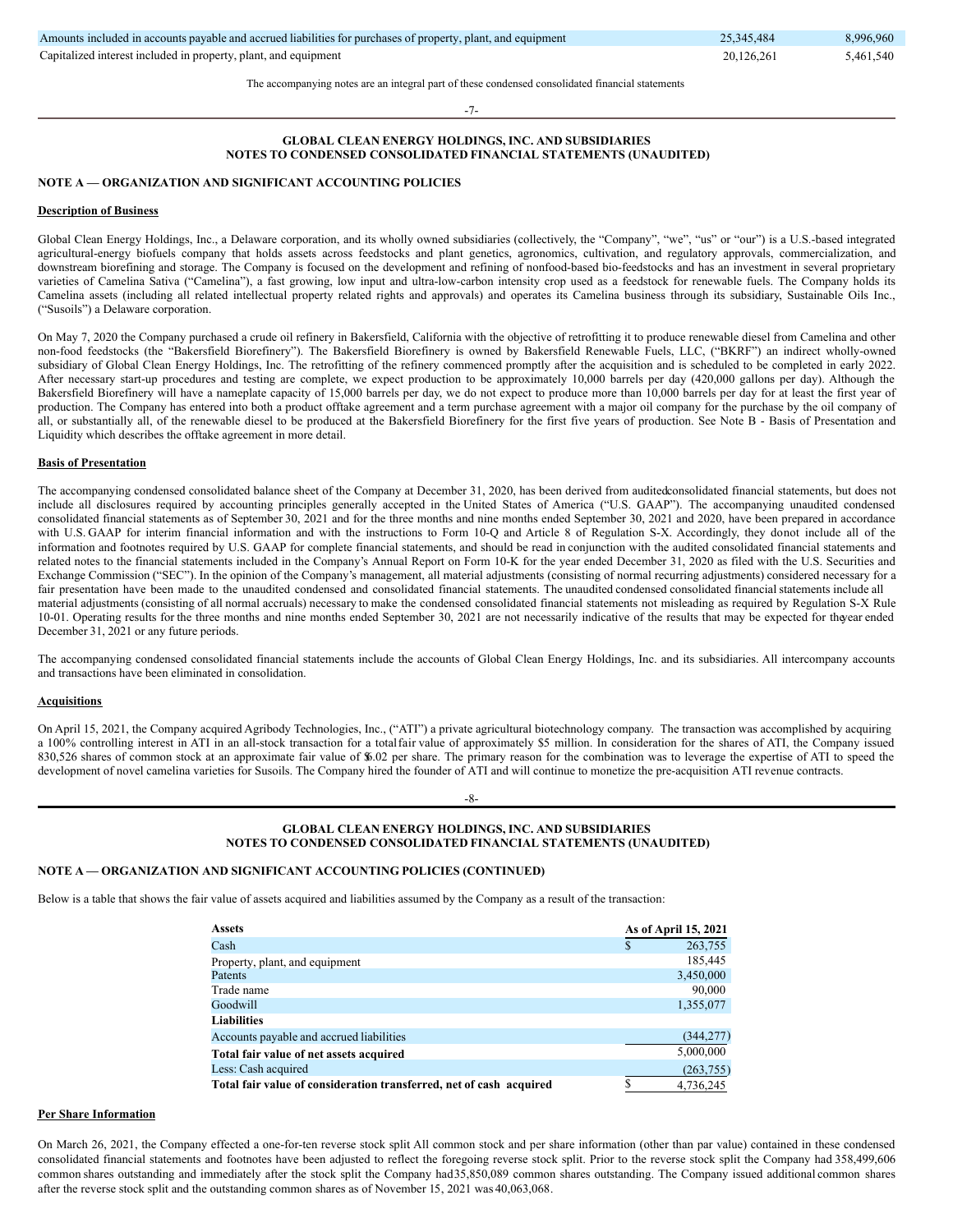| | | |
|---|---|---|
| Amounts included in accounts payable and accrued liabilities for purchases of property, plant, and equipment | 25,345,484 | 8,996,960 |
| Capitalized interest included in property, plant, and equipment | 20,126,261 | 5,461,540 |

The accompanying notes are an integral part of these condensed consolidated financial statements

**GLOBAL CLEAN ENERGY HOLDINGS, INC. AND SUBSIDIARIES**
**NOTES TO CONDENSED CONSOLIDATED FINANCIAL STATEMENTS (UNAUDITED)**

## NOTE A — ORGANIZATION AND SIGNIFICANT ACCOUNTING POLICIES

### Description of Business

Global Clean Energy Holdings, Inc., a Delaware corporation, and its wholly owned subsidiaries (collectively, the "Company", "we", "us" or "our") is a U.S.-based integrated agricultural-energy biofuels company that holds assets across feedstocks and plant genetics, agronomics, cultivation, and regulatory approvals, commercialization, and downstream biorefining and storage. The Company is focused on the development and refining of nonfood-based bio-feedstocks and has an investment in several proprietary varieties of Camelina Sativa ("Camelina"), a fast growing, low input and ultra-low-carbon intensity crop used as a feedstock for renewable fuels. The Company holds its Camelina assets (including all related intellectual property related rights and approvals) and operates its Camelina business through its subsidiary, Sustainable Oils Inc., ("Susoils") a Delaware corporation.

On May 7, 2020 the Company purchased a crude oil refinery in Bakersfield, California with the objective of retrofitting it to produce renewable diesel from Camelina and other non-food feedstocks (the "Bakersfield Biorefinery"). The Bakersfield Biorefinery is owned by Bakersfield Renewable Fuels, LLC, ("BKRF") an indirect wholly-owned subsidiary of Global Clean Energy Holdings, Inc. The retrofitting of the refinery commenced promptly after the acquisition and is scheduled to be completed in early 2022. After necessary start-up procedures and testing are complete, we expect production to be approximately 10,000 barrels per day (420,000 gallons per day). Although the Bakersfield Biorefinery will have a nameplate capacity of 15,000 barrels per day, we do not expect to produce more than 10,000 barrels per day for at least the first year of production. The Company has entered into both a product offtake agreement and a term purchase agreement with a major oil company for the purchase by the oil company of all, or substantially all, of the renewable diesel to be produced at the Bakersfield Biorefinery for the first five years of production. See Note B - Basis of Presentation and Liquidity which describes the offtake agreement in more detail.

### Basis of Presentation

The accompanying condensed consolidated balance sheet of the Company at December 31, 2020, has been derived from audited consolidated financial statements, but does not include all disclosures required by accounting principles generally accepted in the United States of America ("U.S. GAAP"). The accompanying unaudited condensed consolidated financial statements as of September 30, 2021 and for the three months and nine months ended September 30, 2021 and 2020, have been prepared in accordance with U.S. GAAP for interim financial information and with the instructions to Form 10-Q and Article 8 of Regulation S-X. Accordingly, they do not include all of the information and footnotes required by U.S. GAAP for complete financial statements, and should be read in conjunction with the audited consolidated financial statements and related notes to the financial statements included in the Company's Annual Report on Form 10-K for the year ended December 31, 2020 as filed with the U.S. Securities and Exchange Commission ("SEC"). In the opinion of the Company's management, all material adjustments (consisting of normal recurring adjustments) considered necessary for a fair presentation have been made to the unaudited condensed and consolidated financial statements. The unaudited condensed consolidated financial statements include all material adjustments (consisting of all normal accruals) necessary to make the condensed consolidated financial statements not misleading as required by Regulation S-X Rule 10-01. Operating results for the three months and nine months ended September 30, 2021 are not necessarily indicative of the results that may be expected for the year ended December 31, 2021 or any future periods.

The accompanying condensed consolidated financial statements include the accounts of Global Clean Energy Holdings, Inc. and its subsidiaries. All intercompany accounts and transactions have been eliminated in consolidation.

### Acquisitions

On April 15, 2021, the Company acquired Agribody Technologies, Inc., ("ATI") a private agricultural biotechnology company. The transaction was accomplished by acquiring a 100% controlling interest in ATI in an all-stock transaction for a total fair value of approximately $5 million. In consideration for the shares of ATI, the Company issued 830,526 shares of common stock at an approximate fair value of $6.02 per share. The primary reason for the combination was to leverage the expertise of ATI to speed the development of novel camelina varieties for Susoils. The Company hired the founder of ATI and will continue to monetize the pre-acquisition ATI revenue contracts.

**GLOBAL CLEAN ENERGY HOLDINGS, INC. AND SUBSIDIARIES**
**NOTES TO CONDENSED CONSOLIDATED FINANCIAL STATEMENTS (UNAUDITED)**

## NOTE A — ORGANIZATION AND SIGNIFICANT ACCOUNTING POLICIES (CONTINUED)

Below is a table that shows the fair value of assets acquired and liabilities assumed by the Company as a result of the transaction:

| **Assets** | **As of April 15, 2021** |
|---|---|
| Cash | $ 263,755 |
| Property, plant, and equipment | 185,445 |
| Patents | 3,450,000 |
| Trade name | 90,000 |
| Goodwill | 1,355,077 |
| **Liabilities** | |
| Accounts payable and accrued liabilities | (344,277) |
| **Total fair value of net assets acquired** | 5,000,000 |
| Less: Cash acquired | (263,755) |
| **Total fair value of consideration transferred, net of cash acquired** | $ 4,736,245 |

### Per Share Information

On March 26, 2021, the Company effected a one-for-ten reverse stock split All common stock and per share information (other than par value) contained in these condensed consolidated financial statements and footnotes have been adjusted to reflect the foregoing reverse stock split. Prior to the reverse stock split the Company had 358,499,606 common shares outstanding and immediately after the stock split the Company had 35,850,089 common shares outstanding. The Company issued additional common shares after the reverse stock split and the outstanding common shares as of November 15, 2021 was 40,063,068.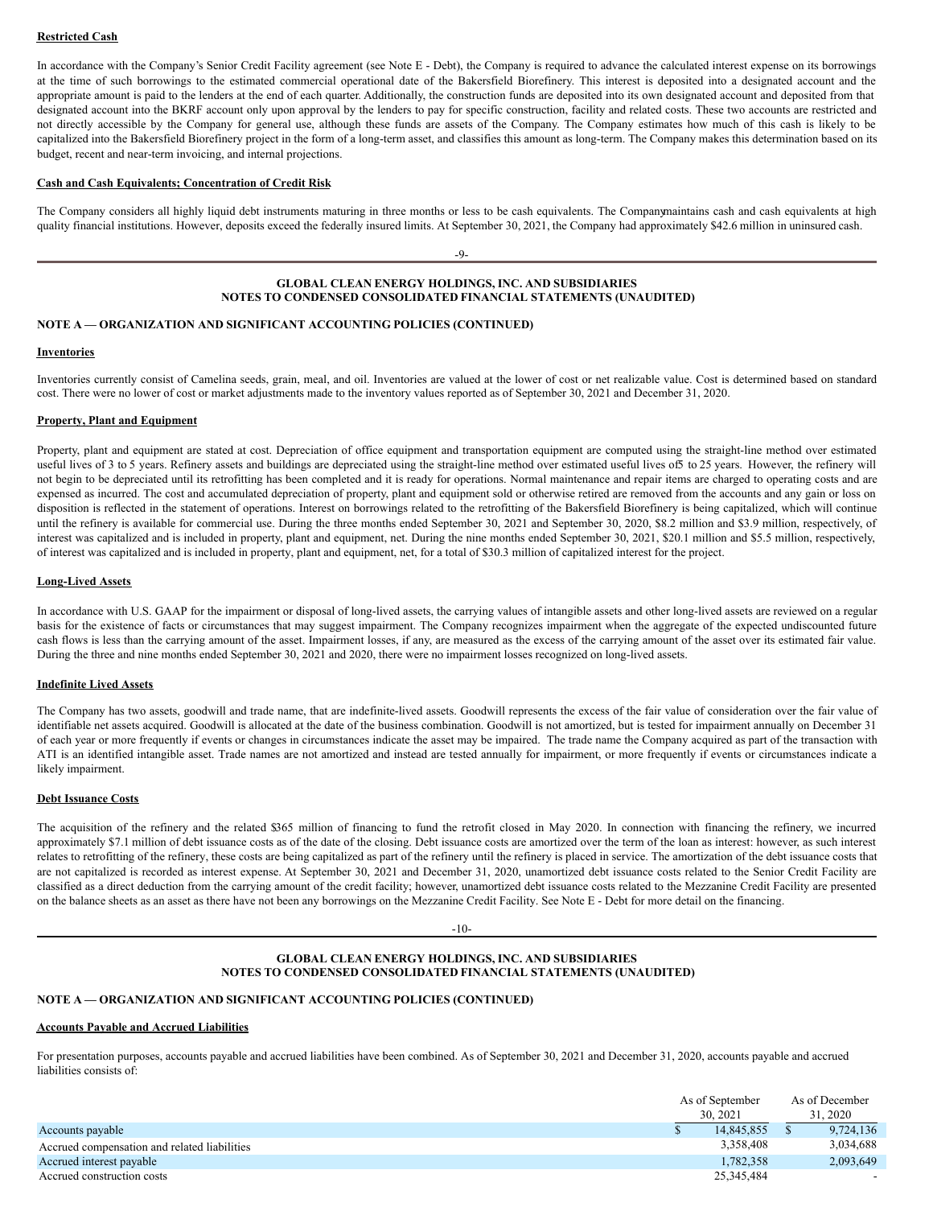**Restricted Cash**

In accordance with the Company's Senior Credit Facility agreement (see Note E - Debt), the Company is required to advance the calculated interest expense on its borrowings at the time of such borrowings to the estimated commercial operational date of the Bakersfield Biorefinery. This interest is deposited into a designated account and the appropriate amount is paid to the lenders at the end of each quarter. Additionally, the construction funds are deposited into its own designated account and deposited from that designated account into the BKRF account only upon approval by the lenders to pay for specific construction, facility and related costs. These two accounts are restricted and not directly accessible by the Company for general use, although these funds are assets of the Company. The Company estimates how much of this cash is likely to be capitalized into the Bakersfield Biorefinery project in the form of a long-term asset, and classifies this amount as long-term. The Company makes this determination based on its budget, recent and near-term invoicing, and internal projections.

**Cash and Cash Equivalents; Concentration of Credit Risk**

The Company considers all highly liquid debt instruments maturing in three months or less to be cash equivalents. The Company maintains cash and cash equivalents at high quality financial institutions. However, deposits exceed the federally insured limits. At September 30, 2021, the Company had approximately $42.6 million in uninsured cash.

**GLOBAL CLEAN ENERGY HOLDINGS, INC. AND SUBSIDIARIES**
**NOTES TO CONDENSED CONSOLIDATED FINANCIAL STATEMENTS (UNAUDITED)**

**NOTE A — ORGANIZATION AND SIGNIFICANT ACCOUNTING POLICIES (CONTINUED)**

**Inventories**

Inventories currently consist of Camelina seeds, grain, meal, and oil. Inventories are valued at the lower of cost or net realizable value. Cost is determined based on standard cost. There were no lower of cost or market adjustments made to the inventory values reported as of September 30, 2021 and December 31, 2020.

**Property, Plant and Equipment**

Property, plant and equipment are stated at cost. Depreciation of office equipment and transportation equipment are computed using the straight-line method over estimated useful lives of 3 to 5 years. Refinery assets and buildings are depreciated using the straight-line method over estimated useful lives of 5 to 25 years. However, the refinery will not begin to be depreciated until its retrofitting has been completed and it is ready for operations. Normal maintenance and repair items are charged to operating costs and are expensed as incurred. The cost and accumulated depreciation of property, plant and equipment sold or otherwise retired are removed from the accounts and any gain or loss on disposition is reflected in the statement of operations. Interest on borrowings related to the retrofitting of the Bakersfield Biorefinery is being capitalized, which will continue until the refinery is available for commercial use. During the three months ended September 30, 2021 and September 30, 2020, $8.2 million and $3.9 million, respectively, of interest was capitalized and is included in property, plant and equipment, net. During the nine months ended September 30, 2021, $20.1 million and $5.5 million, respectively, of interest was capitalized and is included in property, plant and equipment, net, for a total of $30.3 million of capitalized interest for the project.

**Long-Lived Assets**

In accordance with U.S. GAAP for the impairment or disposal of long-lived assets, the carrying values of intangible assets and other long-lived assets are reviewed on a regular basis for the existence of facts or circumstances that may suggest impairment. The Company recognizes impairment when the aggregate of the expected undiscounted future cash flows is less than the carrying amount of the asset. Impairment losses, if any, are measured as the excess of the carrying amount of the asset over its estimated fair value. During the three and nine months ended September 30, 2021 and 2020, there were no impairment losses recognized on long-lived assets.

**Indefinite Lived Assets**

The Company has two assets, goodwill and trade name, that are indefinite-lived assets. Goodwill represents the excess of the fair value of consideration over the fair value of identifiable net assets acquired. Goodwill is allocated at the date of the business combination. Goodwill is not amortized, but is tested for impairment annually on December 31 of each year or more frequently if events or changes in circumstances indicate the asset may be impaired. The trade name the Company acquired as part of the transaction with ATI is an identified intangible asset. Trade names are not amortized and instead are tested annually for impairment, or more frequently if events or circumstances indicate a likely impairment.

**Debt Issuance Costs**

The acquisition of the refinery and the related $365 million of financing to fund the retrofit closed in May 2020. In connection with financing the refinery, we incurred approximately $7.1 million of debt issuance costs as of the date of the closing. Debt issuance costs are amortized over the term of the loan as interest: however, as such interest relates to retrofitting of the refinery, these costs are being capitalized as part of the refinery until the refinery is placed in service. The amortization of the debt issuance costs that are not capitalized is recorded as interest expense. At September 30, 2021 and December 31, 2020, unamortized debt issuance costs related to the Senior Credit Facility are classified as a direct deduction from the carrying amount of the credit facility; however, unamortized debt issuance costs related to the Mezzanine Credit Facility are presented on the balance sheets as an asset as there have not been any borrowings on the Mezzanine Credit Facility. See Note E - Debt for more detail on the financing.

**GLOBAL CLEAN ENERGY HOLDINGS, INC. AND SUBSIDIARIES**
**NOTES TO CONDENSED CONSOLIDATED FINANCIAL STATEMENTS (UNAUDITED)**

**NOTE A — ORGANIZATION AND SIGNIFICANT ACCOUNTING POLICIES (CONTINUED)**

**Accounts Payable and Accrued Liabilities**

For presentation purposes, accounts payable and accrued liabilities have been combined. As of September 30, 2021 and December 31, 2020, accounts payable and accrued liabilities consists of:

| | As of September 30, 2021 | As of December 31, 2020 |
|---|---|---|
| Accounts payable | $ 14,845,855 | $ 9,724,136 |
| Accrued compensation and related liabilities | 3,358,408 | 3,034,688 |
| Accrued interest payable | 1,782,358 | 2,093,649 |
| Accrued construction costs | 25,345,484 | - |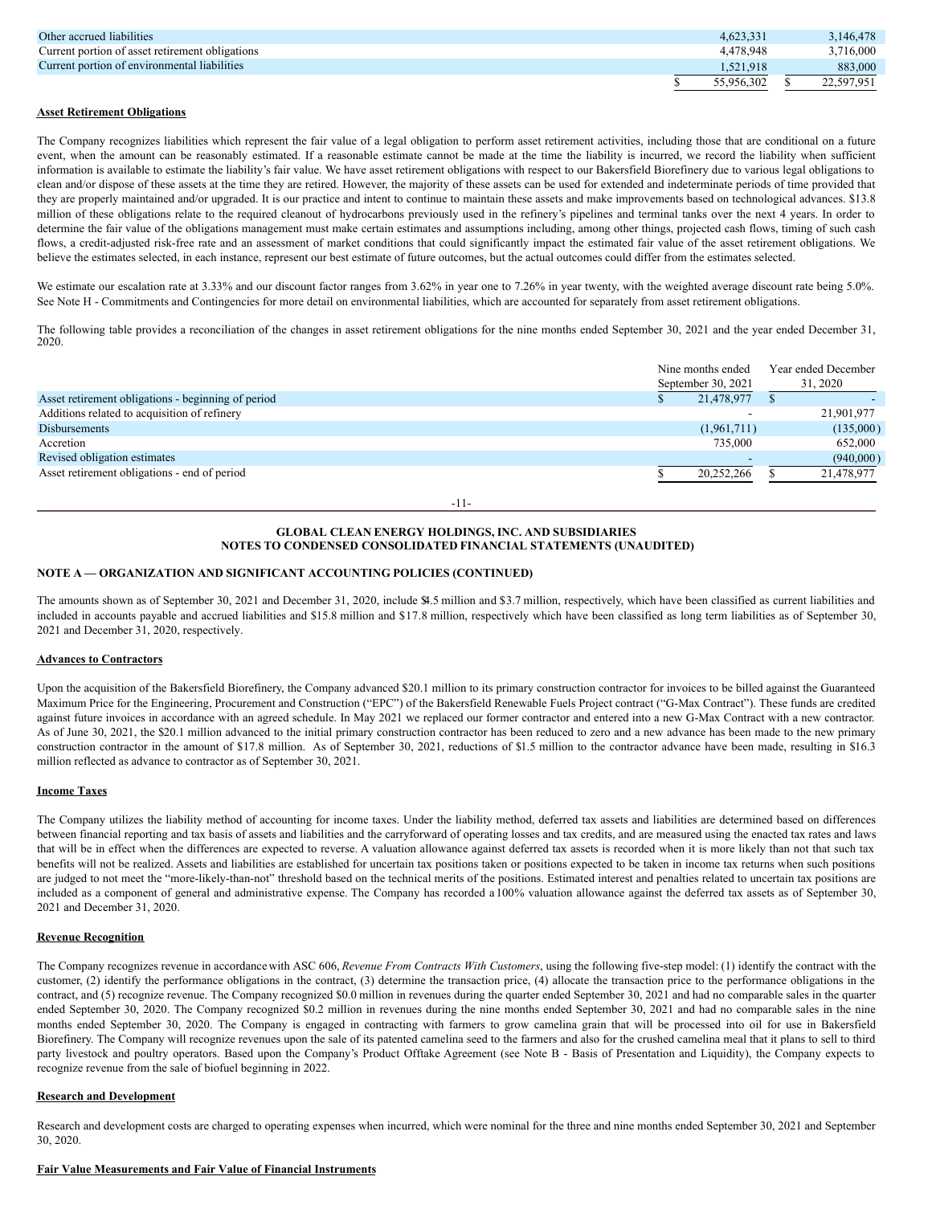| | | |
|---|---|---|
| Other accrued liabilities | 4,623,331 | 3,146,478 |
| Current portion of asset retirement obligations | 4,478,948 | 3,716,000 |
| Current portion of environmental liabilities | 1,521,918 | 883,000 |
| | $ 55,956,302 | $ 22,597,951 |

**Asset Retirement Obligations**

The Company recognizes liabilities which represent the fair value of a legal obligation to perform asset retirement activities, including those that are conditional on a future event, when the amount can be reasonably estimated. If a reasonable estimate cannot be made at the time the liability is incurred, we record the liability when sufficient information is available to estimate the liability's fair value. We have asset retirement obligations with respect to our Bakersfield Biorefinery due to various legal obligations to clean and/or dispose of these assets at the time they are retired. However, the majority of these assets can be used for extended and indeterminate periods of time provided that they are properly maintained and/or upgraded. It is our practice and intent to continue to maintain these assets and make improvements based on technological advances. $13.8 million of these obligations relate to the required cleanout of hydrocarbons previously used in the refinery's pipelines and terminal tanks over the next 4 years. In order to determine the fair value of the obligations management must make certain estimates and assumptions including, among other things, projected cash flows, timing of such cash flows, a credit-adjusted risk-free rate and an assessment of market conditions that could significantly impact the estimated fair value of the asset retirement obligations. We believe the estimates selected, in each instance, represent our best estimate of future outcomes, but the actual outcomes could differ from the estimates selected.

We estimate our escalation rate at 3.33% and our discount factor ranges from 3.62% in year one to 7.26% in year twenty, with the weighted average discount rate being 5.0%. See Note H - Commitments and Contingencies for more detail on environmental liabilities, which are accounted for separately from asset retirement obligations.

The following table provides a reconciliation of the changes in asset retirement obligations for the nine months ended September 30, 2021 and the year ended December 31, 2020.

| | Nine months ended September 30, 2021 | Year ended December 31, 2020 |
|---|---|---|
| Asset retirement obligations - beginning of period | $ 21,478,977 | $ - |
| Additions related to acquisition of refinery | - | 21,901,977 |
| Disbursements | (1,961,711) | (135,000) |
| Accretion | 735,000 | 652,000 |
| Revised obligation estimates | - | (940,000) |
| Asset retirement obligations - end of period | $ 20,252,266 | $ 21,478,977 |

**GLOBAL CLEAN ENERGY HOLDINGS, INC. AND SUBSIDIARIES**
**NOTES TO CONDENSED CONSOLIDATED FINANCIAL STATEMENTS (UNAUDITED)**

**NOTE A — ORGANIZATION AND SIGNIFICANT ACCOUNTING POLICIES (CONTINUED)**

The amounts shown as of September 30, 2021 and December 31, 2020, include $4.5 million and $3.7 million, respectively, which have been classified as current liabilities and included in accounts payable and accrued liabilities and $15.8 million and $17.8 million, respectively which have been classified as long term liabilities as of September 30, 2021 and December 31, 2020, respectively.

**Advances to Contractors**

Upon the acquisition of the Bakersfield Biorefinery, the Company advanced $20.1 million to its primary construction contractor for invoices to be billed against the Guaranteed Maximum Price for the Engineering, Procurement and Construction ("EPC") of the Bakersfield Renewable Fuels Project contract ("G-Max Contract"). These funds are credited against future invoices in accordance with an agreed schedule. In May 2021 we replaced our former contractor and entered into a new G-Max Contract with a new contractor. As of June 30, 2021, the $20.1 million advanced to the initial primary construction contractor has been reduced to zero and a new advance has been made to the new primary construction contractor in the amount of $17.8 million. As of September 30, 2021, reductions of $1.5 million to the contractor advance have been made, resulting in $16.3 million reflected as advance to contractor as of September 30, 2021.

**Income Taxes**

The Company utilizes the liability method of accounting for income taxes. Under the liability method, deferred tax assets and liabilities are determined based on differences between financial reporting and tax basis of assets and liabilities and the carryforward of operating losses and tax credits, and are measured using the enacted tax rates and laws that will be in effect when the differences are expected to reverse. A valuation allowance against deferred tax assets is recorded when it is more likely than not that such tax benefits will not be realized. Assets and liabilities are established for uncertain tax positions taken or positions expected to be taken in income tax returns when such positions are judged to not meet the "more-likely-than-not" threshold based on the technical merits of the positions. Estimated interest and penalties related to uncertain tax positions are included as a component of general and administrative expense. The Company has recorded a 100% valuation allowance against the deferred tax assets as of September 30, 2021 and December 31, 2020.

**Revenue Recognition**

The Company recognizes revenue in accordance with ASC 606, *Revenue From Contracts With Customers*, using the following five-step model: (1) identify the contract with the customer, (2) identify the performance obligations in the contract, (3) determine the transaction price, (4) allocate the transaction price to the performance obligations in the contract, and (5) recognize revenue. The Company recognized $0.0 million in revenues during the quarter ended September 30, 2021 and had no comparable sales in the quarter ended September 30, 2020. The Company recognized $0.2 million in revenues during the nine months ended September 30, 2021 and had no comparable sales in the nine months ended September 30, 2020. The Company is engaged in contracting with farmers to grow camelina grain that will be processed into oil for use in Bakersfield Biorefinery. The Company will recognize revenues upon the sale of its patented camelina seed to the farmers and also for the crushed camelina meal that it plans to sell to third party livestock and poultry operators. Based upon the Company's Product Offtake Agreement (see Note B - Basis of Presentation and Liquidity), the Company expects to recognize revenue from the sale of biofuel beginning in 2022.

**Research and Development**

Research and development costs are charged to operating expenses when incurred, which were nominal for the three and nine months ended September 30, 2021 and September 30, 2020.

**Fair Value Measurements and Fair Value of Financial Instruments**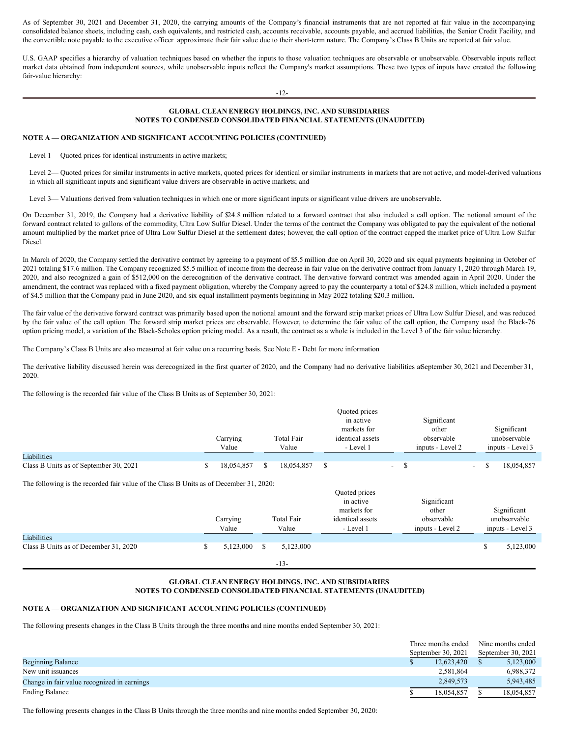As of September 30, 2021 and December 31, 2020, the carrying amounts of the Company's financial instruments that are not reported at fair value in the accompanying consolidated balance sheets, including cash, cash equivalents, and restricted cash, accounts receivable, accounts payable, and accrued liabilities, the Senior Credit Facility, and the convertible note payable to the executive officer approximate their fair value due to their short-term nature. The Company's Class B Units are reported at fair value.

U.S. GAAP specifies a hierarchy of valuation techniques based on whether the inputs to those valuation techniques are observable or unobservable. Observable inputs reflect market data obtained from independent sources, while unobservable inputs reflect the Company's market assumptions. These two types of inputs have created the following fair-value hierarchy:

**GLOBAL CLEAN ENERGY HOLDINGS, INC. AND SUBSIDIARIES**
**NOTES TO CONDENSED CONSOLIDATED FINANCIAL STATEMENTS (UNAUDITED)**

**NOTE A — ORGANIZATION AND SIGNIFICANT ACCOUNTING POLICIES (CONTINUED)**

Level 1— Quoted prices for identical instruments in active markets;

Level 2— Quoted prices for similar instruments in active markets, quoted prices for identical or similar instruments in markets that are not active, and model-derived valuations in which all significant inputs and significant value drivers are observable in active markets; and

Level 3— Valuations derived from valuation techniques in which one or more significant inputs or significant value drivers are unobservable.

On December 31, 2019, the Company had a derivative liability of $24.8 million related to a forward contract that also included a call option. The notional amount of the forward contract related to gallons of the commodity, Ultra Low Sulfur Diesel. Under the terms of the contract the Company was obligated to pay the equivalent of the notional amount multiplied by the market price of Ultra Low Sulfur Diesel at the settlement dates; however, the call option of the contract capped the market price of Ultra Low Sulfur Diesel.

In March of 2020, the Company settled the derivative contract by agreeing to a payment of $5.5 million due on April 30, 2020 and six equal payments beginning in October of 2021 totaling $17.6 million. The Company recognized $5.5 million of income from the decrease in fair value on the derivative contract from January 1, 2020 through March 19, 2020, and also recognized a gain of $512,000 on the derecognition of the derivative contract. The derivative forward contract was amended again in April 2020. Under the amendment, the contract was replaced with a fixed payment obligation, whereby the Company agreed to pay the counterparty a total of $24.8 million, which included a payment of $4.5 million that the Company paid in June 2020, and six equal installment payments beginning in May 2022 totaling $20.3 million.

The fair value of the derivative forward contract was primarily based upon the notional amount and the forward strip market prices of Ultra Low Sulfur Diesel, and was reduced by the fair value of the call option. The forward strip market prices are observable. However, to determine the fair value of the call option, the Company used the Black-76 option pricing model, a variation of the Black-Scholes option pricing model. As a result, the contract as a whole is included in the Level 3 of the fair value hierarchy.

The Company's Class B Units are also measured at fair value on a recurring basis. See Note E - Debt for more information

The derivative liability discussed herein was derecognized in the first quarter of 2020, and the Company had no derivative liabilities at September 30, 2021 and December 31, 2020.

The following is the recorded fair value of the Class B Units as of September 30, 2021:

| | Carrying Value | Total Fair Value | Quoted prices in active markets for identical assets - Level 1 | Significant other observable inputs - Level 2 | Significant unobservable inputs - Level 3 |
|---|---|---|---|---|---|
| Liabilities | | | | | |
| Class B Units as of September 30, 2021 | $ 18,054,857 | $ 18,054,857 | $ - | $ - | $ 18,054,857 |

The following is the recorded fair value of the Class B Units as of December 31, 2020:

| | Carrying Value | Total Fair Value | Quoted prices in active markets for identical assets - Level 1 | Significant other observable inputs - Level 2 | Significant unobservable inputs - Level 3 |
|---|---|---|---|---|---|
| Liabilities | | | | | |
| Class B Units as of December 31, 2020 | $ 5,123,000 | $ 5,123,000 | | | $ 5,123,000 |

**GLOBAL CLEAN ENERGY HOLDINGS, INC. AND SUBSIDIARIES**
**NOTES TO CONDENSED CONSOLIDATED FINANCIAL STATEMENTS (UNAUDITED)**

**NOTE A — ORGANIZATION AND SIGNIFICANT ACCOUNTING POLICIES (CONTINUED)**

The following presents changes in the Class B Units through the three months and nine months ended September 30, 2021:

| | Three months ended September 30, 2021 | Nine months ended September 30, 2021 |
|---|---|---|
| Beginning Balance | $ 12,623,420 | $ 5,123,000 |
| New unit issuances | 2,581,864 | 6,988,372 |
| Change in fair value recognized in earnings | 2,849,573 | 5,943,485 |
| Ending Balance | $ 18,054,857 | $ 18,054,857 |

The following presents changes in the Class B Units through the three months and nine months ended September 30, 2020: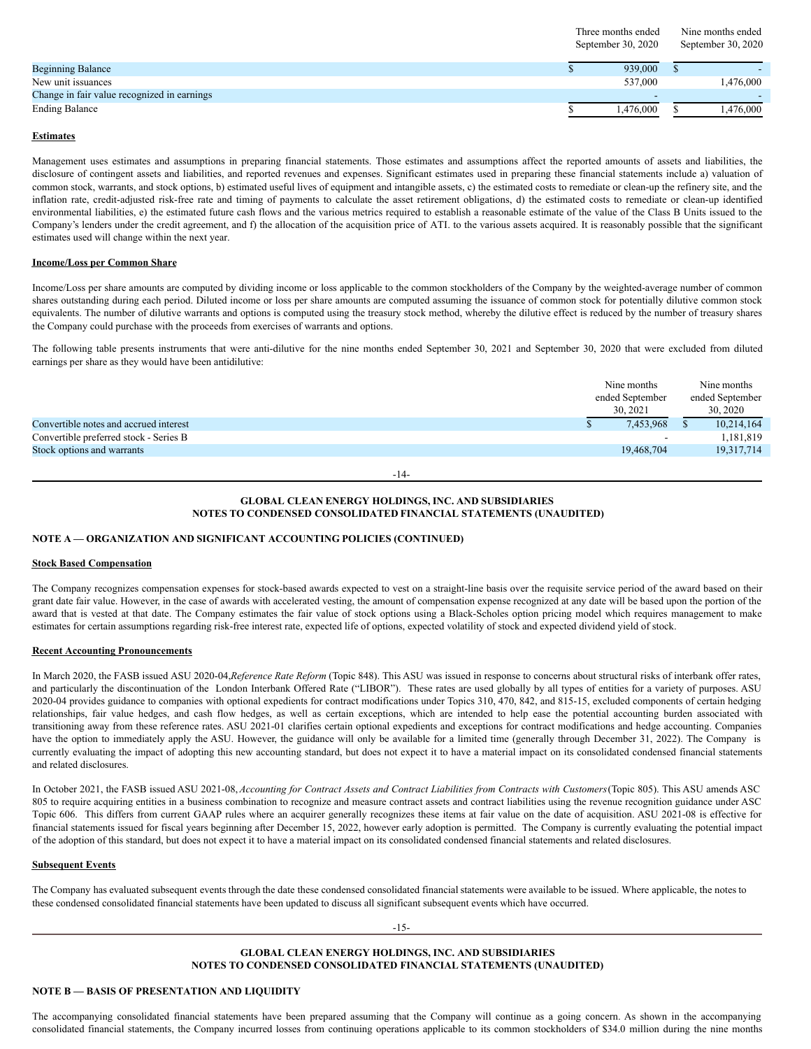| | Three months ended September 30, 2020 | Nine months ended September 30, 2020 |
|---|---|---|
| Beginning Balance | $ 939,000 | $ - |
| New unit issuances | 537,000 | 1,476,000 |
| Change in fair value recognized in earnings | - | - |
| Ending Balance | $ 1,476,000 | $ 1,476,000 |

**Estimates**

Management uses estimates and assumptions in preparing financial statements. Those estimates and assumptions affect the reported amounts of assets and liabilities, the disclosure of contingent assets and liabilities, and reported revenues and expenses. Significant estimates used in preparing these financial statements include a) valuation of common stock, warrants, and stock options, b) estimated useful lives of equipment and intangible assets, c) the estimated costs to remediate or clean-up the refinery site, and the inflation rate, credit-adjusted risk-free rate and timing of payments to calculate the asset retirement obligations, d) the estimated costs to remediate or clean-up identified environmental liabilities, e) the estimated future cash flows and the various metrics required to establish a reasonable estimate of the value of the Class B Units issued to the Company's lenders under the credit agreement, and f) the allocation of the acquisition price of ATI. to the various assets acquired. It is reasonably possible that the significant estimates used will change within the next year.

**Income/Loss per Common Share**

Income/Loss per share amounts are computed by dividing income or loss applicable to the common stockholders of the Company by the weighted-average number of common shares outstanding during each period. Diluted income or loss per share amounts are computed assuming the issuance of common stock for potentially dilutive common stock equivalents. The number of dilutive warrants and options is computed using the treasury stock method, whereby the dilutive effect is reduced by the number of treasury shares the Company could purchase with the proceeds from exercises of warrants and options.

The following table presents instruments that were anti-dilutive for the nine months ended September 30, 2021 and September 30, 2020 that were excluded from diluted earnings per share as they would have been antidilutive:

| | Nine months ended September 30, 2021 | Nine months ended September 30, 2020 |
|---|---|---|
| Convertible notes and accrued interest | $ 7,453,968 | $ 10,214,164 |
| Convertible preferred stock - Series B | - | 1,181,819 |
| Stock options and warrants | 19,468,704 | 19,317,714 |

**GLOBAL CLEAN ENERGY HOLDINGS, INC. AND SUBSIDIARIES**
**NOTES TO CONDENSED CONSOLIDATED FINANCIAL STATEMENTS (UNAUDITED)**

**NOTE A — ORGANIZATION AND SIGNIFICANT ACCOUNTING POLICIES (CONTINUED)**

**Stock Based Compensation**

The Company recognizes compensation expenses for stock-based awards expected to vest on a straight-line basis over the requisite service period of the award based on their grant date fair value. However, in the case of awards with accelerated vesting, the amount of compensation expense recognized at any date will be based upon the portion of the award that is vested at that date. The Company estimates the fair value of stock options using a Black-Scholes option pricing model which requires management to make estimates for certain assumptions regarding risk-free interest rate, expected life of options, expected volatility of stock and expected dividend yield of stock.

**Recent Accounting Pronouncements**

In March 2020, the FASB issued ASU 2020-04, *Reference Rate Reform* (Topic 848). This ASU was issued in response to concerns about structural risks of interbank offer rates, and particularly the discontinuation of the London Interbank Offered Rate ("LIBOR"). These rates are used globally by all types of entities for a variety of purposes. ASU 2020-04 provides guidance to companies with optional expedients for contract modifications under Topics 310, 470, 842, and 815-15, excluded components of certain hedging relationships, fair value hedges, and cash flow hedges, as well as certain exceptions, which are intended to help ease the potential accounting burden associated with transitioning away from these reference rates. ASU 2021-01 clarifies certain optional expedients and exceptions for contract modifications and hedge accounting. Companies have the option to immediately apply the ASU. However, the guidance will only be available for a limited time (generally through December 31, 2022). The Company is currently evaluating the impact of adopting this new accounting standard, but does not expect it to have a material impact on its consolidated condensed financial statements and related disclosures.

In October 2021, the FASB issued ASU 2021-08, *Accounting for Contract Assets and Contract Liabilities from Contracts with Customers* (Topic 805). This ASU amends ASC 805 to require acquiring entities in a business combination to recognize and measure contract assets and contract liabilities using the revenue recognition guidance under ASC Topic 606. This differs from current GAAP rules where an acquirer generally recognizes these items at fair value on the date of acquisition. ASU 2021-08 is effective for financial statements issued for fiscal years beginning after December 15, 2022, however early adoption is permitted. The Company is currently evaluating the potential impact of the adoption of this standard, but does not expect it to have a material impact on its consolidated condensed financial statements and related disclosures.

**Subsequent Events**

The Company has evaluated subsequent events through the date these condensed consolidated financial statements were available to be issued. Where applicable, the notes to these condensed consolidated financial statements have been updated to discuss all significant subsequent events which have occurred.

**GLOBAL CLEAN ENERGY HOLDINGS, INC. AND SUBSIDIARIES**
**NOTES TO CONDENSED CONSOLIDATED FINANCIAL STATEMENTS (UNAUDITED)**

**NOTE B — BASIS OF PRESENTATION AND LIQUIDITY**

The accompanying consolidated financial statements have been prepared assuming that the Company will continue as a going concern. As shown in the accompanying consolidated financial statements, the Company incurred losses from continuing operations applicable to its common stockholders of $34.0 million during the nine months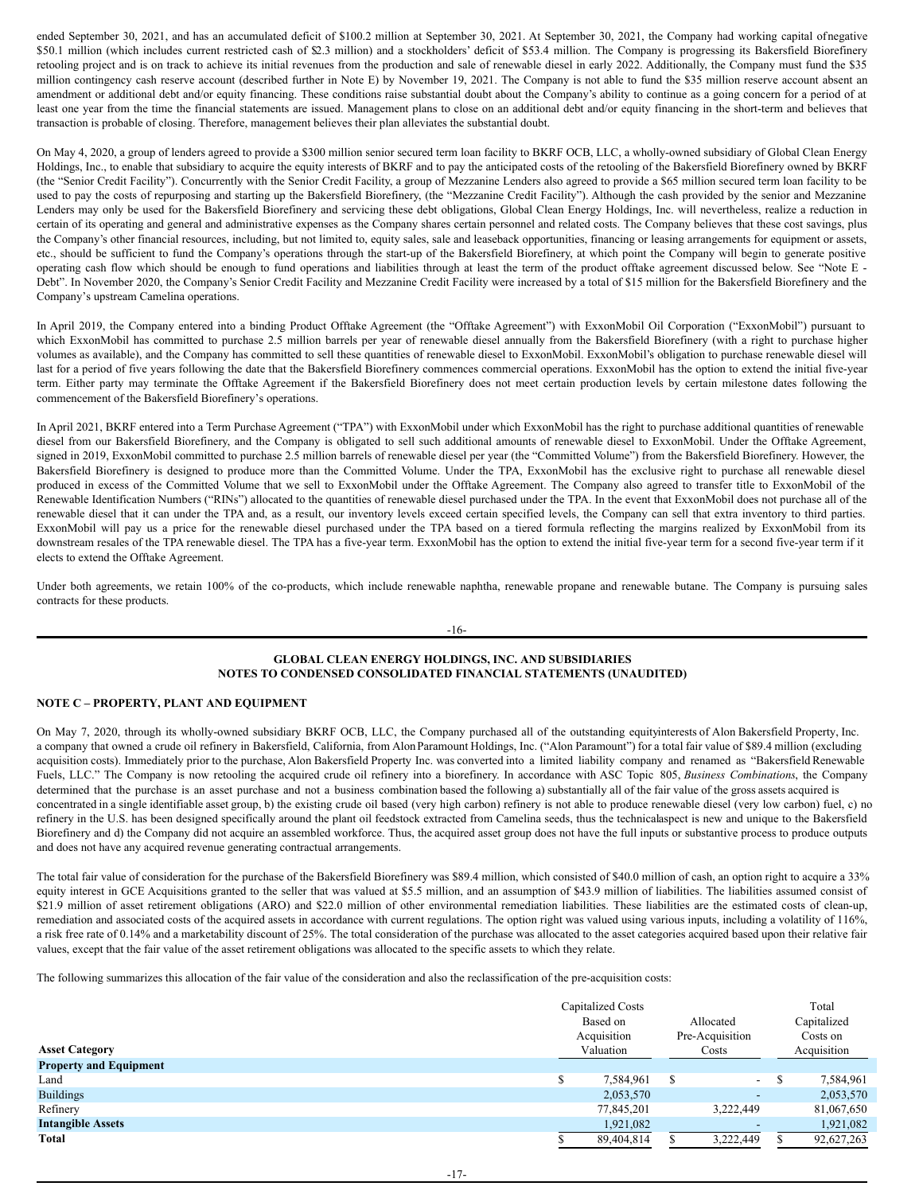ended September 30, 2021, and has an accumulated deficit of $100.2 million at September 30, 2021. At September 30, 2021, the Company had working capital of negative $50.1 million (which includes current restricted cash of $2.3 million) and a stockholders' deficit of $53.4 million. The Company is progressing its Bakersfield Biorefinery retooling project and is on track to achieve its initial revenues from the production and sale of renewable diesel in early 2022. Additionally, the Company must fund the $35 million contingency cash reserve account (described further in Note E) by November 19, 2021. The Company is not able to fund the $35 million reserve account absent an amendment or additional debt and/or equity financing. These conditions raise substantial doubt about the Company's ability to continue as a going concern for a period of at least one year from the time the financial statements are issued. Management plans to close on an additional debt and/or equity financing in the short-term and believes that transaction is probable of closing. Therefore, management believes their plan alleviates the substantial doubt.

On May 4, 2020, a group of lenders agreed to provide a $300 million senior secured term loan facility to BKRF OCB, LLC, a wholly-owned subsidiary of Global Clean Energy Holdings, Inc., to enable that subsidiary to acquire the equity interests of BKRF and to pay the anticipated costs of the retooling of the Bakersfield Biorefinery owned by BKRF (the "Senior Credit Facility"). Concurrently with the Senior Credit Facility, a group of Mezzanine Lenders also agreed to provide a $65 million secured term loan facility to be used to pay the costs of repurposing and starting up the Bakersfield Biorefinery, (the "Mezzanine Credit Facility"). Although the cash provided by the senior and Mezzanine Lenders may only be used for the Bakersfield Biorefinery and servicing these debt obligations, Global Clean Energy Holdings, Inc. will nevertheless, realize a reduction in certain of its operating and general and administrative expenses as the Company shares certain personnel and related costs. The Company believes that these cost savings, plus the Company's other financial resources, including, but not limited to, equity sales, sale and leaseback opportunities, financing or leasing arrangements for equipment or assets, etc., should be sufficient to fund the Company's operations through the start-up of the Bakersfield Biorefinery, at which point the Company will begin to generate positive operating cash flow which should be enough to fund operations and liabilities through at least the term of the product offtake agreement discussed below. See "Note E - Debt". In November 2020, the Company's Senior Credit Facility and Mezzanine Credit Facility were increased by a total of $15 million for the Bakersfield Biorefinery and the Company's upstream Camelina operations.

In April 2019, the Company entered into a binding Product Offtake Agreement (the "Offtake Agreement") with ExxonMobil Oil Corporation ("ExxonMobil") pursuant to which ExxonMobil has committed to purchase 2.5 million barrels per year of renewable diesel annually from the Bakersfield Biorefinery (with a right to purchase higher volumes as available), and the Company has committed to sell these quantities of renewable diesel to ExxonMobil. ExxonMobil's obligation to purchase renewable diesel will last for a period of five years following the date that the Bakersfield Biorefinery commences commercial operations. ExxonMobil has the option to extend the initial five-year term. Either party may terminate the Offtake Agreement if the Bakersfield Biorefinery does not meet certain production levels by certain milestone dates following the commencement of the Bakersfield Biorefinery's operations.

In April 2021, BKRF entered into a Term Purchase Agreement ("TPA") with ExxonMobil under which ExxonMobil has the right to purchase additional quantities of renewable diesel from our Bakersfield Biorefinery, and the Company is obligated to sell such additional amounts of renewable diesel to ExxonMobil. Under the Offtake Agreement, signed in 2019, ExxonMobil committed to purchase 2.5 million barrels of renewable diesel per year (the "Committed Volume") from the Bakersfield Biorefinery. However, the Bakersfield Biorefinery is designed to produce more than the Committed Volume. Under the TPA, ExxonMobil has the exclusive right to purchase all renewable diesel produced in excess of the Committed Volume that we sell to ExxonMobil under the Offtake Agreement. The Company also agreed to transfer title to ExxonMobil of the Renewable Identification Numbers ("RINs") allocated to the quantities of renewable diesel purchased under the TPA. In the event that ExxonMobil does not purchase all of the renewable diesel that it can under the TPA and, as a result, our inventory levels exceed certain specified levels, the Company can sell that extra inventory to third parties. ExxonMobil will pay us a price for the renewable diesel purchased under the TPA based on a tiered formula reflecting the margins realized by ExxonMobil from its downstream resales of the TPA renewable diesel. The TPA has a five-year term. ExxonMobil has the option to extend the initial five-year term for a second five-year term if it elects to extend the Offtake Agreement.

Under both agreements, we retain 100% of the co-products, which include renewable naphtha, renewable propane and renewable butane. The Company is pursuing sales contracts for these products.

**GLOBAL CLEAN ENERGY HOLDINGS, INC. AND SUBSIDIARIES**
**NOTES TO CONDENSED CONSOLIDATED FINANCIAL STATEMENTS (UNAUDITED)**

## NOTE C – PROPERTY, PLANT AND EQUIPMENT

On May 7, 2020, through its wholly-owned subsidiary BKRF OCB, LLC, the Company purchased all of the outstanding equity interests of Alon Bakersfield Property, Inc. a company that owned a crude oil refinery in Bakersfield, California, from Alon Paramount Holdings, Inc. ("Alon Paramount") for a total fair value of $89.4 million (excluding acquisition costs). Immediately prior to the purchase, Alon Bakersfield Property Inc. was converted into a limited liability company and renamed as "Bakersfield Renewable Fuels, LLC." The Company is now retooling the acquired crude oil refinery into a biorefinery. In accordance with ASC Topic 805, *Business Combinations*, the Company determined that the purchase is an asset purchase and not a business combination based the following a) substantially all of the fair value of the gross assets acquired is concentrated in a single identifiable asset group, b) the existing crude oil based (very high carbon) refinery is not able to produce renewable diesel (very low carbon) fuel, c) no refinery in the U.S. has been designed specifically around the plant oil feedstock extracted from Camelina seeds, thus the technical aspect is new and unique to the Bakersfield Biorefinery and d) the Company did not acquire an assembled workforce. Thus, the acquired asset group does not have the full inputs or substantive process to produce outputs and does not have any acquired revenue generating contractual arrangements.

The total fair value of consideration for the purchase of the Bakersfield Biorefinery was $89.4 million, which consisted of $40.0 million of cash, an option right to acquire a 33% equity interest in GCE Acquisitions granted to the seller that was valued at $5.5 million, and an assumption of $43.9 million of liabilities. The liabilities assumed consist of $21.9 million of asset retirement obligations (ARO) and $22.0 million of other environmental remediation liabilities. These liabilities are the estimated costs of clean-up, remediation and associated costs of the acquired assets in accordance with current regulations. The option right was valued using various inputs, including a volatility of 116%, a risk free rate of 0.14% and a marketability discount of 25%. The total consideration of the purchase was allocated to the asset categories acquired based upon their relative fair values, except that the fair value of the asset retirement obligations was allocated to the specific assets to which they relate.

The following summarizes this allocation of the fair value of the consideration and also the reclassification of the pre-acquisition costs:

| Asset Category | Capitalized Costs Based on Acquisition Valuation | Allocated Pre-Acquisition Costs | Total Capitalized Costs on Acquisition |
|---|---|---|---|
| **Property and Equipment** | | | |
| Land | $ 7,584,961 | $ - | $ 7,584,961 |
| Buildings | 2,053,570 | - | 2,053,570 |
| Refinery | 77,845,201 | 3,222,449 | 81,067,650 |
| **Intangible Assets** | 1,921,082 | - | 1,921,082 |
| **Total** | $ 89,404,814 | $ 3,222,449 | $ 92,627,263 |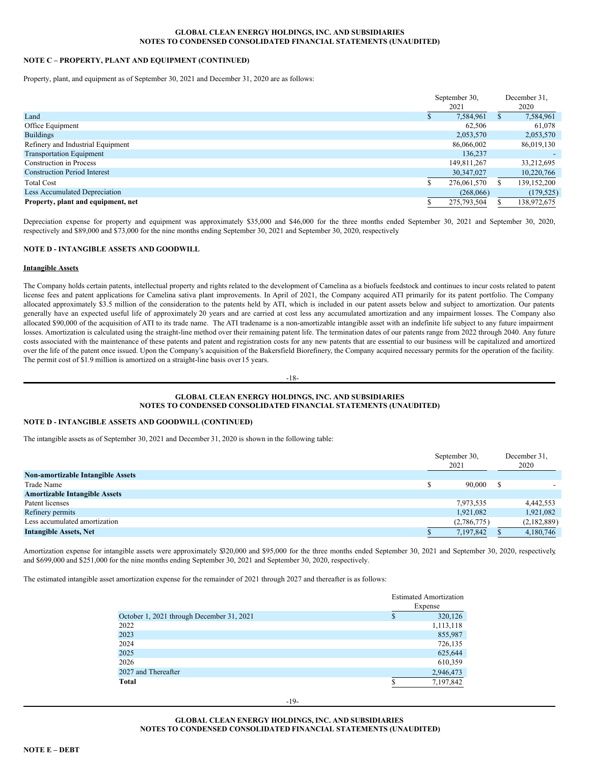## NOTE C – PROPERTY, PLANT AND EQUIPMENT (CONTINUED)

Property, plant, and equipment as of September 30, 2021 and December 31, 2020 are as follows:

| | September 30, 2021 | December 31, 2020 |
|---|---|---|
| Land | $ 7,584,961 | $ 7,584,961 |
| Office Equipment | 62,506 | 61,078 |
| Buildings | 2,053,570 | 2,053,570 |
| Refinery and Industrial Equipment | 86,066,002 | 86,019,130 |
| Transportation Equipment | 136,237 | - |
| Construction in Process | 149,811,267 | 33,212,695 |
| Construction Period Interest | 30,347,027 | 10,220,766 |
| Total Cost | $ 276,061,570 | $ 139,152,200 |
| Less Accumulated Depreciation | (268,066) | (179,525) |
| **Property, plant and equipment, net** | $ 275,793,504 | $ 138,972,675 |

Depreciation expense for property and equipment was approximately $35,000 and $46,000 for the three months ended September 30, 2021 and September 30, 2020, respectively and $89,000 and $73,000 for the nine months ending September 30, 2021 and September 30, 2020, respectively

## NOTE D - INTANGIBLE ASSETS AND GOODWILL

**Intangible Assets**

The Company holds certain patents, intellectual property and rights related to the development of Camelina as a biofuels feedstock and continues to incur costs related to patent license fees and patent applications for Camelina sativa plant improvements. In April of 2021, the Company acquired ATI primarily for its patent portfolio. The Company allocated approximately $3.5 million of the consideration to the patents held by ATI, which is included in our patent assets below and subject to amortization. Our patents generally have an expected useful life of approximately 20 years and are carried at cost less any accumulated amortization and any impairment losses. The Company also allocated $90,000 of the acquisition of ATI to its trade name. The ATI tradename is a non-amortizable intangible asset with an indefinite life subject to any future impairment losses. Amortization is calculated using the straight-line method over their remaining patent life. The termination dates of our patents range from 2022 through 2040. Any future costs associated with the maintenance of these patents and patent and registration costs for any new patents that are essential to our business will be capitalized and amortized over the life of the patent once issued. Upon the Company's acquisition of the Bakersfield Biorefinery, the Company acquired necessary permits for the operation of the facility. The permit cost of $1.9 million is amortized on a straight-line basis over 15 years.

## NOTE D - INTANGIBLE ASSETS AND GOODWILL (CONTINUED)

The intangible assets as of September 30, 2021 and December 31, 2020 is shown in the following table:

| | September 30, 2021 | December 31, 2020 |
|---|---|---|
| **Non-amortizable Intangible Assets** | | |
| Trade Name | $ 90,000 | $ - |
| **Amortizable Intangible Assets** | | |
| Patent licenses | 7,973,535 | 4,442,553 |
| Refinery permits | 1,921,082 | 1,921,082 |
| Less accumulated amortization | (2,786,775) | (2,182,889) |
| **Intangible Assets, Net** | $ 7,197,842 | $ 4,180,746 |

Amortization expense for intangible assets were approximately $320,000 and $95,000 for the three months ended September 30, 2021 and September 30, 2020, respectively, and $699,000 and $251,000 for the nine months ending September 30, 2021 and September 30, 2020, respectively.

The estimated intangible asset amortization expense for the remainder of 2021 through 2027 and thereafter is as follows:

| | Estimated Amortization Expense |
|---|---|
| October 1, 2021 through December 31, 2021 | $ 320,126 |
| 2022 | 1,113,118 |
| 2023 | 855,987 |
| 2024 | 726,135 |
| 2025 | 625,644 |
| 2026 | 610,359 |
| 2027 and Thereafter | 2,946,473 |
| **Total** | $ 7,197,842 |

## NOTE E – DEBT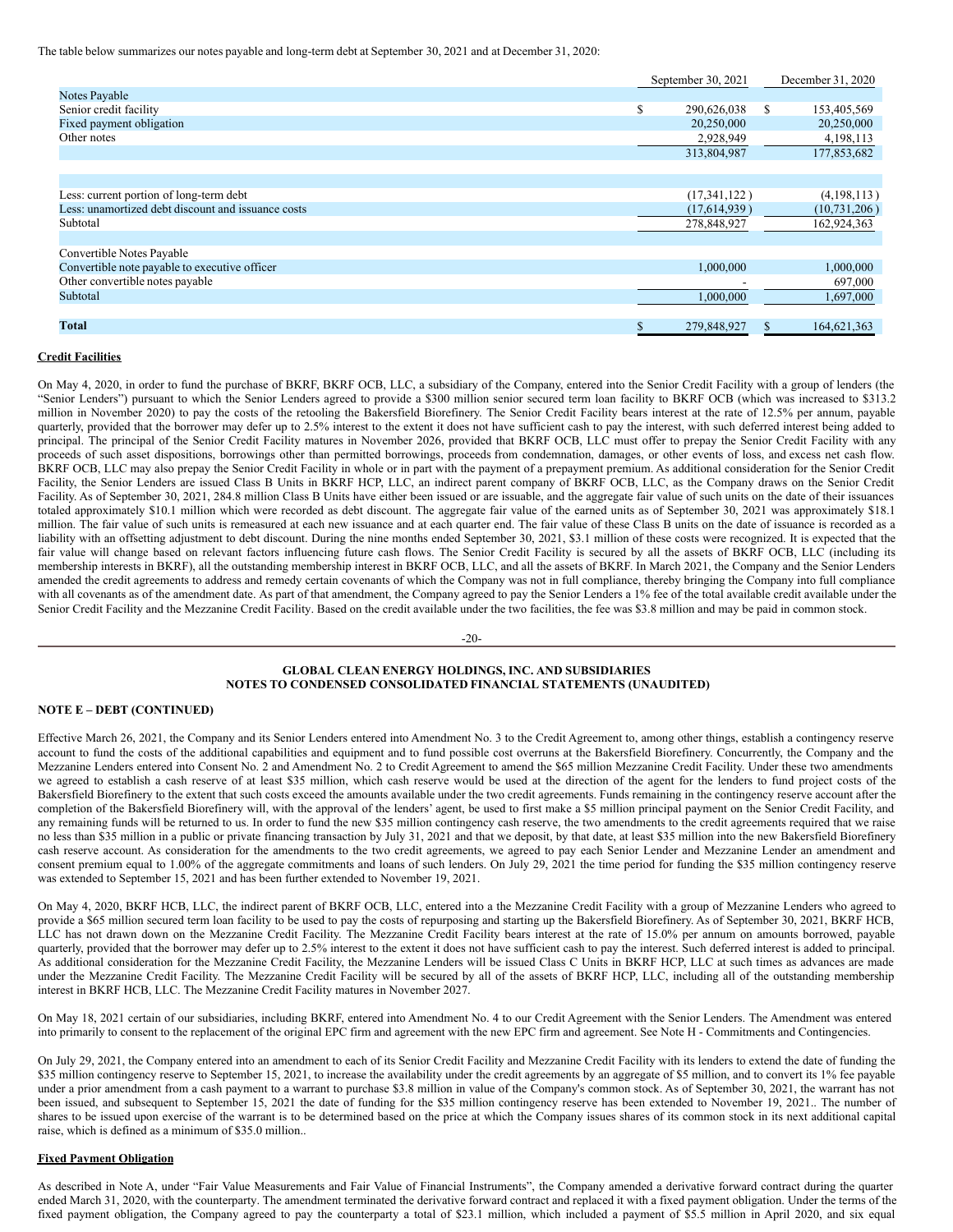The table below summarizes our notes payable and long-term debt at September 30, 2021 and at December 31, 2020:

| | September 30, 2021 | December 31, 2020 |
|---|---|---|
| Notes Payable | | |
| Senior credit facility | $ 290,626,038 | $ 153,405,569 |
| Fixed payment obligation | 20,250,000 | 20,250,000 |
| Other notes | 2,928,949 | 4,198,113 |
| | 313,804,987 | 177,853,682 |
| | | |
| Less: current portion of long-term debt | (17,341,122 ) | (4,198,113 ) |
| Less: unamortized debt discount and issuance costs | (17,614,939 ) | (10,731,206 ) |
| Subtotal | 278,848,927 | 162,924,363 |
| | | |
| Convertible Notes Payable | | |
| Convertible note payable to executive officer | 1,000,000 | 1,000,000 |
| Other convertible notes payable | - | 697,000 |
| Subtotal | 1,000,000 | 1,697,000 |
| | | |
| **Total** | $ 279,848,927 | $ 164,621,363 |

**Credit Facilities**

On May 4, 2020, in order to fund the purchase of BKRF, BKRF OCB, LLC, a subsidiary of the Company, entered into the Senior Credit Facility with a group of lenders (the "Senior Lenders") pursuant to which the Senior Lenders agreed to provide a $300 million senior secured term loan facility to BKRF OCB (which was increased to $313.2 million in November 2020) to pay the costs of the retooling the Bakersfield Biorefinery. The Senior Credit Facility bears interest at the rate of 12.5% per annum, payable quarterly, provided that the borrower may defer up to 2.5% interest to the extent it does not have sufficient cash to pay the interest, with such deferred interest being added to principal. The principal of the Senior Credit Facility matures in November 2026, provided that BKRF OCB, LLC must offer to prepay the Senior Credit Facility with any proceeds of such asset dispositions, borrowings other than permitted borrowings, proceeds from condemnation, damages, or other events of loss, and excess net cash flow. BKRF OCB, LLC may also prepay the Senior Credit Facility in whole or in part with the payment of a prepayment premium. As additional consideration for the Senior Credit Facility, the Senior Lenders are issued Class B Units in BKRF HCP, LLC, an indirect parent company of BKRF OCB, LLC, as the Company draws on the Senior Credit Facility. As of September 30, 2021, 284.8 million Class B Units have either been issued or are issuable, and the aggregate fair value of such units on the date of their issuances totaled approximately $10.1 million which were recorded as debt discount. The aggregate fair value of the earned units as of September 30, 2021 was approximately $18.1 million. The fair value of such units is remeasured at each new issuance and at each quarter end. The fair value of these Class B units on the date of issuance is recorded as a liability with an offsetting adjustment to debt discount. During the nine months ended September 30, 2021, $3.1 million of these costs were recognized. It is expected that the fair value will change based on relevant factors influencing future cash flows. The Senior Credit Facility is secured by all the assets of BKRF OCB, LLC (including its membership interests in BKRF), all the outstanding membership interest in BKRF OCB, LLC, and all the assets of BKRF. In March 2021, the Company and the Senior Lenders amended the credit agreements to address and remedy certain covenants of which the Company was not in full compliance, thereby bringing the Company into full compliance with all covenants as of the amendment date. As part of that amendment, the Company agreed to pay the Senior Lenders a 1% fee of the total available credit available under the Senior Credit Facility and the Mezzanine Credit Facility. Based on the credit available under the two facilities, the fee was $3.8 million and may be paid in common stock.

**GLOBAL CLEAN ENERGY HOLDINGS, INC. AND SUBSIDIARIES**
**NOTES TO CONDENSED CONSOLIDATED FINANCIAL STATEMENTS (UNAUDITED)**

**NOTE E – DEBT (CONTINUED)**

Effective March 26, 2021, the Company and its Senior Lenders entered into Amendment No. 3 to the Credit Agreement to, among other things, establish a contingency reserve account to fund the costs of the additional capabilities and equipment and to fund possible cost overruns at the Bakersfield Biorefinery. Concurrently, the Company and the Mezzanine Lenders entered into Consent No. 2 and Amendment No. 2 to Credit Agreement to amend the $65 million Mezzanine Credit Facility. Under these two amendments we agreed to establish a cash reserve of at least $35 million, which cash reserve would be used at the direction of the agent for the lenders to fund project costs of the Bakersfield Biorefinery to the extent that such costs exceed the amounts available under the two credit agreements. Funds remaining in the contingency reserve account after the completion of the Bakersfield Biorefinery will, with the approval of the lenders' agent, be used to first make a $5 million principal payment on the Senior Credit Facility, and any remaining funds will be returned to us. In order to fund the new $35 million contingency cash reserve, the two amendments to the credit agreements required that we raise no less than $35 million in a public or private financing transaction by July 31, 2021 and that we deposit, by that date, at least $35 million into the new Bakersfield Biorefinery cash reserve account. As consideration for the amendments to the two credit agreements, we agreed to pay each Senior Lender and Mezzanine Lender an amendment and consent premium equal to 1.00% of the aggregate commitments and loans of such lenders. On July 29, 2021 the time period for funding the $35 million contingency reserve was extended to September 15, 2021 and has been further extended to November 19, 2021.

On May 4, 2020, BKRF HCB, LLC, the indirect parent of BKRF OCB, LLC, entered into a the Mezzanine Credit Facility with a group of Mezzanine Lenders who agreed to provide a $65 million secured term loan facility to be used to pay the costs of repurposing and starting up the Bakersfield Biorefinery. As of September 30, 2021, BKRF HCB, LLC has not drawn down on the Mezzanine Credit Facility. The Mezzanine Credit Facility bears interest at the rate of 15.0% per annum on amounts borrowed, payable quarterly, provided that the borrower may defer up to 2.5% interest to the extent it does not have sufficient cash to pay the interest. Such deferred interest is added to principal. As additional consideration for the Mezzanine Credit Facility, the Mezzanine Lenders will be issued Class C Units in BKRF HCP, LLC at such times as advances are made under the Mezzanine Credit Facility. The Mezzanine Credit Facility will be secured by all of the assets of BKRF HCP, LLC, including all of the outstanding membership interest in BKRF HCB, LLC. The Mezzanine Credit Facility matures in November 2027.

On May 18, 2021 certain of our subsidiaries, including BKRF, entered into Amendment No. 4 to our Credit Agreement with the Senior Lenders. The Amendment was entered into primarily to consent to the replacement of the original EPC firm and agreement with the new EPC firm and agreement. See Note H - Commitments and Contingencies.

On July 29, 2021, the Company entered into an amendment to each of its Senior Credit Facility and Mezzanine Credit Facility with its lenders to extend the date of funding the $35 million contingency reserve to September 15, 2021, to increase the availability under the credit agreements by an aggregate of $5 million, and to convert its 1% fee payable under a prior amendment from a cash payment to a warrant to purchase $3.8 million in value of the Company's common stock. As of September 30, 2021, the warrant has not been issued, and subsequent to September 15, 2021 the date of funding for the $35 million contingency reserve has been extended to November 19, 2021.. The number of shares to be issued upon exercise of the warrant is to be determined based on the price at which the Company issues shares of its common stock in its next additional capital raise, which is defined as a minimum of $35.0 million..

**Fixed Payment Obligation**

As described in Note A, under "Fair Value Measurements and Fair Value of Financial Instruments", the Company amended a derivative forward contract during the quarter ended March 31, 2020, with the counterparty. The amendment terminated the derivative forward contract and replaced it with a fixed payment obligation. Under the terms of the fixed payment obligation, the Company agreed to pay the counterparty a total of $23.1 million, which included a payment of $5.5 million in April 2020, and six equal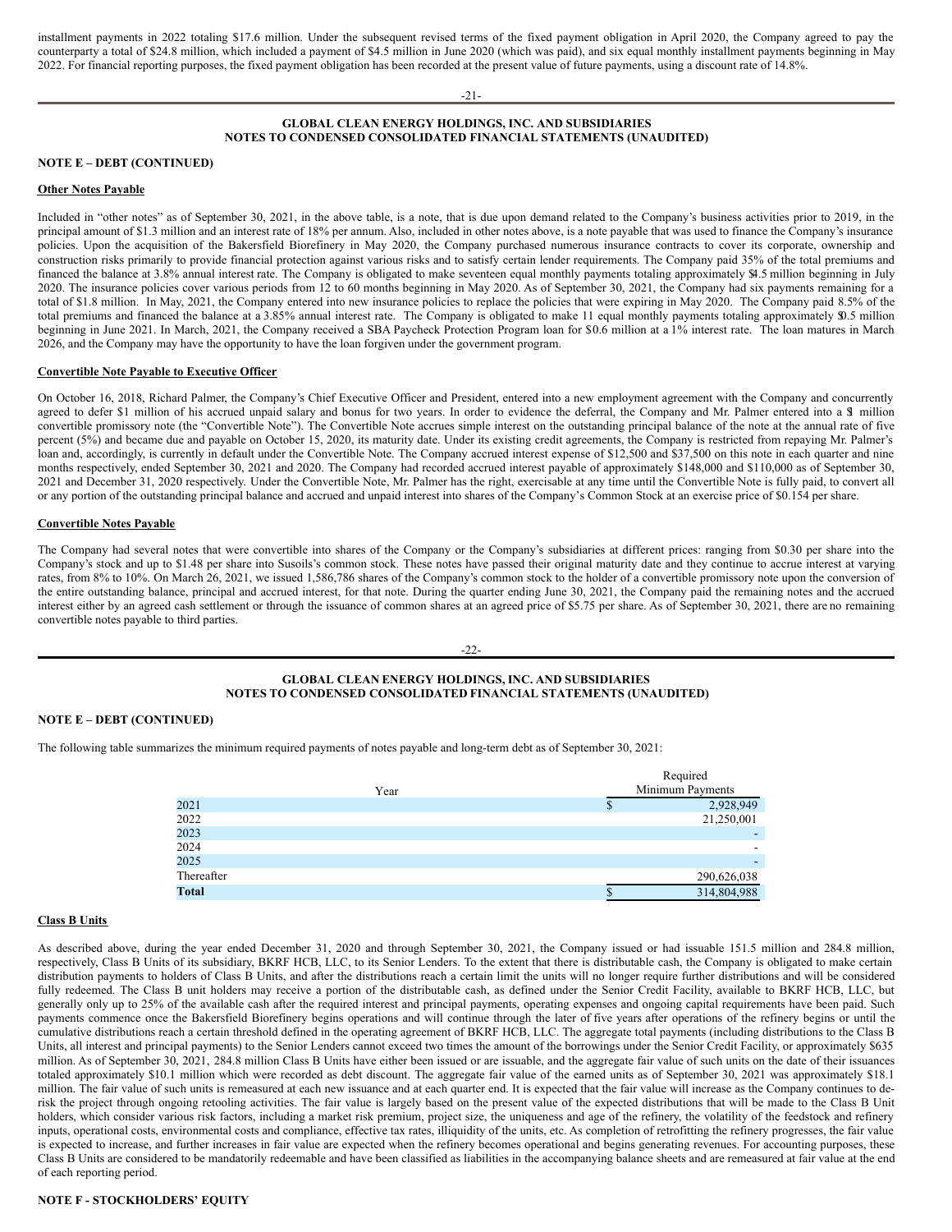installment payments in 2022 totaling $17.6 million. Under the subsequent revised terms of the fixed payment obligation in April 2020, the Company agreed to pay the counterparty a total of $24.8 million, which included a payment of $4.5 million in June 2020 (which was paid), and six equal monthly installment payments beginning in May 2022. For financial reporting purposes, the fixed payment obligation has been recorded at the present value of future payments, using a discount rate of 14.8%.

**GLOBAL CLEAN ENERGY HOLDINGS, INC. AND SUBSIDIARIES**
**NOTES TO CONDENSED CONSOLIDATED FINANCIAL STATEMENTS (UNAUDITED)**

**NOTE E – DEBT (CONTINUED)**

**Other Notes Payable**

Included in "other notes" as of September 30, 2021, in the above table, is a note, that is due upon demand related to the Company's business activities prior to 2019, in the principal amount of $1.3 million and an interest rate of 18% per annum. Also, included in other notes above, is a note payable that was used to finance the Company's insurance policies. Upon the acquisition of the Bakersfield Biorefinery in May 2020, the Company purchased numerous insurance contracts to cover its corporate, ownership and construction risks primarily to provide financial protection against various risks and to satisfy certain lender requirements. The Company paid 35% of the total premiums and financed the balance at 3.8% annual interest rate. The Company is obligated to make seventeen equal monthly payments totaling approximately $4.5 million beginning in July 2020. The insurance policies cover various periods from 12 to 60 months beginning in May 2020. As of September 30, 2021, the Company had six payments remaining for a total of $1.8 million. In May, 2021, the Company entered into new insurance policies to replace the policies that were expiring in May 2020. The Company paid 8.5% of the total premiums and financed the balance at a 3.85% annual interest rate. The Company is obligated to make 11 equal monthly payments totaling approximately $0.5 million beginning in June 2021. In March, 2021, the Company received a SBA Paycheck Protection Program loan for $0.6 million at a 1% interest rate. The loan matures in March 2026, and the Company may have the opportunity to have the loan forgiven under the government program.

**Convertible Note Payable to Executive Officer**

On October 16, 2018, Richard Palmer, the Company's Chief Executive Officer and President, entered into a new employment agreement with the Company and concurrently agreed to defer $1 million of his accrued unpaid salary and bonus for two years. In order to evidence the deferral, the Company and Mr. Palmer entered into a $1 million convertible promissory note (the "Convertible Note"). The Convertible Note accrues simple interest on the outstanding principal balance of the note at the annual rate of five percent (5%) and became due and payable on October 15, 2020, its maturity date. Under its existing credit agreements, the Company is restricted from repaying Mr. Palmer's loan and, accordingly, is currently in default under the Convertible Note. The Company accrued interest expense of $12,500 and $37,500 on this note in each quarter and nine months respectively, ended September 30, 2021 and 2020. The Company had recorded accrued interest payable of approximately $148,000 and $110,000 as of September 30, 2021 and December 31, 2020 respectively. Under the Convertible Note, Mr. Palmer has the right, exercisable at any time until the Convertible Note is fully paid, to convert all or any portion of the outstanding principal balance and accrued and unpaid interest into shares of the Company's Common Stock at an exercise price of $0.154 per share.

**Convertible Notes Payable**

The Company had several notes that were convertible into shares of the Company or the Company's subsidiaries at different prices: ranging from $0.30 per share into the Company's stock and up to $1.48 per share into Susoils's common stock. These notes have passed their original maturity date and they continue to accrue interest at varying rates, from 8% to 10%. On March 26, 2021, we issued 1,586,786 shares of the Company's common stock to the holder of a convertible promissory note upon the conversion of the entire outstanding balance, principal and accrued interest, for that note. During the quarter ending June 30, 2021, the Company paid the remaining notes and the accrued interest either by an agreed cash settlement or through the issuance of common shares at an agreed price of $5.75 per share. As of September 30, 2021, there are no remaining convertible notes payable to third parties.

**GLOBAL CLEAN ENERGY HOLDINGS, INC. AND SUBSIDIARIES**
**NOTES TO CONDENSED CONSOLIDATED FINANCIAL STATEMENTS (UNAUDITED)**

**NOTE E – DEBT (CONTINUED)**

The following table summarizes the minimum required payments of notes payable and long-term debt as of September 30, 2021:

| Year | Required Minimum Payments |
|---|---|
| 2021 | $ 2,928,949 |
| 2022 | 21,250,001 |
| 2023 | - |
| 2024 | - |
| 2025 | - |
| Thereafter | 290,626,038 |
| **Total** | $ 314,804,988 |

**Class B Units**

As described above, during the year ended December 31, 2020 and through September 30, 2021, the Company issued or had issuable 151.5 million and 284.8 million, respectively, Class B Units of its subsidiary, BKRF HCB, LLC, to its Senior Lenders. To the extent that there is distributable cash, the Company is obligated to make certain distribution payments to holders of Class B Units, and after the distributions reach a certain limit the units will no longer require further distributions and will be considered fully redeemed. The Class B unit holders may receive a portion of the distributable cash, as defined under the Senior Credit Facility, available to BKRF HCB, LLC, but generally only up to 25% of the available cash after the required interest and principal payments, operating expenses and ongoing capital requirements have been paid. Such payments commence once the Bakersfield Biorefinery begins operations and will continue through the later of five years after operations of the refinery begins or until the cumulative distributions reach a certain threshold defined in the operating agreement of BKRF HCB, LLC. The aggregate total payments (including distributions to the Class B Units, all interest and principal payments) to the Senior Lenders cannot exceed two times the amount of the borrowings under the Senior Credit Facility, or approximately $635 million. As of September 30, 2021, 284.8 million Class B Units have either been issued or are issuable, and the aggregate fair value of such units on the date of their issuances totaled approximately $10.1 million which were recorded as debt discount. The aggregate fair value of the earned units as of September 30, 2021 was approximately $18.1 million. The fair value of such units is remeasured at each new issuance and at each quarter end. It is expected that the fair value will increase as the Company continues to de-risk the project through ongoing retooling activities. The fair value is largely based on the present value of the expected distributions that will be made to the Class B Unit holders, which consider various risk factors, including a market risk premium, project size, the uniqueness and age of the refinery, the volatility of the feedstock and refinery inputs, operational costs, environmental costs and compliance, effective tax rates, illiquidity of the units, etc. As completion of retrofitting the refinery progresses, the fair value is expected to increase, and further increases in fair value are expected when the refinery becomes operational and begins generating revenues. For accounting purposes, these Class B Units are considered to be mandatorily redeemable and have been classified as liabilities in the accompanying balance sheets and are remeasured at fair value at the end of each reporting period.

**NOTE F - STOCKHOLDERS' EQUITY**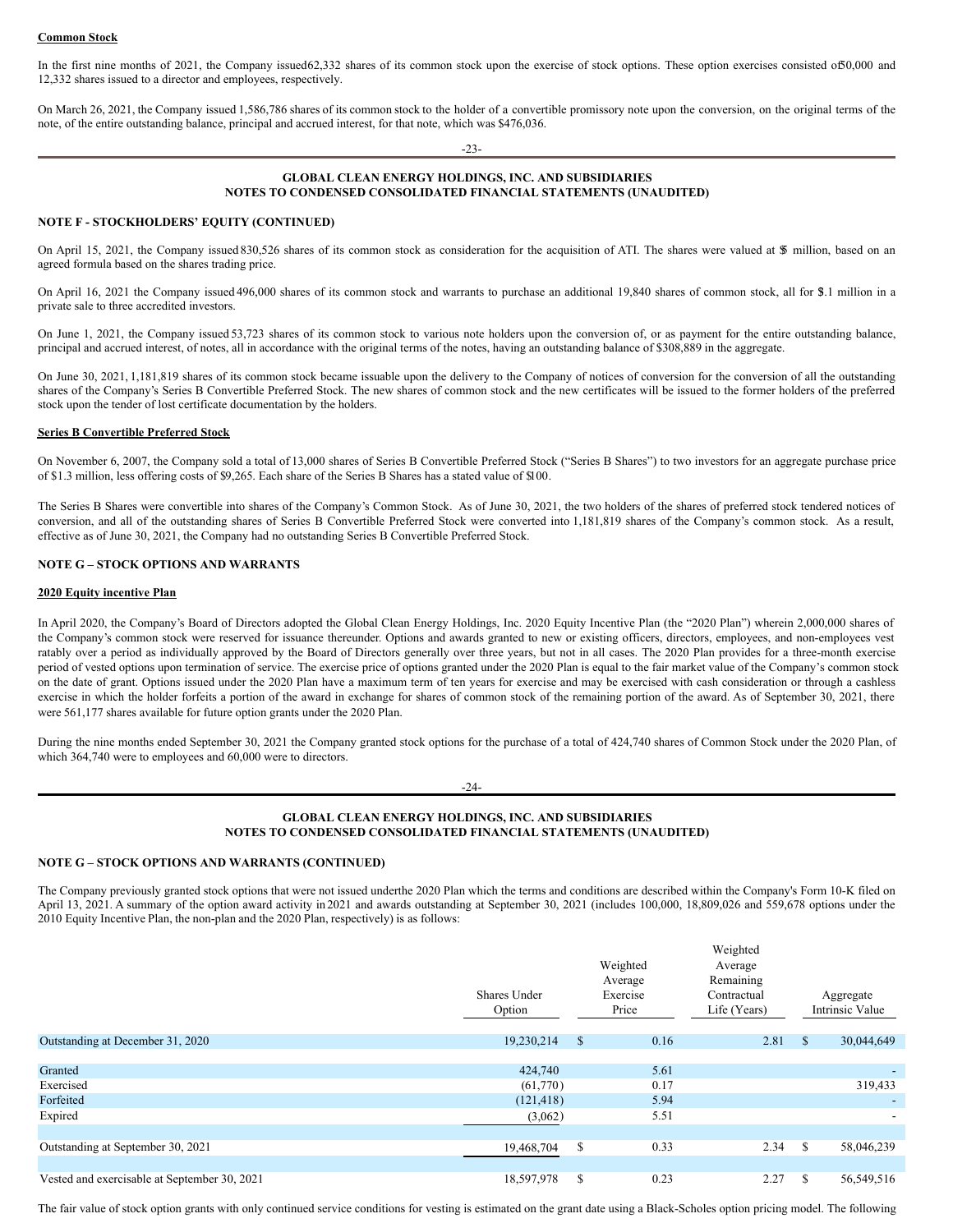**Common Stock**

In the first nine months of 2021, the Company issued 62,332 shares of its common stock upon the exercise of stock options. These option exercises consisted of 50,000 and 12,332 shares issued to a director and employees, respectively.

On March 26, 2021, the Company issued 1,586,786 shares of its common stock to the holder of a convertible promissory note upon the conversion, on the original terms of the note, of the entire outstanding balance, principal and accrued interest, for that note, which was $476,036.

**GLOBAL CLEAN ENERGY HOLDINGS, INC. AND SUBSIDIARIES**
**NOTES TO CONDENSED CONSOLIDATED FINANCIAL STATEMENTS (UNAUDITED)**

**NOTE F - STOCKHOLDERS' EQUITY (CONTINUED)**

On April 15, 2021, the Company issued 830,526 shares of its common stock as consideration for the acquisition of ATI. The shares were valued at $5 million, based on an agreed formula based on the shares trading price.

On April 16, 2021 the Company issued 496,000 shares of its common stock and warrants to purchase an additional 19,840 shares of common stock, all for $3.1 million in a private sale to three accredited investors.

On June 1, 2021, the Company issued 53,723 shares of its common stock to various note holders upon the conversion of, or as payment for the entire outstanding balance, principal and accrued interest, of notes, all in accordance with the original terms of the notes, having an outstanding balance of $308,889 in the aggregate.

On June 30, 2021, 1,181,819 shares of its common stock became issuable upon the delivery to the Company of notices of conversion for the conversion of all the outstanding shares of the Company's Series B Convertible Preferred Stock. The new shares of common stock and the new certificates will be issued to the former holders of the preferred stock upon the tender of lost certificate documentation by the holders.

**Series B Convertible Preferred Stock**

On November 6, 2007, the Company sold a total of 13,000 shares of Series B Convertible Preferred Stock ("Series B Shares") to two investors for an aggregate purchase price of $1.3 million, less offering costs of $9,265. Each share of the Series B Shares has a stated value of $100.

The Series B Shares were convertible into shares of the Company's Common Stock. As of June 30, 2021, the two holders of the shares of preferred stock tendered notices of conversion, and all of the outstanding shares of Series B Convertible Preferred Stock were converted into 1,181,819 shares of the Company's common stock. As a result, effective as of June 30, 2021, the Company had no outstanding Series B Convertible Preferred Stock.

**NOTE G – STOCK OPTIONS AND WARRANTS**

**2020 Equity incentive Plan**

In April 2020, the Company's Board of Directors adopted the Global Clean Energy Holdings, Inc. 2020 Equity Incentive Plan (the "2020 Plan") wherein 2,000,000 shares of the Company's common stock were reserved for issuance thereunder. Options and awards granted to new or existing officers, directors, employees, and non-employees vest ratably over a period as individually approved by the Board of Directors generally over three years, but not in all cases. The 2020 Plan provides for a three-month exercise period of vested options upon termination of service. The exercise price of options granted under the 2020 Plan is equal to the fair market value of the Company's common stock on the date of grant. Options issued under the 2020 Plan have a maximum term of ten years for exercise and may be exercised with cash consideration or through a cashless exercise in which the holder forfeits a portion of the award in exchange for shares of common stock of the remaining portion of the award. As of September 30, 2021, there were 561,177 shares available for future option grants under the 2020 Plan.

During the nine months ended September 30, 2021 the Company granted stock options for the purchase of a total of 424,740 shares of Common Stock under the 2020 Plan, of which 364,740 were to employees and 60,000 were to directors.

**GLOBAL CLEAN ENERGY HOLDINGS, INC. AND SUBSIDIARIES**
**NOTES TO CONDENSED CONSOLIDATED FINANCIAL STATEMENTS (UNAUDITED)**

**NOTE G – STOCK OPTIONS AND WARRANTS (CONTINUED)**

The Company previously granted stock options that were not issued under the 2020 Plan which the terms and conditions are described within the Company's Form 10-K filed on April 13, 2021. A summary of the option award activity in 2021 and awards outstanding at September 30, 2021 (includes 100,000, 18,809,026 and 559,678 options under the 2010 Equity Incentive Plan, the non-plan and the 2020 Plan, respectively) is as follows:

| | Shares Under Option | Weighted Average Exercise Price | Weighted Average Remaining Contractual Life (Years) | Aggregate Intrinsic Value |
|---|---|---|---|---|
| Outstanding at December 31, 2020 | 19,230,214 | $ 0.16 | 2.81 | $ 30,044,649 |
| Granted | 424,740 | 5.61 | | - |
| Exercised | (61,770) | 0.17 | | 319,433 |
| Forfeited | (121,418) | 5.94 | | - |
| Expired | (3,062) | 5.51 | | - |
| Outstanding at September 30, 2021 | 19,468,704 | $ 0.33 | 2.34 | $ 58,046,239 |
| Vested and exercisable at September 30, 2021 | 18,597,978 | $ 0.23 | 2.27 | $ 56,549,516 |

The fair value of stock option grants with only continued service conditions for vesting is estimated on the grant date using a Black-Scholes option pricing model. The following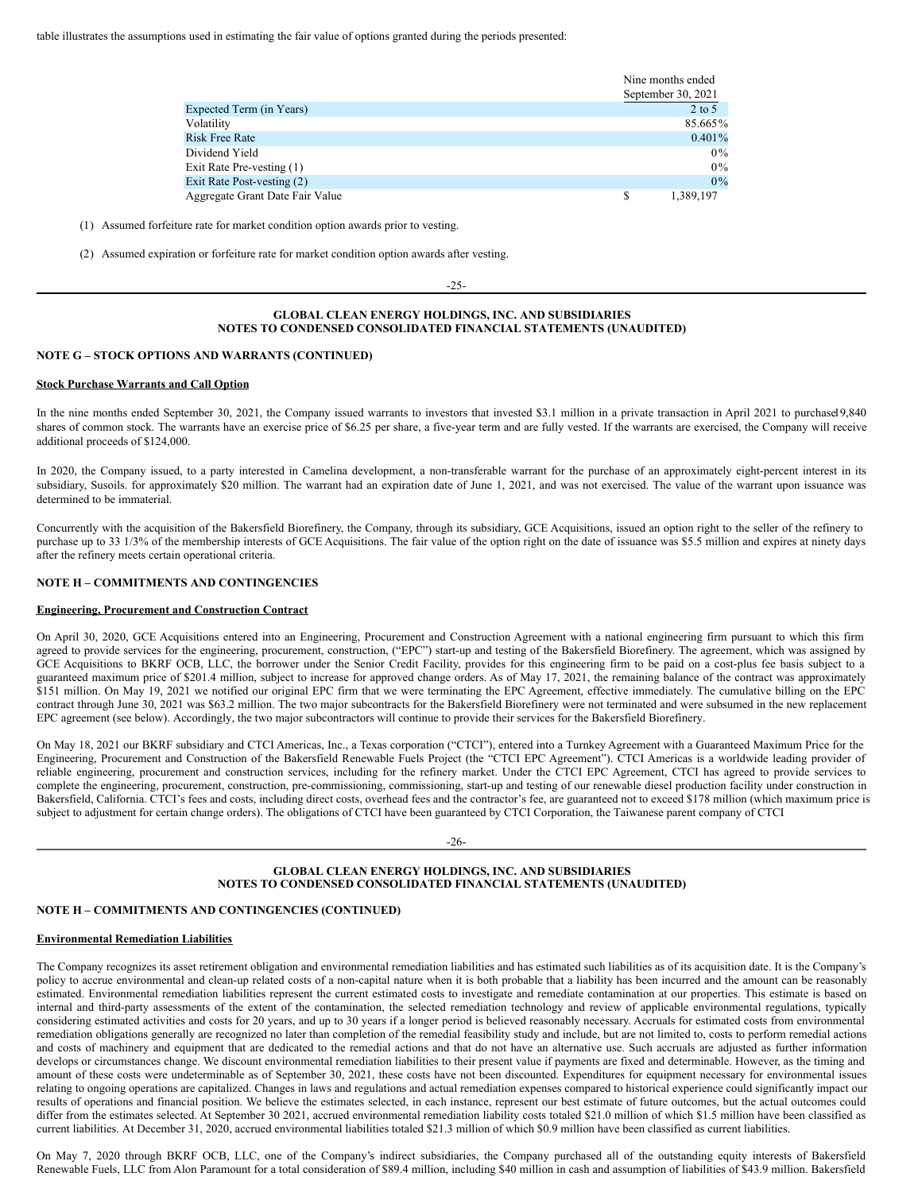table illustrates the assumptions used in estimating the fair value of options granted during the periods presented:

| | Nine months ended September 30, 2021 |
|---|---|
| Expected Term (in Years) | 2 to 5 |
| Volatility | 85.665% |
| Risk Free Rate | 0.401% |
| Dividend Yield | 0% |
| Exit Rate Pre-vesting (1) | 0% |
| Exit Rate Post-vesting (2) | 0% |
| Aggregate Grant Date Fair Value | $ 1,389,197 |

(1) Assumed forfeiture rate for market condition option awards prior to vesting.

(2) Assumed expiration or forfeiture rate for market condition option awards after vesting.

## NOTE G – STOCK OPTIONS AND WARRANTS (CONTINUED)

**Stock Purchase Warrants and Call Option**

In the nine months ended September 30, 2021, the Company issued warrants to investors that invested $3.1 million in a private transaction in April 2021 to purchase 19,840 shares of common stock. The warrants have an exercise price of $6.25 per share, a five-year term and are fully vested. If the warrants are exercised, the Company will receive additional proceeds of $124,000.

In 2020, the Company issued, to a party interested in Camelina development, a non-transferable warrant for the purchase of an approximately eight-percent interest in its subsidiary, Susoils. for approximately $20 million. The warrant had an expiration date of June 1, 2021, and was not exercised. The value of the warrant upon issuance was determined to be immaterial.

Concurrently with the acquisition of the Bakersfield Biorefinery, the Company, through its subsidiary, GCE Acquisitions, issued an option right to the seller of the refinery to purchase up to 33 1/3% of the membership interests of GCE Acquisitions. The fair value of the option right on the date of issuance was $5.5 million and expires at ninety days after the refinery meets certain operational criteria.

## NOTE H – COMMITMENTS AND CONTINGENCIES

**Engineering, Procurement and Construction Contract**

On April 30, 2020, GCE Acquisitions entered into an Engineering, Procurement and Construction Agreement with a national engineering firm pursuant to which this firm agreed to provide services for the engineering, procurement, construction, ("EPC") start-up and testing of the Bakersfield Biorefinery. The agreement, which was assigned by GCE Acquisitions to BKRF OCB, LLC, the borrower under the Senior Credit Facility, provides for this engineering firm to be paid on a cost-plus fee basis subject to a guaranteed maximum price of $201.4 million, subject to increase for approved change orders. As of May 17, 2021, the remaining balance of the contract was approximately $151 million. On May 19, 2021 we notified our original EPC firm that we were terminating the EPC Agreement, effective immediately. The cumulative billing on the EPC contract through June 30, 2021 was $63.2 million. The two major subcontracts for the Bakersfield Biorefinery were not terminated and were subsumed in the new replacement EPC agreement (see below). Accordingly, the two major subcontractors will continue to provide their services for the Bakersfield Biorefinery.

On May 18, 2021 our BKRF subsidiary and CTCI Americas, Inc., a Texas corporation ("CTCI"), entered into a Turnkey Agreement with a Guaranteed Maximum Price for the Engineering, Procurement and Construction of the Bakersfield Renewable Fuels Project (the "CTCI EPC Agreement"). CTCI Americas is a worldwide leading provider of reliable engineering, procurement and construction services, including for the refinery market. Under the CTCI EPC Agreement, CTCI has agreed to provide services to complete the engineering, procurement, construction, pre-commissioning, commissioning, start-up and testing of our renewable diesel production facility under construction in Bakersfield, California. CTCI's fees and costs, including direct costs, overhead fees and the contractor's fee, are guaranteed not to exceed $178 million (which maximum price is subject to adjustment for certain change orders). The obligations of CTCI have been guaranteed by CTCI Corporation, the Taiwanese parent company of CTCI

## NOTE H – COMMITMENTS AND CONTINGENCIES (CONTINUED)

**Environmental Remediation Liabilities**

The Company recognizes its asset retirement obligation and environmental remediation liabilities and has estimated such liabilities as of its acquisition date. It is the Company's policy to accrue environmental and clean-up related costs of a non-capital nature when it is both probable that a liability has been incurred and the amount can be reasonably estimated. Environmental remediation liabilities represent the current estimated costs to investigate and remediate contamination at our properties. This estimate is based on internal and third-party assessments of the extent of the contamination, the selected remediation technology and review of applicable environmental regulations, typically considering estimated activities and costs for 20 years, and up to 30 years if a longer period is believed reasonably necessary. Accruals for estimated costs from environmental remediation obligations generally are recognized no later than completion of the remedial feasibility study and include, but are not limited to, costs to perform remedial actions and costs of machinery and equipment that are dedicated to the remedial actions and that do not have an alternative use. Such accruals are adjusted as further information develops or circumstances change. We discount environmental remediation liabilities to their present value if payments are fixed and determinable. However, as the timing and amount of these costs were undeterminable as of September 30, 2021, these costs have not been discounted. Expenditures for equipment necessary for environmental issues relating to ongoing operations are capitalized. Changes in laws and regulations and actual remediation expenses compared to historical experience could significantly impact our results of operations and financial position. We believe the estimates selected, in each instance, represent our best estimate of future outcomes, but the actual outcomes could differ from the estimates selected. At September 30 2021, accrued environmental remediation liability costs totaled $21.0 million of which $1.5 million have been classified as current liabilities. At December 31, 2020, accrued environmental liabilities totaled $21.3 million of which $0.9 million have been classified as current liabilities.

On May 7, 2020 through BKRF OCB, LLC, one of the Company's indirect subsidiaries, the Company purchased all of the outstanding equity interests of Bakersfield Renewable Fuels, LLC from Alon Paramount for a total consideration of $89.4 million, including $40 million in cash and assumption of liabilities of $43.9 million. Bakersfield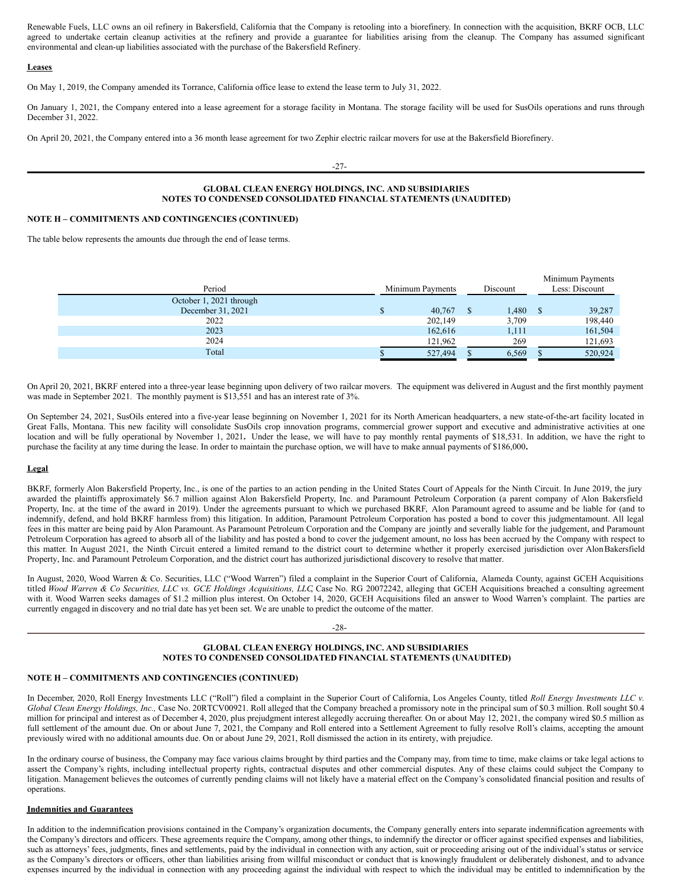Renewable Fuels, LLC owns an oil refinery in Bakersfield, California that the Company is retooling into a biorefinery. In connection with the acquisition, BKRF OCB, LLC agreed to undertake certain cleanup activities at the refinery and provide a guarantee for liabilities arising from the cleanup. The Company has assumed significant environmental and clean-up liabilities associated with the purchase of the Bakersfield Refinery.

**Leases**

On May 1, 2019, the Company amended its Torrance, California office lease to extend the lease term to July 31, 2022.

On January 1, 2021, the Company entered into a lease agreement for a storage facility in Montana. The storage facility will be used for SusOils operations and runs through December 31, 2022.

On April 20, 2021, the Company entered into a 36 month lease agreement for two Zephir electric railcar movers for use at the Bakersfield Biorefinery.

**GLOBAL CLEAN ENERGY HOLDINGS, INC. AND SUBSIDIARIES**
**NOTES TO CONDENSED CONSOLIDATED FINANCIAL STATEMENTS (UNAUDITED)**

**NOTE H – COMMITMENTS AND CONTINGENCIES (CONTINUED)**

The table below represents the amounts due through the end of lease terms.

| Period | Minimum Payments | Discount | Minimum Payments Less: Discount |
|---|---|---|---|
| October 1, 2021 through December 31, 2021 | $ 40,767 | $ 1,480 | $ 39,287 |
| 2022 | 202,149 | 3,709 | 198,440 |
| 2023 | 162,616 | 1,111 | 161,504 |
| 2024 | 121,962 | 269 | 121,693 |
| Total | $ 527,494 | $ 6,569 | $ 520,924 |

On April 20, 2021, BKRF entered into a three-year lease beginning upon delivery of two railcar movers. The equipment was delivered in August and the first monthly payment was made in September 2021. The monthly payment is $13,551 and has an interest rate of 3%.

On September 24, 2021, SusOils entered into a five-year lease beginning on November 1, 2021 for its North American headquarters, a new state-of-the-art facility located in Great Falls, Montana. This new facility will consolidate SusOils crop innovation programs, commercial grower support and executive and administrative activities at one location and will be fully operational by November 1, 2021**.** Under the lease, we will have to pay monthly rental payments of $18,531. In addition, we have the right to purchase the facility at any time during the lease. In order to maintain the purchase option, we will have to make annual payments of $186,000**.**

**Legal**

BKRF, formerly Alon Bakersfield Property, Inc., is one of the parties to an action pending in the United States Court of Appeals for the Ninth Circuit. In June 2019, the jury awarded the plaintiffs approximately $6.7 million against Alon Bakersfield Property, Inc. and Paramount Petroleum Corporation (a parent company of Alon Bakersfield Property, Inc. at the time of the award in 2019). Under the agreements pursuant to which we purchased BKRF, Alon Paramount agreed to assume and be liable for (and to indemnify, defend, and hold BKRF harmless from) this litigation. In addition, Paramount Petroleum Corporation has posted a bond to cover this judgment amount. All legal fees in this matter are being paid by Alon Paramount. As Paramount Petroleum Corporation and the Company are jointly and severally liable for the judgement, and Paramount Petroleum Corporation has agreed to absorb all of the liability and has posted a bond to cover the judgement amount, no loss has been accrued by the Company with respect to this matter. In August 2021, the Ninth Circuit entered a limited remand to the district court to determine whether it properly exercised jurisdiction over Alon Bakersfield Property, Inc. and Paramount Petroleum Corporation, and the district court has authorized jurisdictional discovery to resolve that matter.

In August, 2020, Wood Warren & Co. Securities, LLC ("Wood Warren") filed a complaint in the Superior Court of California, Alameda County, against GCEH Acquisitions titled *Wood Warren & Co Securities, LLC vs. GCE Holdings Acquisitions, LLC*, Case No. RG 20072242, alleging that GCEH Acquisitions breached a consulting agreement with it. Wood Warren seeks damages of $1.2 million plus interest. On October 14, 2020, GCEH Acquisitions filed an answer to Wood Warren's complaint. The parties are currently engaged in discovery and no trial date has yet been set. We are unable to predict the outcome of the matter.

**GLOBAL CLEAN ENERGY HOLDINGS, INC. AND SUBSIDIARIES**
**NOTES TO CONDENSED CONSOLIDATED FINANCIAL STATEMENTS (UNAUDITED)**

**NOTE H – COMMITMENTS AND CONTINGENCIES (CONTINUED)**

In December, 2020, Roll Energy Investments LLC ("Roll") filed a complaint in the Superior Court of California, Los Angeles County, titled *Roll Energy Investments LLC v. Global Clean Energy Holdings, Inc.,* Case No. 20RTCV00921. Roll alleged that the Company breached a promissory note in the principal sum of $0.3 million. Roll sought $0.4 million for principal and interest as of December 4, 2020, plus prejudgment interest allegedly accruing thereafter. On or about May 12, 2021, the company wired $0.5 million as full settlement of the amount due. On or about June 7, 2021, the Company and Roll entered into a Settlement Agreement to fully resolve Roll's claims, accepting the amount previously wired with no additional amounts due. On or about June 29, 2021, Roll dismissed the action in its entirety, with prejudice.

In the ordinary course of business, the Company may face various claims brought by third parties and the Company may, from time to time, make claims or take legal actions to assert the Company's rights, including intellectual property rights, contractual disputes and other commercial disputes. Any of these claims could subject the Company to litigation. Management believes the outcomes of currently pending claims will not likely have a material effect on the Company's consolidated financial position and results of operations.

**Indemnities and Guarantees**

In addition to the indemnification provisions contained in the Company's organization documents, the Company generally enters into separate indemnification agreements with the Company's directors and officers. These agreements require the Company, among other things, to indemnify the director or officer against specified expenses and liabilities, such as attorneys' fees, judgments, fines and settlements, paid by the individual in connection with any action, suit or proceeding arising out of the individual's status or service as the Company's directors or officers, other than liabilities arising from willful misconduct or conduct that is knowingly fraudulent or deliberately dishonest, and to advance expenses incurred by the individual in connection with any proceeding against the individual with respect to which the individual may be entitled to indemnification by the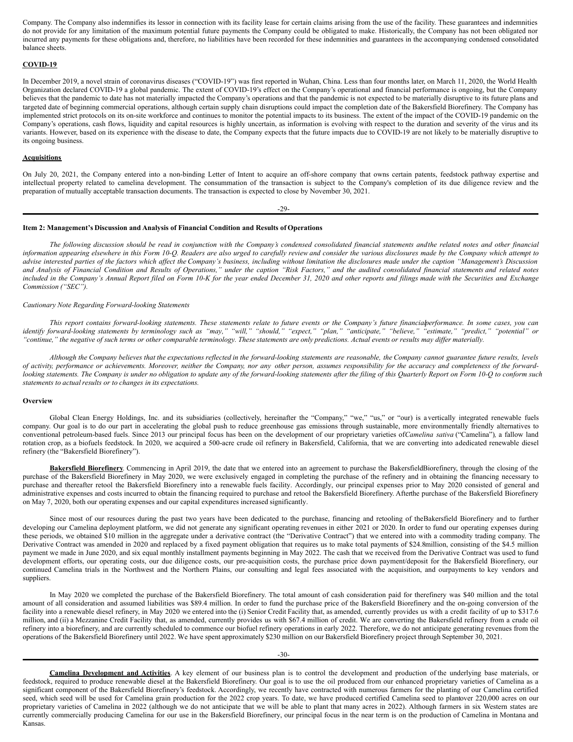Company. The Company also indemnifies its lessor in connection with its facility lease for certain claims arising from the use of the facility. These guarantees and indemnities do not provide for any limitation of the maximum potential future payments the Company could be obligated to make. Historically, the Company has not been obligated nor incurred any payments for these obligations and, therefore, no liabilities have been recorded for these indemnities and guarantees in the accompanying condensed consolidated balance sheets.

**COVID-19**

In December 2019, a novel strain of coronavirus diseases ("COVID-19") was first reported in Wuhan, China. Less than four months later, on March 11, 2020, the World Health Organization declared COVID-19 a global pandemic. The extent of COVID-19's effect on the Company's operational and financial performance is ongoing, but the Company believes that the pandemic to date has not materially impacted the Company's operations and that the pandemic is not expected to be materially disruptive to its future plans and targeted date of beginning commercial operations, although certain supply chain disruptions could impact the completion date of the Bakersfield Biorefinery. The Company has implemented strict protocols on its on-site workforce and continues to monitor the potential impacts to its business. The extent of the impact of the COVID-19 pandemic on the Company's operations, cash flows, liquidity and capital resources is highly uncertain, as information is evolving with respect to the duration and severity of the virus and its variants. However, based on its experience with the disease to date, the Company expects that the future impacts due to COVID-19 are not likely to be materially disruptive to its ongoing business.

**Acquisitions**

On July 20, 2021, the Company entered into a non-binding Letter of Intent to acquire an off-shore company that owns certain patents, feedstock pathway expertise and intellectual property related to camelina development. The consummation of the transaction is subject to the Company's completion of its due diligence review and the preparation of mutually acceptable transaction documents. The transaction is expected to close by November 30, 2021.

## Item 2: Management's Discussion and Analysis of Financial Condition and Results of Operations

*The following discussion should be read in conjunction with the Company's condensed consolidated financial statements and the related notes and other financial information appearing elsewhere in this Form 10-Q. Readers are also urged to carefully review and consider the various disclosures made by the Company which attempt to advise interested parties of the factors which affect the Company's business, including without limitation the disclosures made under the caption "Management's Discussion and Analysis of Financial Condition and Results of Operations," under the caption "Risk Factors," and the audited consolidated financial statements and related notes included in the Company's Annual Report filed on Form 10-K for the year ended December 31, 2020 and other reports and filings made with the Securities and Exchange Commission ("SEC").*

*Cautionary Note Regarding Forward-looking Statements*

*This report contains forward-looking statements. These statements relate to future events or the Company's future financial performance. In some cases, you can identify forward-looking statements by terminology such as "may," "will," "should," "expect," "plan," "anticipate," "believe," "estimate," "predict," "potential" or "continue," the negative of such terms or other comparable terminology. These statements are only predictions. Actual events or results may differ materially.*

*Although the Company believes that the expectations reflected in the forward-looking statements are reasonable, the Company cannot guarantee future results, levels of activity, performance or achievements. Moreover, neither the Company, nor any other person, assumes responsibility for the accuracy and completeness of the forward-looking statements. The Company is under no obligation to update any of the forward-looking statements after the filing of this Quarterly Report on Form 10-Q to conform such statements to actual results or to changes in its expectations.*

**Overview**

Global Clean Energy Holdings, Inc. and its subsidiaries (collectively, hereinafter the "Company," "we," "us," or "our) is a vertically integrated renewable fuels company. Our goal is to do our part in accelerating the global push to reduce greenhouse gas emissions through sustainable, more environmentally friendly alternatives to conventional petroleum-based fuels. Since 2013 our principal focus has been on the development of our proprietary varieties of *Camelina sativa* ("Camelina"), a fallow land rotation crop, as a biofuels feedstock. In 2020, we acquired a 500-acre crude oil refinery in Bakersfield, California, that we are converting into a dedicated renewable diesel refinery (the "Bakersfield Biorefinery").

**Bakersfield Biorefinery**. Commencing in April 2019, the date that we entered into an agreement to purchase the Bakersfield Biorefinery, through the closing of the purchase of the Bakersfield Biorefinery in May 2020, we were exclusively engaged in completing the purchase of the refinery and in obtaining the financing necessary to purchase and thereafter retool the Bakersfield Biorefinery into a renewable fuels facility. Accordingly, our principal expenses prior to May 2020 consisted of general and administrative expenses and costs incurred to obtain the financing required to purchase and retool the Bakersfield Biorefinery. After the purchase of the Bakersfield Biorefinery on May 7, 2020, both our operating expenses and our capital expenditures increased significantly.

Since most of our resources during the past two years have been dedicated to the purchase, financing and retooling of the Bakersfield Biorefinery and to further developing our Camelina deployment platform, we did not generate any significant operating revenues in either 2021 or 2020. In order to fund our operating expenses during these periods, we obtained $10 million in the aggregate under a derivative contract (the "Derivative Contract") that we entered into with a commodity trading company. The Derivative Contract was amended in 2020 and replaced by a fixed payment obligation that requires us to make total payments of $24.8 million, consisting of the $4.5 million payment we made in June 2020, and six equal monthly installment payments beginning in May 2022. The cash that we received from the Derivative Contract was used to fund development efforts, our operating costs, our due diligence costs, our pre-acquisition costs, the purchase price down payment/deposit for the Bakersfield Biorefinery, our continued Camelina trials in the Northwest and the Northern Plains, our consulting and legal fees associated with the acquisition, and our payments to key vendors and suppliers.

In May 2020 we completed the purchase of the Bakersfield Biorefinery. The total amount of cash consideration paid for the refinery was $40 million and the total amount of all consideration and assumed liabilities was $89.4 million. In order to fund the purchase price of the Bakersfield Biorefinery and the on-going conversion of the facility into a renewable diesel refinery, in May 2020 we entered into the (i) Senior Credit Facility that, as amended, currently provides us with a credit facility of up to $317.6 million, and (ii) a Mezzanine Credit Facility that, as amended, currently provides us with $67.4 million of credit. We are converting the Bakersfield refinery from a crude oil refinery into a biorefinery, and are currently scheduled to commence our biofuel refinery operations in early 2022. Therefore, we do not anticipate generating revenues from the operations of the Bakersfield Biorefinery until 2022. We have spent approximately $230 million on our Bakersfield Biorefinery project through September 30, 2021.

**Camelina Development and Activities**. A key element of our business plan is to control the development and production of the underlying base materials, or feedstock, required to produce renewable diesel at the Bakersfield Biorefinery. Our goal is to use the oil produced from our enhanced proprietary varieties of Camelina as a significant component of the Bakersfield Biorefinery's feedstock. Accordingly, we recently have contracted with numerous farmers for the planting of our Camelina certified seed, which seed will be used for Camelina grain production for the 2022 crop years. To date, we have produced certified Camelina seed to plant over 220,000 acres on our proprietary varieties of Camelina in 2022 (although we do not anticipate that we will be able to plant that many acres in 2022). Although farmers in six Western states are currently commercially producing Camelina for our use in the Bakersfield Biorefinery, our principal focus in the near term is on the production of Camelina in Montana and Kansas.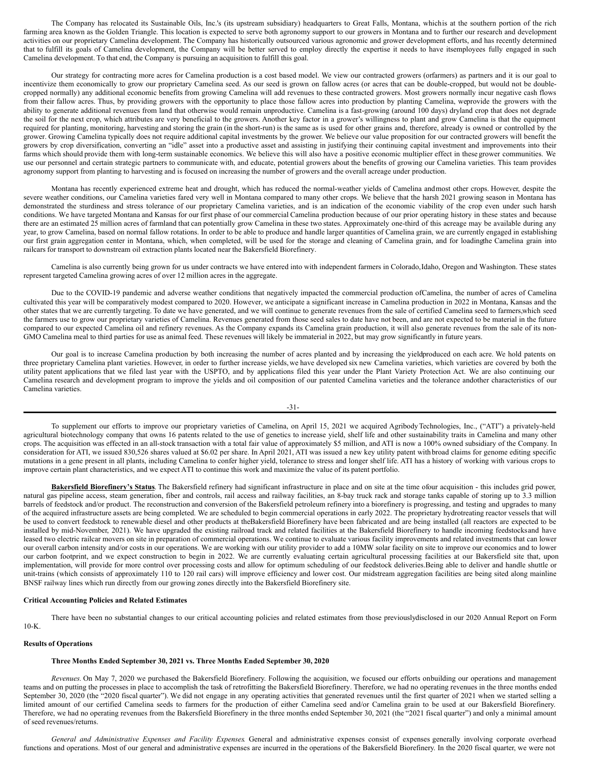The Company has relocated its Sustainable Oils, Inc.'s (its upstream subsidiary) headquarters to Great Falls, Montana, which is at the southern portion of the rich farming area known as the Golden Triangle. This location is expected to serve both agronomy support to our growers in Montana and to further our research and development activities on our proprietary Camelina development. The Company has historically outsourced various agronomic and grower development efforts, and has recently determined that to fulfill its goals of Camelina development, the Company will be better served to employ directly the expertise it needs to have its employees fully engaged in such Camelina development. To that end, the Company is pursuing an acquisition to fulfill this goal.

Our strategy for contracting more acres for Camelina production is a cost based model. We view our contracted growers (or farmers) as partners and it is our goal to incentivize them economically to grow our proprietary Camelina seed. As our seed is grown on fallow acres (or acres that can be double-cropped, but would not be double-cropped normally) any additional economic benefits from growing Camelina will add revenues to these contracted growers. Most growers normally incur negative cash flows from their fallow acres. Thus, by providing growers with the opportunity to place those fallow acres into production by planting Camelina, we provide the growers with the ability to generate additional revenues from land that otherwise would remain unproductive. Camelina is a fast-growing (around 100 days) dryland crop that does not degrade the soil for the next crop, which attributes are very beneficial to the growers. Another key factor in a grower's willingness to plant and grow Camelina is that the equipment required for planting, monitoring, harvesting and storing the grain (in the short-run) is the same as is used for other grains and, therefore, already is owned or controlled by the grower. Growing Camelina typically does not require additional capital investments by the grower. We believe our value proposition for our contracted growers will benefit the growers by crop diversification, converting an "idle" asset into a productive asset and assisting in justifying their continuing capital investment and improvements into their farms which should provide them with long-term sustainable economics. We believe this will also have a positive economic multiplier effect in these grower communities. We use our personnel and certain strategic partners to communicate with, and educate, potential growers about the benefits of growing our Camelina varieties. This team provides agronomy support from planting to harvesting and is focused on increasing the number of growers and the overall acreage under production.

Montana has recently experienced extreme heat and drought, which has reduced the normal-weather yields of Camelina and most other crops. However, despite the severe weather conditions, our Camelina varieties fared very well in Montana compared to many other crops. We believe that the harsh 2021 growing season in Montana has demonstrated the sturdiness and stress tolerance of our proprietary Camelina varieties, and is an indication of the economic viability of the crop even under such harsh conditions. We have targeted Montana and Kansas for our first phase of our commercial Camelina production because of our prior operating history in these states and because there are an estimated 25 million acres of farmland that can potentially grow Camelina in these two states. Approximately one-third of this acreage may be available during any year, to grow Camelina, based on normal fallow rotations. In order to be able to produce and handle larger quantities of Camelina grain, we are currently engaged in establishing our first grain aggregation center in Montana, which, when completed, will be used for the storage and cleaning of Camelina grain, and for loading the Camelina grain into railcars for transport to downstream oil extraction plants located near the Bakersfield Biorefinery.

Camelina is also currently being grown for us under contracts we have entered into with independent farmers in Colorado, Idaho, Oregon and Washington. These states represent targeted Camelina growing acres of over 12 million acres in the aggregate.

Due to the COVID-19 pandemic and adverse weather conditions that negatively impacted the commercial production of Camelina, the number of acres of Camelina cultivated this year will be comparatively modest compared to 2020. However, we anticipate a significant increase in Camelina production in 2022 in Montana, Kansas and the other states that we are currently targeting. To date we have generated, and we will continue to generate revenues from the sale of certified Camelina seed to farmers, which seed the farmers use to grow our proprietary varieties of Camelina. Revenues generated from those seed sales to date have not been, and are not expected to be material in the future compared to our expected Camelina oil and refinery revenues. As the Company expands its Camelina grain production, it will also generate revenues from the sale of its non-GMO Camelina meal to third parties for use as animal feed. These revenues will likely be immaterial in 2022, but may grow significantly in future years.

Our goal is to increase Camelina production by both increasing the number of acres planted and by increasing the yield produced on each acre. We hold patents on three proprietary Camelina plant varieties. However, in order to further increase yields, we have developed six new Camelina varieties, which varieties are covered by both the utility patent applications that we filed last year with the USPTO, and by applications filed this year under the Plant Variety Protection Act. We are also continuing our Camelina research and development program to improve the yields and oil composition of our patented Camelina varieties and the tolerance and other characteristics of our Camelina varieties.

To supplement our efforts to improve our proprietary varieties of Camelina, on April 15, 2021 we acquired Agribody Technologies, Inc., ("ATI") a privately-held agricultural biotechnology company that owns 16 patents related to the use of genetics to increase yield, shelf life and other sustainability traits in Camelina and many other crops. The acquisition was effected in an all-stock transaction with a total fair value of approximately $5 million, and ATI is now a 100% owned subsidiary of the Company. In consideration for ATI, we issued 830,526 shares valued at $6.02 per share. In April 2021, ATI was issued a new key utility patent with broad claims for genome editing specific mutations in a gene present in all plants, including Camelina to confer higher yield, tolerance to stress and longer shelf life. ATI has a history of working with various crops to improve certain plant characteristics, and we expect ATI to continue this work and maximize the value of its patent portfolio.

**Bakersfield Biorefinery's Status**. The Bakersfield refinery had significant infrastructure in place and on site at the time of our acquisition - this includes grid power, natural gas pipeline access, steam generation, fiber and controls, rail access and railway facilities, an 8-bay truck rack and storage tanks capable of storing up to 3.3 million barrels of feedstock and/or product. The reconstruction and conversion of the Bakersfield petroleum refinery into a biorefinery is progressing, and testing and upgrades to many of the acquired infrastructure assets are being completed. We are scheduled to begin commercial operations in early 2022. The proprietary hydrotreating reactor vessels that will be used to convert feedstock to renewable diesel and other products at the Bakersfield Biorefinery have been fabricated and are being installed (all reactors are expected to be installed by mid-November, 2021). We have upgraded the existing railroad track and related facilities at the Bakersfield Biorefinery to handle incoming feedstocks and have leased two electric railcar movers on site in preparation of commercial operations. We continue to evaluate various facility improvements and related investments that can lower our overall carbon intensity and/or costs in our operations. We are working with our utility provider to add a 10MW solar facility on site to improve our economics and to lower our carbon footprint, and we expect construction to begin in 2022. We are currently evaluating certain agricultural processing facilities at our Bakersfield site that, upon implementation, will provide for more control over processing costs and allow for optimum scheduling of our feedstock deliveries. Being able to deliver and handle shuttle or unit-trains (which consists of approximately 110 to 120 rail cars) will improve efficiency and lower cost. Our midstream aggregation facilities are being sited along mainline BNSF railway lines which run directly from our growing zones directly into the Bakersfield Biorefinery site.

**Critical Accounting Policies and Related Estimates**

There have been no substantial changes to our critical accounting policies and related estimates from those previously disclosed in our 2020 Annual Report on Form 10-K.

**Results of Operations**

**Three Months Ended September 30, 2021 vs. Three Months Ended September 30, 2020**

*Revenues.* On May 7, 2020 we purchased the Bakersfield Biorefinery. Following the acquisition, we focused our efforts on building our operations and management teams and on putting the processes in place to accomplish the task of retrofitting the Bakersfield Biorefinery. Therefore, we had no operating revenues in the three months ended September 30, 2020 (the "2020 fiscal quarter"). We did not engage in any operating activities that generated revenues until the first quarter of 2021 when we started selling a limited amount of our certified Camelina seeds to farmers for the production of either Camelina seed and/or Camelina grain to be used at our Bakersfield Biorefinery. Therefore, we had no operating revenues from the Bakersfield Biorefinery in the three months ended September 30, 2021 (the "2021 fiscal quarter") and only a minimal amount of seed revenues/returns.

*General and Administrative Expenses and Facility Expenses.* General and administrative expenses consist of expenses generally involving corporate overhead functions and operations. Most of our general and administrative expenses are incurred in the operations of the Bakersfield Biorefinery. In the 2020 fiscal quarter, we were not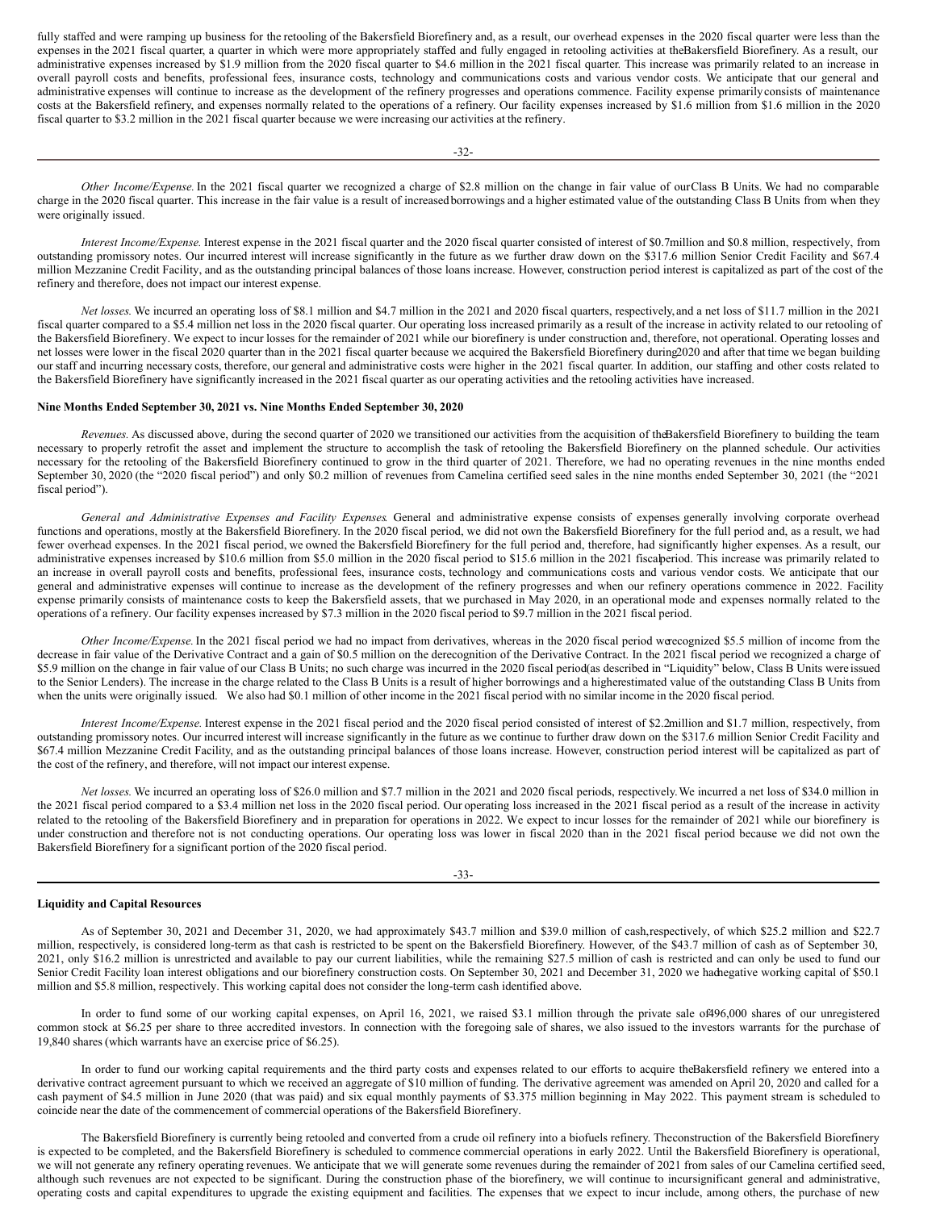fully staffed and were ramping up business for the retooling of the Bakersfield Biorefinery and, as a result, our overhead expenses in the 2020 fiscal quarter were less than the expenses in the 2021 fiscal quarter, a quarter in which were more appropriately staffed and fully engaged in retooling activities at the Bakersfield Biorefinery. As a result, our administrative expenses increased by $1.9 million from the 2020 fiscal quarter to $4.6 million in the 2021 fiscal quarter. This increase was primarily related to an increase in overall payroll costs and benefits, professional fees, insurance costs, technology and communications costs and various vendor costs. We anticipate that our general and administrative expenses will continue to increase as the development of the refinery progresses and operations commence. Facility expense primarily consists of maintenance costs at the Bakersfield refinery, and expenses normally related to the operations of a refinery. Our facility expenses increased by $1.6 million from $1.6 million in the 2020 fiscal quarter to $3.2 million in the 2021 fiscal quarter because we were increasing our activities at the refinery.

*Other Income/Expense.* In the 2021 fiscal quarter we recognized a charge of $2.8 million on the change in fair value of our Class B Units. We had no comparable charge in the 2020 fiscal quarter. This increase in the fair value is a result of increased borrowings and a higher estimated value of the outstanding Class B Units from when they were originally issued.

*Interest Income/Expense.* Interest expense in the 2021 fiscal quarter and the 2020 fiscal quarter consisted of interest of $0.7 million and $0.8 million, respectively, from outstanding promissory notes. Our incurred interest will increase significantly in the future as we further draw down on the $317.6 million Senior Credit Facility and $67.4 million Mezzanine Credit Facility, and as the outstanding principal balances of those loans increase. However, construction period interest is capitalized as part of the cost of the refinery and therefore, does not impact our interest expense.

*Net losses.* We incurred an operating loss of $8.1 million and $4.7 million in the 2021 and 2020 fiscal quarters, respectively, and a net loss of $11.7 million in the 2021 fiscal quarter compared to a $5.4 million net loss in the 2020 fiscal quarter. Our operating loss increased primarily as a result of the increase in activity related to our retooling of the Bakersfield Biorefinery. We expect to incur losses for the remainder of 2021 while our biorefinery is under construction and, therefore, not operational. Operating losses and net losses were lower in the fiscal 2020 quarter than in the 2021 fiscal quarter because we acquired the Bakersfield Biorefinery during 2020 and after that time we began building our staff and incurring necessary costs, therefore, our general and administrative costs were higher in the 2021 fiscal quarter. In addition, our staffing and other costs related to the Bakersfield Biorefinery have significantly increased in the 2021 fiscal quarter as our operating activities and the retooling activities have increased.

**Nine Months Ended September 30, 2021 vs. Nine Months Ended September 30, 2020**

*Revenues.* As discussed above, during the second quarter of 2020 we transitioned our activities from the acquisition of the Bakersfield Biorefinery to building the team necessary to properly retrofit the asset and implement the structure to accomplish the task of retooling the Bakersfield Biorefinery on the planned schedule. Our activities necessary for the retooling of the Bakersfield Biorefinery continued to grow in the third quarter of 2021. Therefore, we had no operating revenues in the nine months ended September 30, 2020 (the "2020 fiscal period") and only $0.2 million of revenues from Camelina certified seed sales in the nine months ended September 30, 2021 (the "2021 fiscal period").

*General and Administrative Expenses and Facility Expenses.* General and administrative expense consists of expenses generally involving corporate overhead functions and operations, mostly at the Bakersfield Biorefinery. In the 2020 fiscal period, we did not own the Bakersfield Biorefinery for the full period and, as a result, we had fewer overhead expenses. In the 2021 fiscal period, we owned the Bakersfield Biorefinery for the full period and, therefore, had significantly higher expenses. As a result, our administrative expenses increased by $10.6 million from $5.0 million in the 2020 fiscal period to $15.6 million in the 2021 fiscal period. This increase was primarily related to an increase in overall payroll costs and benefits, professional fees, insurance costs, technology and communications costs and various vendor costs. We anticipate that our general and administrative expenses will continue to increase as the development of the refinery progresses and when our refinery operations commence in 2022. Facility expense primarily consists of maintenance costs to keep the Bakersfield assets, that we purchased in May 2020, in an operational mode and expenses normally related to the operations of a refinery. Our facility expenses increased by $7.3 million in the 2020 fiscal period to $9.7 million in the 2021 fiscal period.

*Other Income/Expense.* In the 2021 fiscal period we had no impact from derivatives, whereas in the 2020 fiscal period we recognized $5.5 million of income from the decrease in fair value of the Derivative Contract and a gain of $0.5 million on the derecognition of the Derivative Contract. In the 2021 fiscal period we recognized a charge of $5.9 million on the change in fair value of our Class B Units; no such charge was incurred in the 2020 fiscal period (as described in "Liquidity" below, Class B Units were issued to the Senior Lenders). The increase in the charge related to the Class B Units is a result of higher borrowings and a higher estimated value of the outstanding Class B Units from when the units were originally issued. We also had $0.1 million of other income in the 2021 fiscal period with no similar income in the 2020 fiscal period.

*Interest Income/Expense.* Interest expense in the 2021 fiscal period and the 2020 fiscal period consisted of interest of $2.2 million and $1.7 million, respectively, from outstanding promissory notes. Our incurred interest will increase significantly in the future as we continue to further draw down on the $317.6 million Senior Credit Facility and $67.4 million Mezzanine Credit Facility, and as the outstanding principal balances of those loans increase. However, construction period interest will be capitalized as part of the cost of the refinery, and therefore, will not impact our interest expense.

*Net losses.* We incurred an operating loss of $26.0 million and $7.7 million in the 2021 and 2020 fiscal periods, respectively. We incurred a net loss of $34.0 million in the 2021 fiscal period compared to a $3.4 million net loss in the 2020 fiscal period. Our operating loss increased in the 2021 fiscal period as a result of the increase in activity related to the retooling of the Bakersfield Biorefinery and in preparation for operations in 2022. We expect to incur losses for the remainder of 2021 while our biorefinery is under construction and therefore not is not conducting operations. Our operating loss was lower in fiscal 2020 than in the 2021 fiscal period because we did not own the Bakersfield Biorefinery for a significant portion of the 2020 fiscal period.

**Liquidity and Capital Resources**

As of September 30, 2021 and December 31, 2020, we had approximately $43.7 million and $39.0 million of cash, respectively, of which $25.2 million and $22.7 million, respectively, is considered long-term as that cash is restricted to be spent on the Bakersfield Biorefinery. However, of the $43.7 million of cash as of September 30, 2021, only $16.2 million is unrestricted and available to pay our current liabilities, while the remaining $27.5 million of cash is restricted and can only be used to fund our Senior Credit Facility loan interest obligations and our biorefinery construction costs. On September 30, 2021 and December 31, 2020 we had negative working capital of $50.1 million and $5.8 million, respectively. This working capital does not consider the long-term cash identified above.

In order to fund some of our working capital expenses, on April 16, 2021, we raised $3.1 million through the private sale of 496,000 shares of our unregistered common stock at $6.25 per share to three accredited investors. In connection with the foregoing sale of shares, we also issued to the investors warrants for the purchase of 19,840 shares (which warrants have an exercise price of $6.25).

In order to fund our working capital requirements and the third party costs and expenses related to our efforts to acquire the Bakersfield refinery we entered into a derivative contract agreement pursuant to which we received an aggregate of $10 million of funding. The derivative agreement was amended on April 20, 2020 and called for a cash payment of $4.5 million in June 2020 (that was paid) and six equal monthly payments of $3.375 million beginning in May 2022. This payment stream is scheduled to coincide near the date of the commencement of commercial operations of the Bakersfield Biorefinery.

The Bakersfield Biorefinery is currently being retooled and converted from a crude oil refinery into a biofuels refinery. The construction of the Bakersfield Biorefinery is expected to be completed, and the Bakersfield Biorefinery is scheduled to commence commercial operations in early 2022. Until the Bakersfield Biorefinery is operational, we will not generate any refinery operating revenues. We anticipate that we will generate some revenues during the remainder of 2021 from sales of our Camelina certified seed, although such revenues are not expected to be significant. During the construction phase of the biorefinery, we will continue to incur significant general and administrative, operating costs and capital expenditures to upgrade the existing equipment and facilities. The expenses that we expect to incur include, among others, the purchase of new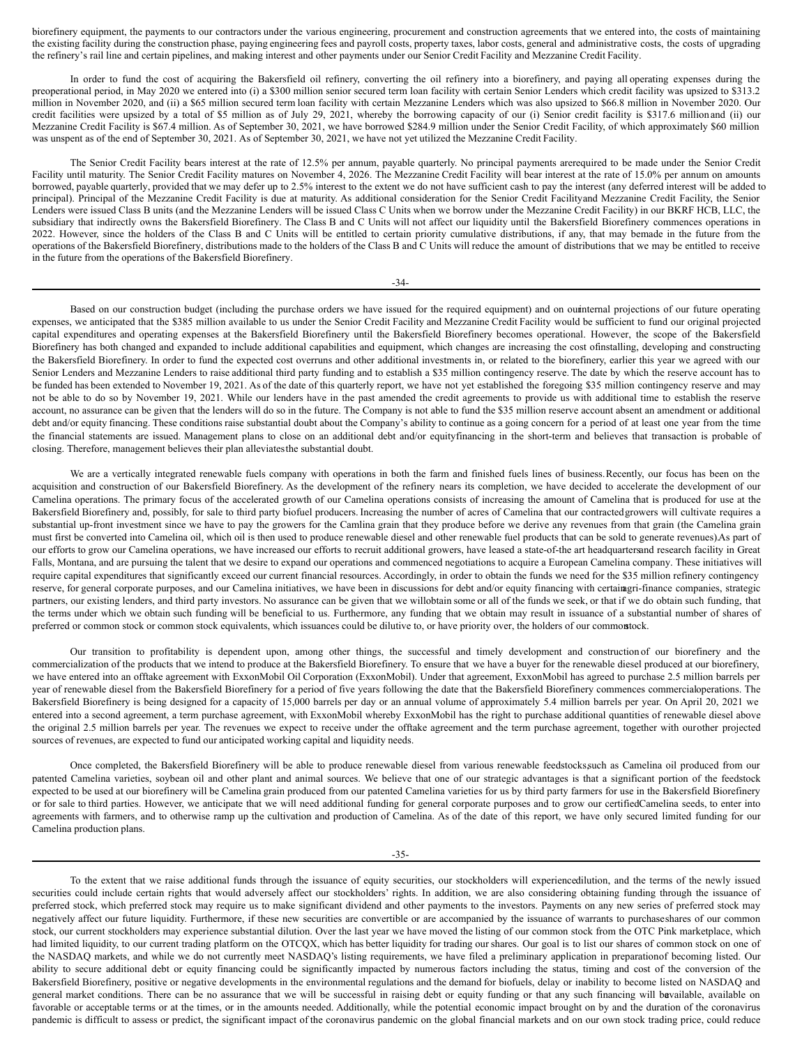biorefinery equipment, the payments to our contractors under the various engineering, procurement and construction agreements that we entered into, the costs of maintaining the existing facility during the construction phase, paying engineering fees and payroll costs, property taxes, labor costs, general and administrative costs, the costs of upgrading the refinery's rail line and certain pipelines, and making interest and other payments under our Senior Credit Facility and Mezzanine Credit Facility.

In order to fund the cost of acquiring the Bakersfield oil refinery, converting the oil refinery into a biorefinery, and paying all operating expenses during the preoperational period, in May 2020 we entered into (i) a $300 million senior secured term loan facility with certain Senior Lenders which credit facility was upsized to $313.2 million in November 2020, and (ii) a $65 million secured term loan facility with certain Mezzanine Lenders which was also upsized to $66.8 million in November 2020. Our credit facilities were upsized by a total of $5 million as of July 29, 2021, whereby the borrowing capacity of our (i) Senior credit facility is $317.6 million and (ii) our Mezzanine Credit Facility is $67.4 million. As of September 30, 2021, we have borrowed $284.9 million under the Senior Credit Facility, of which approximately $60 million was unspent as of the end of September 30, 2021. As of September 30, 2021, we have not yet utilized the Mezzanine Credit Facility.

The Senior Credit Facility bears interest at the rate of 12.5% per annum, payable quarterly. No principal payments are required to be made under the Senior Credit Facility until maturity. The Senior Credit Facility matures on November 4, 2026. The Mezzanine Credit Facility will bear interest at the rate of 15.0% per annum on amounts borrowed, payable quarterly, provided that we may defer up to 2.5% interest to the extent we do not have sufficient cash to pay the interest (any deferred interest will be added to principal). Principal of the Mezzanine Credit Facility is due at maturity. As additional consideration for the Senior Credit Facility and Mezzanine Credit Facility, the Senior Lenders were issued Class B units (and the Mezzanine Lenders will be issued Class C Units when we borrow under the Mezzanine Credit Facility) in our BKRF HCB, LLC, the subsidiary that indirectly owns the Bakersfield Biorefinery. The Class B and C Units will not affect our liquidity until the Bakersfield Biorefinery commences operations in 2022. However, since the holders of the Class B and C Units will be entitled to certain priority cumulative distributions, if any, that may be made in the future from the operations of the Bakersfield Biorefinery, distributions made to the holders of the Class B and C Units will reduce the amount of distributions that we may be entitled to receive in the future from the operations of the Bakersfield Biorefinery.

Based on our construction budget (including the purchase orders we have issued for the required equipment) and on our internal projections of our future operating expenses, we anticipated that the $385 million available to us under the Senior Credit Facility and Mezzanine Credit Facility would be sufficient to fund our original projected capital expenditures and operating expenses at the Bakersfield Biorefinery until the Bakersfield Biorefinery becomes operational. However, the scope of the Bakersfield Biorefinery has both changed and expanded to include additional capabilities and equipment, which changes are increasing the cost of installing, developing and constructing the Bakersfield Biorefinery. In order to fund the expected cost overruns and other additional investments in, or related to the biorefinery, earlier this year we agreed with our Senior Lenders and Mezzanine Lenders to raise additional third party funding and to establish a $35 million contingency reserve. The date by which the reserve account has to be funded has been extended to November 19, 2021. As of the date of this quarterly report, we have not yet established the foregoing $35 million contingency reserve and may not be able to do so by November 19, 2021. While our lenders have in the past amended the credit agreements to provide us with additional time to establish the reserve account, no assurance can be given that the lenders will do so in the future. The Company is not able to fund the $35 million reserve account absent an amendment or additional debt and/or equity financing. These conditions raise substantial doubt about the Company's ability to continue as a going concern for a period of at least one year from the time the financial statements are issued. Management plans to close on an additional debt and/or equity financing in the short-term and believes that transaction is probable of closing. Therefore, management believes their plan alleviates the substantial doubt.

We are a vertically integrated renewable fuels company with operations in both the farm and finished fuels lines of business. Recently, our focus has been on the acquisition and construction of our Bakersfield Biorefinery. As the development of the refinery nears its completion, we have decided to accelerate the development of our Camelina operations. The primary focus of the accelerated growth of our Camelina operations consists of increasing the amount of Camelina that is produced for use at the Bakersfield Biorefinery and, possibly, for sale to third party biofuel producers. Increasing the number of acres of Camelina that our contracted growers will cultivate requires a substantial up-front investment since we have to pay the growers for the Camlina grain that they produce before we derive any revenues from that grain (the Camelina grain must first be converted into Camelina oil, which oil is then used to produce renewable diesel and other renewable fuel products that can be sold to generate revenues). As part of our efforts to grow our Camelina operations, we have increased our efforts to recruit additional growers, have leased a state-of-the art headquarters and research facility in Great Falls, Montana, and are pursuing the talent that we desire to expand our operations and commenced negotiations to acquire a European Camelina company. These initiatives will require capital expenditures that significantly exceed our current financial resources. Accordingly, in order to obtain the funds we need for the $35 million refinery contingency reserve, for general corporate purposes, and our Camelina initiatives, we have been in discussions for debt and/or equity financing with certain agri-finance companies, strategic partners, our existing lenders, and third party investors. No assurance can be given that we will obtain some or all of the funds we seek, or that if we do obtain such funding, that the terms under which we obtain such funding will be beneficial to us. Furthermore, any funding that we obtain may result in issuance of a substantial number of shares of preferred or common stock or common stock equivalents, which issuances could be dilutive to, or have priority over, the holders of our common stock.

Our transition to profitability is dependent upon, among other things, the successful and timely development and construction of our biorefinery and the commercialization of the products that we intend to produce at the Bakersfield Biorefinery. To ensure that we have a buyer for the renewable diesel produced at our biorefinery, we have entered into an offtake agreement with ExxonMobil Oil Corporation (ExxonMobil). Under that agreement, ExxonMobil has agreed to purchase 2.5 million barrels per year of renewable diesel from the Bakersfield Biorefinery for a period of five years following the date that the Bakersfield Biorefinery commences commercial operations. The Bakersfield Biorefinery is being designed for a capacity of 15,000 barrels per day or an annual volume of approximately 5.4 million barrels per year. On April 20, 2021 we entered into a second agreement, a term purchase agreement, with ExxonMobil whereby ExxonMobil has the right to purchase additional quantities of renewable diesel above the original 2.5 million barrels per year. The revenues we expect to receive under the offtake agreement and the term purchase agreement, together with our other projected sources of revenues, are expected to fund our anticipated working capital and liquidity needs.

Once completed, the Bakersfield Biorefinery will be able to produce renewable diesel from various renewable feedstocks, such as Camelina oil produced from our patented Camelina varieties, soybean oil and other plant and animal sources. We believe that one of our strategic advantages is that a significant portion of the feedstock expected to be used at our biorefinery will be Camelina grain produced from our patented Camelina varieties for us by third party farmers for use in the Bakersfield Biorefinery or for sale to third parties. However, we anticipate that we will need additional funding for general corporate purposes and to grow our certified Camelina seeds, to enter into agreements with farmers, and to otherwise ramp up the cultivation and production of Camelina. As of the date of this report, we have only secured limited funding for our Camelina production plans.

To the extent that we raise additional funds through the issuance of equity securities, our stockholders will experience dilution, and the terms of the newly issued securities could include certain rights that would adversely affect our stockholders' rights. In addition, we are also considering obtaining funding through the issuance of preferred stock, which preferred stock may require us to make significant dividend and other payments to the investors. Payments on any new series of preferred stock may negatively affect our future liquidity. Furthermore, if these new securities are convertible or are accompanied by the issuance of warrants to purchase shares of our common stock, our current stockholders may experience substantial dilution. Over the last year we have moved the listing of our common stock from the OTC Pink marketplace, which had limited liquidity, to our current trading platform on the OTCQX, which has better liquidity for trading our shares. Our goal is to list our shares of common stock on one of the NASDAQ markets, and while we do not currently meet NASDAQ's listing requirements, we have filed a preliminary application in preparation of becoming listed. Our ability to secure additional debt or equity financing could be significantly impacted by numerous factors including the status, timing and cost of the conversion of the Bakersfield Biorefinery, positive or negative developments in the environmental regulations and the demand for biofuels, delay or inability to become listed on NASDAQ and general market conditions. There can be no assurance that we will be successful in raising debt or equity funding or that any such financing will be available, available on favorable or acceptable terms or at the times, or in the amounts needed. Additionally, while the potential economic impact brought on by and the duration of the coronavirus pandemic is difficult to assess or predict, the significant impact of the coronavirus pandemic on the global financial markets and on our own stock trading price, could reduce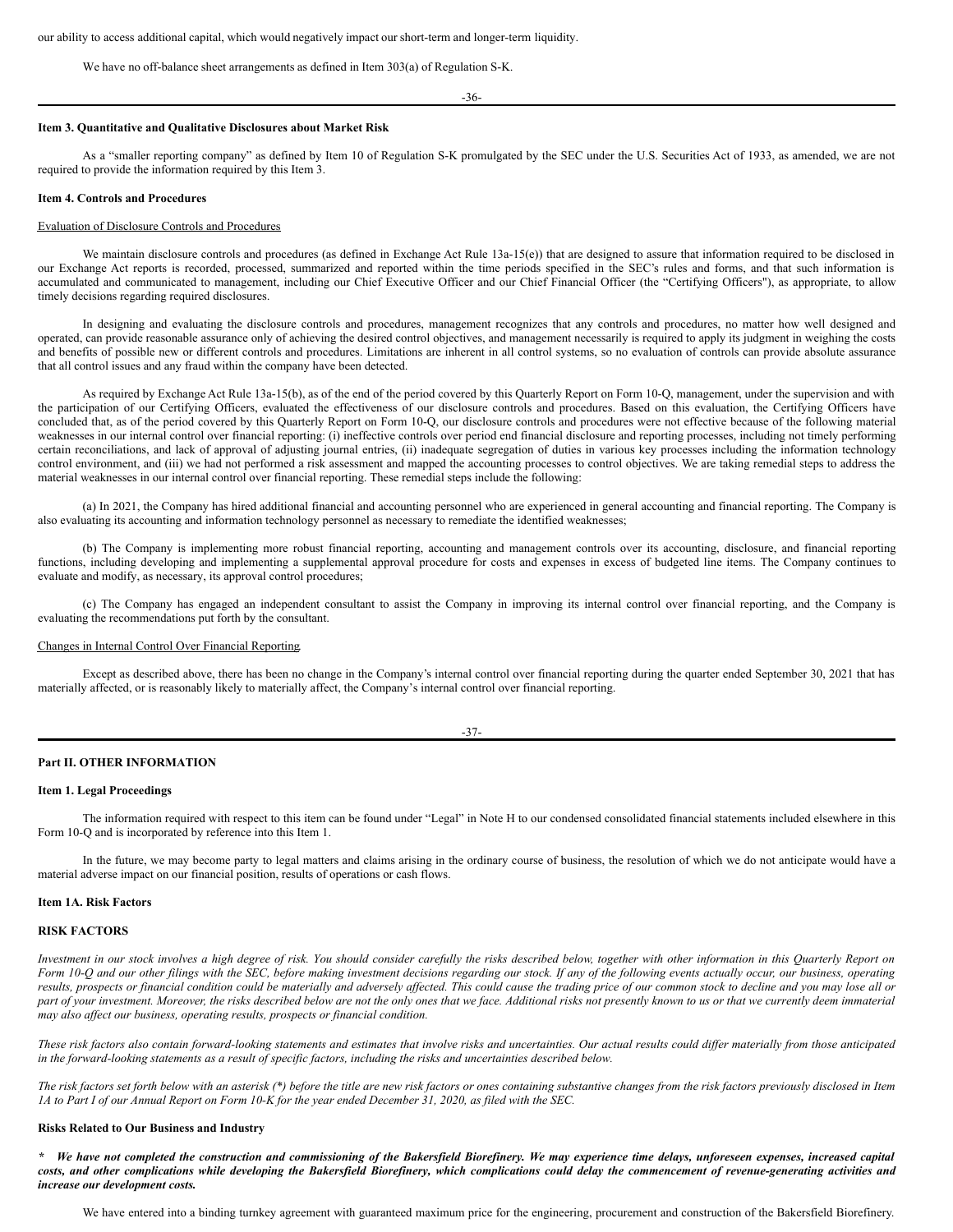our ability to access additional capital, which would negatively impact our short-term and longer-term liquidity.

We have no off-balance sheet arrangements as defined in Item 303(a) of Regulation S-K.

**Item 3. Quantitative and Qualitative Disclosures about Market Risk**

As a "smaller reporting company" as defined by Item 10 of Regulation S-K promulgated by the SEC under the U.S. Securities Act of 1933, as amended, we are not required to provide the information required by this Item 3.

**Item 4. Controls and Procedures**

Evaluation of Disclosure Controls and Procedures

We maintain disclosure controls and procedures (as defined in Exchange Act Rule 13a-15(e)) that are designed to assure that information required to be disclosed in our Exchange Act reports is recorded, processed, summarized and reported within the time periods specified in the SEC's rules and forms, and that such information is accumulated and communicated to management, including our Chief Executive Officer and our Chief Financial Officer (the "Certifying Officers"), as appropriate, to allow timely decisions regarding required disclosures.

In designing and evaluating the disclosure controls and procedures, management recognizes that any controls and procedures, no matter how well designed and operated, can provide reasonable assurance only of achieving the desired control objectives, and management necessarily is required to apply its judgment in weighing the costs and benefits of possible new or different controls and procedures. Limitations are inherent in all control systems, so no evaluation of controls can provide absolute assurance that all control issues and any fraud within the company have been detected.

As required by Exchange Act Rule 13a-15(b), as of the end of the period covered by this Quarterly Report on Form 10-Q, management, under the supervision and with the participation of our Certifying Officers, evaluated the effectiveness of our disclosure controls and procedures. Based on this evaluation, the Certifying Officers have concluded that, as of the period covered by this Quarterly Report on Form 10-Q, our disclosure controls and procedures were not effective because of the following material weaknesses in our internal control over financial reporting: (i) ineffective controls over period end financial disclosure and reporting processes, including not timely performing certain reconciliations, and lack of approval of adjusting journal entries, (ii) inadequate segregation of duties in various key processes including the information technology control environment, and (iii) we had not performed a risk assessment and mapped the accounting processes to control objectives. We are taking remedial steps to address the material weaknesses in our internal control over financial reporting. These remedial steps include the following:

(a) In 2021, the Company has hired additional financial and accounting personnel who are experienced in general accounting and financial reporting. The Company is also evaluating its accounting and information technology personnel as necessary to remediate the identified weaknesses;

(b) The Company is implementing more robust financial reporting, accounting and management controls over its accounting, disclosure, and financial reporting functions, including developing and implementing a supplemental approval procedure for costs and expenses in excess of budgeted line items. The Company continues to evaluate and modify, as necessary, its approval control procedures;

(c) The Company has engaged an independent consultant to assist the Company in improving its internal control over financial reporting, and the Company is evaluating the recommendations put forth by the consultant.

Changes in Internal Control Over Financial Reporting

Except as described above, there has been no change in the Company's internal control over financial reporting during the quarter ended September 30, 2021 that has materially affected, or is reasonably likely to materially affect, the Company's internal control over financial reporting.

**Part II. OTHER INFORMATION**

**Item 1. Legal Proceedings**

The information required with respect to this item can be found under "Legal" in Note H to our condensed consolidated financial statements included elsewhere in this Form 10-Q and is incorporated by reference into this Item 1.

In the future, we may become party to legal matters and claims arising in the ordinary course of business, the resolution of which we do not anticipate would have a material adverse impact on our financial position, results of operations or cash flows.

**Item 1A. Risk Factors**

**RISK FACTORS**

*Investment in our stock involves a high degree of risk. You should consider carefully the risks described below, together with other information in this Quarterly Report on Form 10-Q and our other filings with the SEC, before making investment decisions regarding our stock. If any of the following events actually occur, our business, operating results, prospects or financial condition could be materially and adversely affected. This could cause the trading price of our common stock to decline and you may lose all or part of your investment. Moreover, the risks described below are not the only ones that we face. Additional risks not presently known to us or that we currently deem immaterial may also affect our business, operating results, prospects or financial condition.*

*These risk factors also contain forward-looking statements and estimates that involve risks and uncertainties. Our actual results could differ materially from those anticipated in the forward-looking statements as a result of specific factors, including the risks and uncertainties described below.*

*The risk factors set forth below with an asterisk (*) before the title are new risk factors or ones containing substantive changes from the risk factors previously disclosed in Item 1A to Part I of our Annual Report on Form 10-K for the year ended December 31, 2020, as filed with the SEC.*

**Risks Related to Our Business and Industry**

***\* We have not completed the construction and commissioning of the Bakersfield Biorefinery. We may experience time delays, unforeseen expenses, increased capital costs, and other complications while developing the Bakersfield Biorefinery, which complications could delay the commencement of revenue-generating activities and increase our development costs.***

We have entered into a binding turnkey agreement with guaranteed maximum price for the engineering, procurement and construction of the Bakersfield Biorefinery.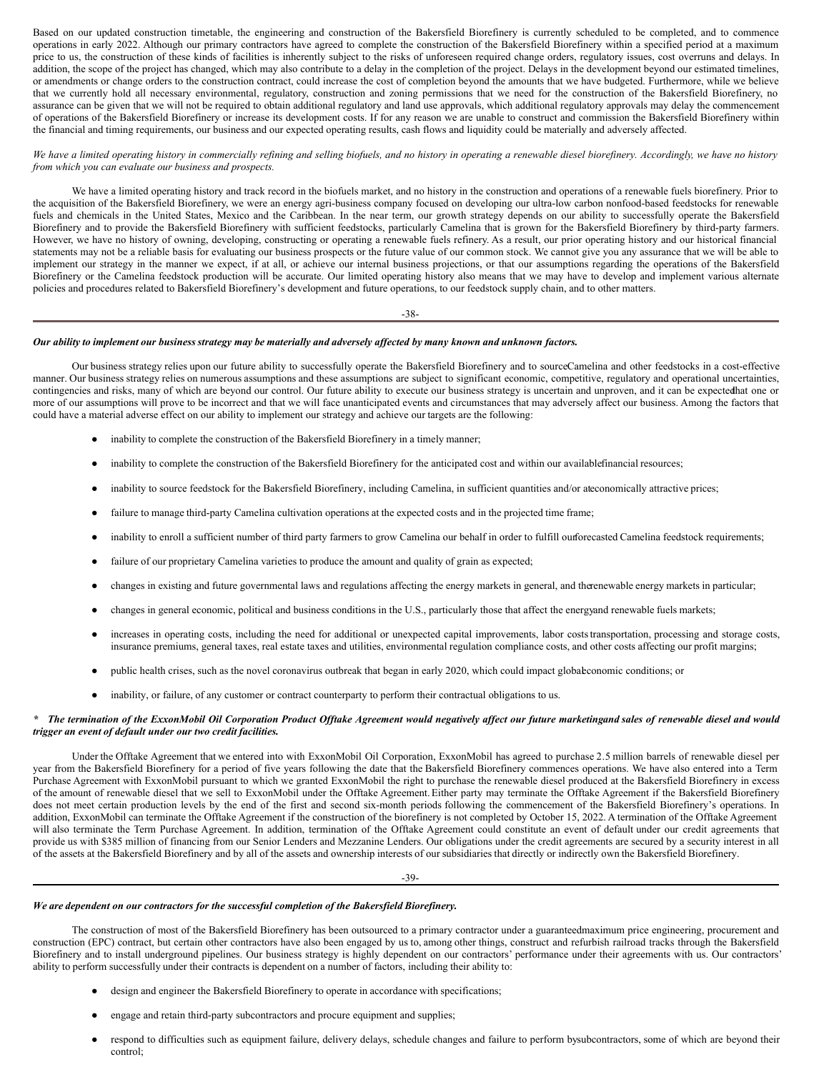Based on our updated construction timetable, the engineering and construction of the Bakersfield Biorefinery is currently scheduled to be completed, and to commence operations in early 2022. Although our primary contractors have agreed to complete the construction of the Bakersfield Biorefinery within a specified period at a maximum price to us, the construction of these kinds of facilities is inherently subject to the risks of unforeseen required change orders, regulatory issues, cost overruns and delays. In addition, the scope of the project has changed, which may also contribute to a delay in the completion of the project. Delays in the development beyond our estimated timelines, or amendments or change orders to the construction contract, could increase the cost of completion beyond the amounts that we have budgeted. Furthermore, while we believe that we currently hold all necessary environmental, regulatory, construction and zoning permissions that we need for the construction of the Bakersfield Biorefinery, no assurance can be given that we will not be required to obtain additional regulatory and land use approvals, which additional regulatory approvals may delay the commencement of operations of the Bakersfield Biorefinery or increase its development costs. If for any reason we are unable to construct and commission the Bakersfield Biorefinery within the financial and timing requirements, our business and our expected operating results, cash flows and liquidity could be materially and adversely affected.

*We have a limited operating history in commercially refining and selling biofuels, and no history in operating a renewable diesel biorefinery. Accordingly, we have no history from which you can evaluate our business and prospects.*

We have a limited operating history and track record in the biofuels market, and no history in the construction and operations of a renewable fuels biorefinery. Prior to the acquisition of the Bakersfield Biorefinery, we were an energy agri-business company focused on developing our ultra-low carbon nonfood-based feedstocks for renewable fuels and chemicals in the United States, Mexico and the Caribbean. In the near term, our growth strategy depends on our ability to successfully operate the Bakersfield Biorefinery and to provide the Bakersfield Biorefinery with sufficient feedstocks, particularly Camelina that is grown for the Bakersfield Biorefinery by third-party farmers. However, we have no history of owning, developing, constructing or operating a renewable fuels refinery. As a result, our prior operating history and our historical financial statements may not be a reliable basis for evaluating our business prospects or the future value of our common stock. We cannot give you any assurance that we will be able to implement our strategy in the manner we expect, if at all, or achieve our internal business projections, or that our assumptions regarding the operations of the Bakersfield Biorefinery or the Camelina feedstock production will be accurate. Our limited operating history also means that we may have to develop and implement various alternate policies and procedures related to Bakersfield Biorefinery's development and future operations, to our feedstock supply chain, and to other matters.

***Our ability to implement our business strategy may be materially and adversely affected by many known and unknown factors.***

Our business strategy relies upon our future ability to successfully operate the Bakersfield Biorefinery and to source Camelina and other feedstocks in a cost-effective manner. Our business strategy relies on numerous assumptions and these assumptions are subject to significant economic, competitive, regulatory and operational uncertainties, contingencies and risks, many of which are beyond our control. Our future ability to execute our business strategy is uncertain and unproven, and it can be expected that one or more of our assumptions will prove to be incorrect and that we will face unanticipated events and circumstances that may adversely affect our business. Among the factors that could have a material adverse effect on our ability to implement our strategy and achieve our targets are the following:

- inability to complete the construction of the Bakersfield Biorefinery in a timely manner;
- inability to complete the construction of the Bakersfield Biorefinery for the anticipated cost and within our available financial resources;
- inability to source feedstock for the Bakersfield Biorefinery, including Camelina, in sufficient quantities and/or at economically attractive prices;
- failure to manage third-party Camelina cultivation operations at the expected costs and in the projected time frame;
- inability to enroll a sufficient number of third party farmers to grow Camelina our behalf in order to fulfill our forecasted Camelina feedstock requirements;
- failure of our proprietary Camelina varieties to produce the amount and quality of grain as expected;
- changes in existing and future governmental laws and regulations affecting the energy markets in general, and the renewable energy markets in particular;
- changes in general economic, political and business conditions in the U.S., particularly those that affect the energy and renewable fuels markets;
- increases in operating costs, including the need for additional or unexpected capital improvements, labor costs transportation, processing and storage costs, insurance premiums, general taxes, real estate taxes and utilities, environmental regulation compliance costs, and other costs affecting our profit margins;
- public health crises, such as the novel coronavirus outbreak that began in early 2020, which could impact global economic conditions; or
- inability, or failure, of any customer or contract counterparty to perform their contractual obligations to us.

***\* The termination of the ExxonMobil Oil Corporation Product Offtake Agreement would negatively affect our future marketing and sales of renewable diesel and would trigger an event of default under our two credit facilities.***

Under the Offtake Agreement that we entered into with ExxonMobil Oil Corporation, ExxonMobil has agreed to purchase 2.5 million barrels of renewable diesel per year from the Bakersfield Biorefinery for a period of five years following the date that the Bakersfield Biorefinery commences operations. We have also entered into a Term Purchase Agreement with ExxonMobil pursuant to which we granted ExxonMobil the right to purchase the renewable diesel produced at the Bakersfield Biorefinery in excess of the amount of renewable diesel that we sell to ExxonMobil under the Offtake Agreement. Either party may terminate the Offtake Agreement if the Bakersfield Biorefinery does not meet certain production levels by the end of the first and second six-month periods following the commencement of the Bakersfield Biorefinery's operations. In addition, ExxonMobil can terminate the Offtake Agreement if the construction of the biorefinery is not completed by October 15, 2022. A termination of the Offtake Agreement will also terminate the Term Purchase Agreement. In addition, termination of the Offtake Agreement could constitute an event of default under our credit agreements that provide us with $385 million of financing from our Senior Lenders and Mezzanine Lenders. Our obligations under the credit agreements are secured by a security interest in all of the assets at the Bakersfield Biorefinery and by all of the assets and ownership interests of our subsidiaries that directly or indirectly own the Bakersfield Biorefinery.

***We are dependent on our contractors for the successful completion of the Bakersfield Biorefinery.***

The construction of most of the Bakersfield Biorefinery has been outsourced to a primary contractor under a guaranteed maximum price engineering, procurement and construction (EPC) contract, but certain other contractors have also been engaged by us to, among other things, construct and refurbish railroad tracks through the Bakersfield Biorefinery and to install underground pipelines. Our business strategy is highly dependent on our contractors' performance under their agreements with us. Our contractors' ability to perform successfully under their contracts is dependent on a number of factors, including their ability to:

- design and engineer the Bakersfield Biorefinery to operate in accordance with specifications;
- engage and retain third-party subcontractors and procure equipment and supplies;
- respond to difficulties such as equipment failure, delivery delays, schedule changes and failure to perform by subcontractors, some of which are beyond their control;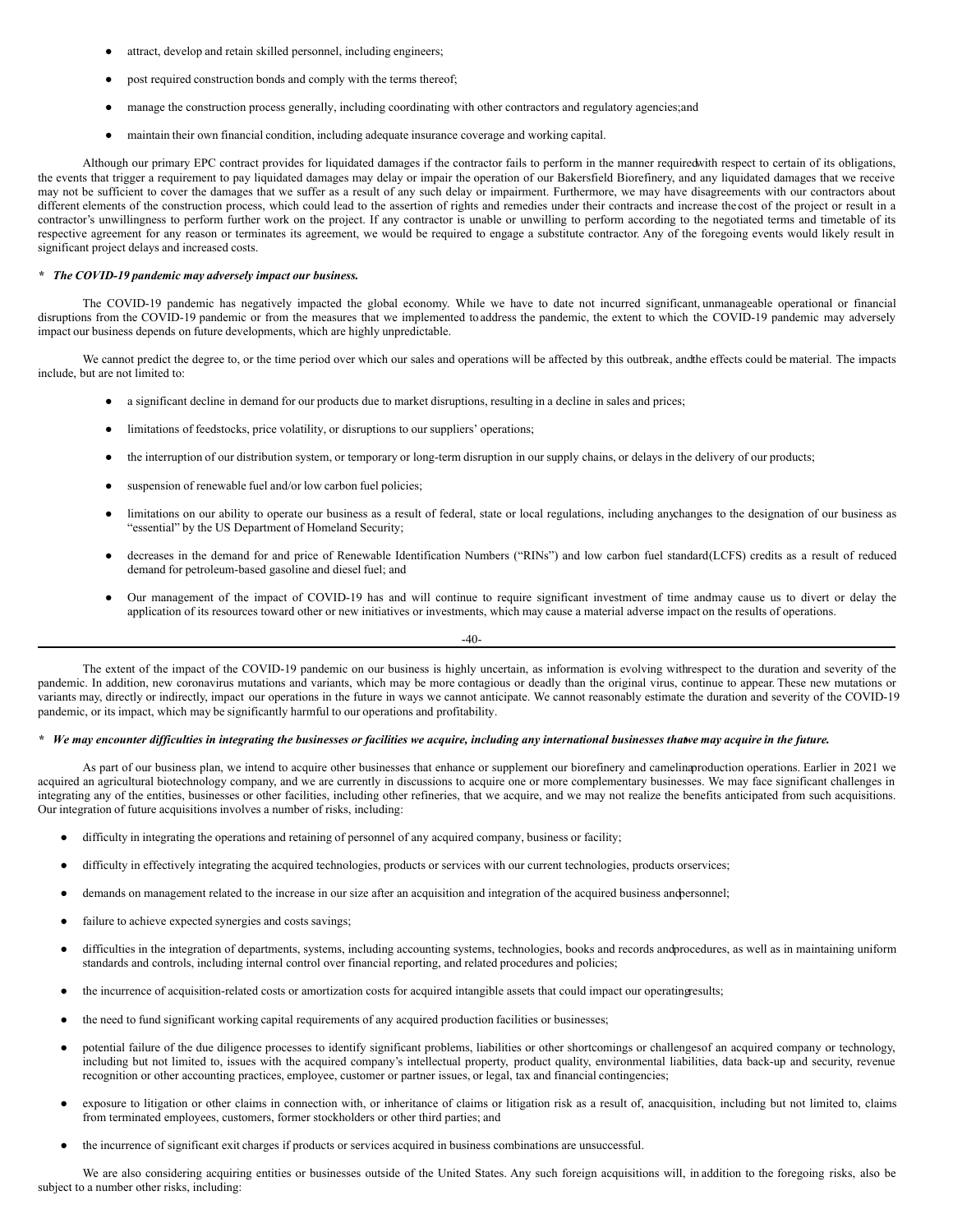- attract, develop and retain skilled personnel, including engineers;
- post required construction bonds and comply with the terms thereof;
- manage the construction process generally, including coordinating with other contractors and regulatory agencies;and
- maintain their own financial condition, including adequate insurance coverage and working capital.

Although our primary EPC contract provides for liquidated damages if the contractor fails to perform in the manner requiredwith respect to certain of its obligations, the events that trigger a requirement to pay liquidated damages may delay or impair the operation of our Bakersfield Biorefinery, and any liquidated damages that we receive may not be sufficient to cover the damages that we suffer as a result of any such delay or impairment. Furthermore, we may have disagreements with our contractors about different elements of the construction process, which could lead to the assertion of rights and remedies under their contracts and increase thecost of the project or result in a contractor's unwillingness to perform further work on the project. If any contractor is unable or unwilling to perform according to the negotiated terms and timetable of its respective agreement for any reason or terminates its agreement, we would be required to engage a substitute contractor. Any of the foregoing events would likely result in significant project delays and increased costs.

***\* The COVID-19 pandemic may adversely impact our business.***

The COVID-19 pandemic has negatively impacted the global economy. While we have to date not incurred significant, unmanageable operational or financial disruptions from the COVID-19 pandemic or from the measures that we implemented to address the pandemic, the extent to which the COVID-19 pandemic may adversely impact our business depends on future developments, which are highly unpredictable.

We cannot predict the degree to, or the time period over which our sales and operations will be affected by this outbreak, andthe effects could be material. The impacts include, but are not limited to:

- a significant decline in demand for our products due to market disruptions, resulting in a decline in sales and prices;
- limitations of feedstocks, price volatility, or disruptions to our suppliers' operations;
- the interruption of our distribution system, or temporary or long-term disruption in our supply chains, or delays in the delivery of our products;
- suspension of renewable fuel and/or low carbon fuel policies;
- limitations on our ability to operate our business as a result of federal, state or local regulations, including anychanges to the designation of our business as "essential" by the US Department of Homeland Security;
- decreases in the demand for and price of Renewable Identification Numbers ("RINs") and low carbon fuel standard(LCFS) credits as a result of reduced demand for petroleum-based gasoline and diesel fuel; and
- Our management of the impact of COVID-19 has and will continue to require significant investment of time andmay cause us to divert or delay the application of its resources toward other or new initiatives or investments, which may cause a material adverse impact on the results of operations.

The extent of the impact of the COVID-19 pandemic on our business is highly uncertain, as information is evolving withrespect to the duration and severity of the pandemic. In addition, new coronavirus mutations and variants, which may be more contagious or deadly than the original virus, continue to appear. These new mutations or variants may, directly or indirectly, impact our operations in the future in ways we cannot anticipate. We cannot reasonably estimate the duration and severity of the COVID-19 pandemic, or its impact, which may be significantly harmful to our operations and profitability.

***\* We may encounter difficulties in integrating the businesses or facilities we acquire, including any international businesses thatwe may acquire in the future.***

As part of our business plan, we intend to acquire other businesses that enhance or supplement our biorefinery and camelinaproduction operations. Earlier in 2021 we acquired an agricultural biotechnology company, and we are currently in discussions to acquire one or more complementary businesses. We may face significant challenges in integrating any of the entities, businesses or other facilities, including other refineries, that we acquire, and we may not realize the benefits anticipated from such acquisitions. Our integration of future acquisitions involves a number of risks, including:

- difficulty in integrating the operations and retaining of personnel of any acquired company, business or facility;
- difficulty in effectively integrating the acquired technologies, products or services with our current technologies, products orservices;
- demands on management related to the increase in our size after an acquisition and integration of the acquired business andpersonnel;
- failure to achieve expected synergies and costs savings;
- difficulties in the integration of departments, systems, including accounting systems, technologies, books and records andprocedures, as well as in maintaining uniform standards and controls, including internal control over financial reporting, and related procedures and policies;
- the incurrence of acquisition-related costs or amortization costs for acquired intangible assets that could impact our operatingresults;
- the need to fund significant working capital requirements of any acquired production facilities or businesses;
- potential failure of the due diligence processes to identify significant problems, liabilities or other shortcomings or challengesof an acquired company or technology, including but not limited to, issues with the acquired company's intellectual property, product quality, environmental liabilities, data back-up and security, revenue recognition or other accounting practices, employee, customer or partner issues, or legal, tax and financial contingencies;
- exposure to litigation or other claims in connection with, or inheritance of claims or litigation risk as a result of, anacquisition, including but not limited to, claims from terminated employees, customers, former stockholders or other third parties; and
- the incurrence of significant exit charges if products or services acquired in business combinations are unsuccessful.

We are also considering acquiring entities or businesses outside of the United States. Any such foreign acquisitions will, in addition to the foregoing risks, also be subject to a number other risks, including: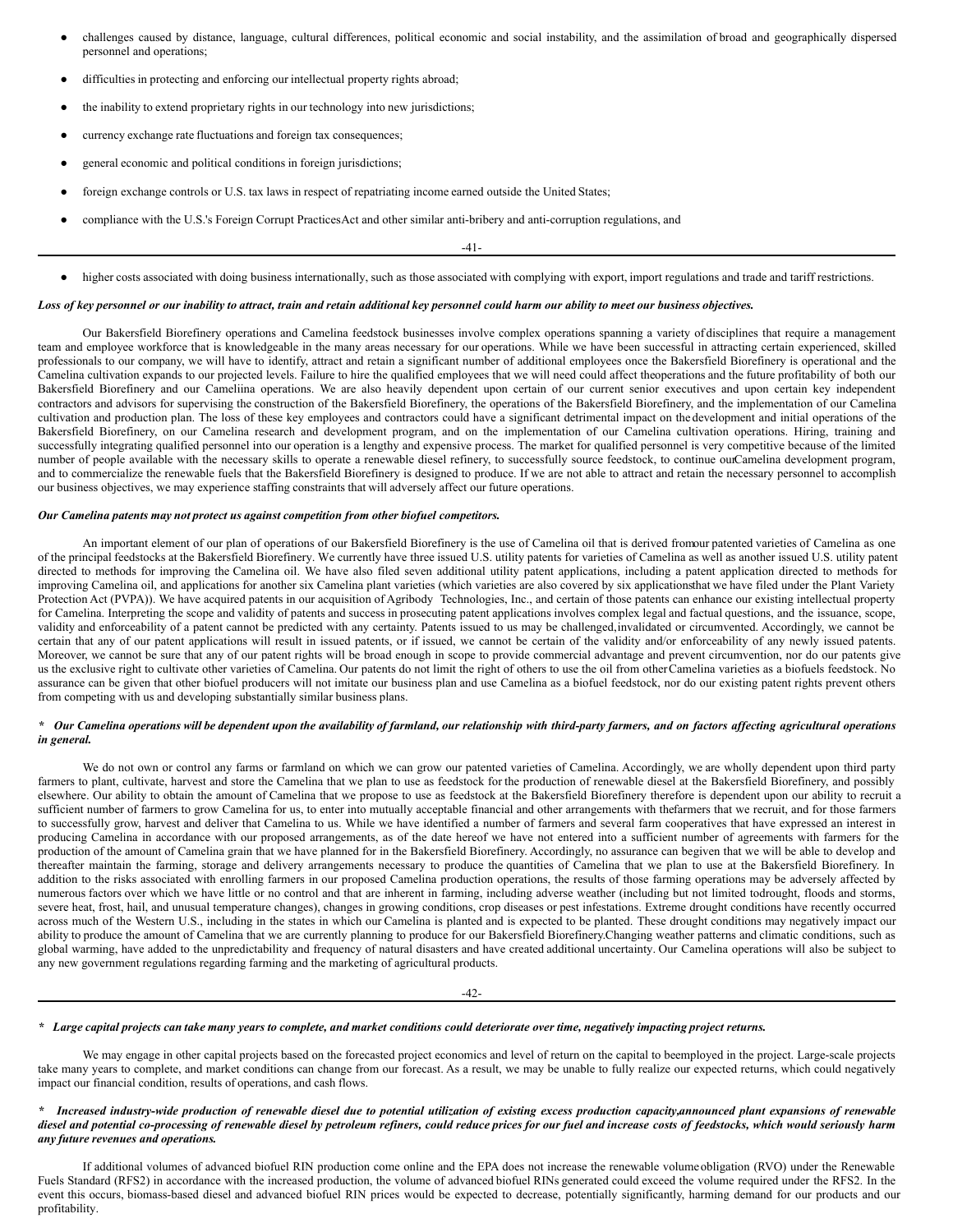- challenges caused by distance, language, cultural differences, political economic and social instability, and the assimilation of broad and geographically dispersed personnel and operations;
- difficulties in protecting and enforcing our intellectual property rights abroad;
- the inability to extend proprietary rights in our technology into new jurisdictions;
- currency exchange rate fluctuations and foreign tax consequences;
- general economic and political conditions in foreign jurisdictions;
- foreign exchange controls or U.S. tax laws in respect of repatriating income earned outside the United States;
- compliance with the U.S.'s Foreign Corrupt Practices Act and other similar anti-bribery and anti-corruption regulations, and
- higher costs associated with doing business internationally, such as those associated with complying with export, import regulations and trade and tariff restrictions.

***Loss of key personnel or our inability to attract, train and retain additional key personnel could harm our ability to meet our business objectives.***

Our Bakersfield Biorefinery operations and Camelina feedstock businesses involve complex operations spanning a variety of disciplines that require a management team and employee workforce that is knowledgeable in the many areas necessary for our operations. While we have been successful in attracting certain experienced, skilled professionals to our company, we will have to identify, attract and retain a significant number of additional employees once the Bakersfield Biorefinery is operational and the Camelina cultivation expands to our projected levels. Failure to hire the qualified employees that we will need could affect the operations and the future profitability of both our Bakersfield Biorefinery and our Cameliina operations. We are also heavily dependent upon certain of our current senior executives and upon certain key independent contractors and advisors for supervising the construction of the Bakersfield Biorefinery, the operations of the Bakersfield Biorefinery, and the implementation of our Camelina cultivation and production plan. The loss of these key employees and contractors could have a significant detrimental impact on the development and initial operations of the Bakersfield Biorefinery, on our Camelina research and development program, and on the implementation of our Camelina cultivation operations. Hiring, training and successfully integrating qualified personnel into our operation is a lengthy and expensive process. The market for qualified personnel is very competitive because of the limited number of people available with the necessary skills to operate a renewable diesel refinery, to successfully source feedstock, to continue our Camelina development program, and to commercialize the renewable fuels that the Bakersfield Biorefinery is designed to produce. If we are not able to attract and retain the necessary personnel to accomplish our business objectives, we may experience staffing constraints that will adversely affect our future operations.

***Our Camelina patents may not protect us against competition from other biofuel competitors.***

An important element of our plan of operations of our Bakersfield Biorefinery is the use of Camelina oil that is derived from our patented varieties of Camelina as one of the principal feedstocks at the Bakersfield Biorefinery. We currently have three issued U.S. utility patents for varieties of Camelina as well as another issued U.S. utility patent directed to methods for improving the Camelina oil. We have also filed seven additional utility patent applications, including a patent application directed to methods for improving Camelina oil, and applications for another six Camelina plant varieties (which varieties are also covered by six applications that we have filed under the Plant Variety Protection Act (PVPA)). We have acquired patents in our acquisition of Agribody Technologies, Inc., and certain of those patents can enhance our existing intellectual property for Camelina. Interpreting the scope and validity of patents and success in prosecuting patent applications involves complex legal and factual questions, and the issuance, scope, validity and enforceability of a patent cannot be predicted with any certainty. Patents issued to us may be challenged, invalidated or circumvented. Accordingly, we cannot be certain that any of our patent applications will result in issued patents, or if issued, we cannot be certain of the validity and/or enforceability of any newly issued patents. Moreover, we cannot be sure that any of our patent rights will be broad enough in scope to provide commercial advantage and prevent circumvention, nor do our patents give us the exclusive right to cultivate other varieties of Camelina. Our patents do not limit the right of others to use the oil from other Camelina varieties as a biofuels feedstock. No assurance can be given that other biofuel producers will not imitate our business plan and use Camelina as a biofuel feedstock, nor do our existing patent rights prevent others from competing with us and developing substantially similar business plans.

***\* Our Camelina operations will be dependent upon the availability of farmland, our relationship with third-party farmers, and on factors affecting agricultural operations in general.***

We do not own or control any farms or farmland on which we can grow our patented varieties of Camelina. Accordingly, we are wholly dependent upon third party farmers to plant, cultivate, harvest and store the Camelina that we plan to use as feedstock for the production of renewable diesel at the Bakersfield Biorefinery, and possibly elsewhere. Our ability to obtain the amount of Camelina that we propose to use as feedstock at the Bakersfield Biorefinery therefore is dependent upon our ability to recruit a sufficient number of farmers to grow Camelina for us, to enter into mutually acceptable financial and other arrangements with the farmers that we recruit, and for those farmers to successfully grow, harvest and deliver that Camelina to us. While we have identified a number of farmers and several farm cooperatives that have expressed an interest in producing Camelina in accordance with our proposed arrangements, as of the date hereof we have not entered into a sufficient number of agreements with farmers for the production of the amount of Camelina grain that we have planned for in the Bakersfield Biorefinery. Accordingly, no assurance can be given that we will be able to develop and thereafter maintain the farming, storage and delivery arrangements necessary to produce the quantities of Camelina that we plan to use at the Bakersfield Biorefinery. In addition to the risks associated with enrolling farmers in our proposed Camelina production operations, the results of those farming operations may be adversely affected by numerous factors over which we have little or no control and that are inherent in farming, including adverse weather (including but not limited to drought, floods and storms, severe heat, frost, hail, and unusual temperature changes), changes in growing conditions, crop diseases or pest infestations. Extreme drought conditions have recently occurred across much of the Western U.S., including in the states in which our Camelina is planted and is expected to be planted. These drought conditions may negatively impact our ability to produce the amount of Camelina that we are currently planning to produce for our Bakersfield Biorefinery. Changing weather patterns and climatic conditions, such as global warming, have added to the unpredictability and frequency of natural disasters and have created additional uncertainty. Our Camelina operations will also be subject to any new government regulations regarding farming and the marketing of agricultural products.

***\* Large capital projects can take many years to complete, and market conditions could deteriorate over time, negatively impacting project returns.***

We may engage in other capital projects based on the forecasted project economics and level of return on the capital to be employed in the project. Large-scale projects take many years to complete, and market conditions can change from our forecast. As a result, we may be unable to fully realize our expected returns, which could negatively impact our financial condition, results of operations, and cash flows.

***\* Increased industry-wide production of renewable diesel due to potential utilization of existing excess production capacity, announced plant expansions of renewable diesel and potential co-processing of renewable diesel by petroleum refiners, could reduce prices for our fuel and increase costs of feedstocks, which would seriously harm any future revenues and operations.***

If additional volumes of advanced biofuel RIN production come online and the EPA does not increase the renewable volume obligation (RVO) under the Renewable Fuels Standard (RFS2) in accordance with the increased production, the volume of advanced biofuel RINs generated could exceed the volume required under the RFS2. In the event this occurs, biomass-based diesel and advanced biofuel RIN prices would be expected to decrease, potentially significantly, harming demand for our products and our profitability.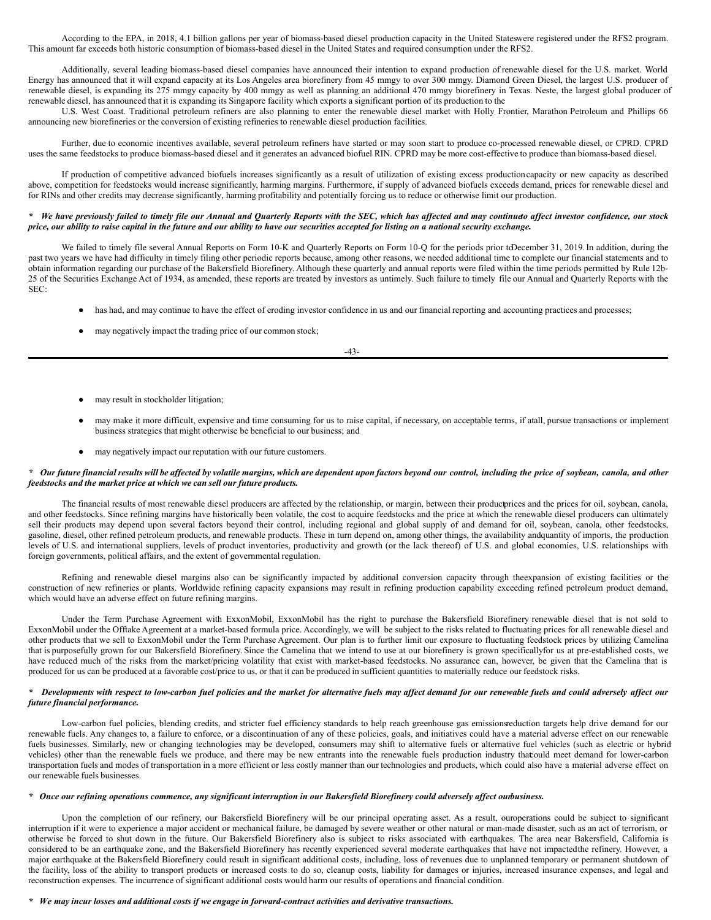According to the EPA, in 2018, 4.1 billion gallons per year of biomass-based diesel production capacity in the United Stateswere registered under the RFS2 program. This amount far exceeds both historic consumption of biomass-based diesel in the United States and required consumption under the RFS2.

Additionally, several leading biomass-based diesel companies have announced their intention to expand production of renewable diesel for the U.S. market. World Energy has announced that it will expand capacity at its Los Angeles area biorefinery from 45 mmgy to over 300 mmgy. Diamond Green Diesel, the largest U.S. producer of renewable diesel, is expanding its 275 mmgy capacity by 400 mmgy as well as planning an additional 470 mmgy biorefinery in Texas. Neste, the largest global producer of renewable diesel, has announced that it is expanding its Singapore facility which exports a significant portion of its production to the

U.S. West Coast. Traditional petroleum refiners are also planning to enter the renewable diesel market with Holly Frontier, Marathon Petroleum and Phillips 66 announcing new biorefineries or the conversion of existing refineries to renewable diesel production facilities.

Further, due to economic incentives available, several petroleum refiners have started or may soon start to produce co-processed renewable diesel, or CPRD. CPRD uses the same feedstocks to produce biomass-based diesel and it generates an advanced biofuel RIN. CPRD may be more cost-effective to produce than biomass-based diesel.

If production of competitive advanced biofuels increases significantly as a result of utilization of existing excess productioncapacity or new capacity as described above, competition for feedstocks would increase significantly, harming margins. Furthermore, if supply of advanced biofuels exceeds demand, prices for renewable diesel and for RINs and other credits may decrease significantly, harming profitability and potentially forcing us to reduce or otherwise limit our production.

***\* We have previously failed to timely file our Annual and Quarterly Reports with the SEC, which has affected and may continueto affect investor confidence, our stock price, our ability to raise capital in the future and our ability to have our securities accepted for listing on a national security exchange.***

We failed to timely file several Annual Reports on Form 10-K and Quarterly Reports on Form 10-Q for the periods prior toDecember 31, 2019. In addition, during the past two years we have had difficulty in timely filing other periodic reports because, among other reasons, we needed additional time to complete our financial statements and to obtain information regarding our purchase of the Bakersfield Biorefinery. Although these quarterly and annual reports were filed within the time periods permitted by Rule 12b-25 of the Securities Exchange Act of 1934, as amended, these reports are treated by investors as untimely. Such failure to timely file our Annual and Quarterly Reports with the SEC:

- has had, and may continue to have the effect of eroding investor confidence in us and our financial reporting and accounting practices and processes;
- may negatively impact the trading price of our common stock;
- may result in stockholder litigation;
- may make it more difficult, expensive and time consuming for us to raise capital, if necessary, on acceptable terms, if atall, pursue transactions or implement business strategies that might otherwise be beneficial to our business; and
- may negatively impact our reputation with our future customers.

***\* Our future financial results will be affected by volatile margins, which are dependent upon factors beyond our control, including the price of soybean, canola, and other feedstocks and the market price at which we can sell our future products.***

The financial results of most renewable diesel producers are affected by the relationship, or margin, between their productprices and the prices for oil, soybean, canola, and other feedstocks. Since refining margins have historically been volatile, the cost to acquire feedstocks and the price at which the renewable diesel producers can ultimately sell their products may depend upon several factors beyond their control, including regional and global supply of and demand for oil, soybean, canola, other feedstocks, gasoline, diesel, other refined petroleum products, and renewable products. These in turn depend on, among other things, the availability andquantity of imports, the production levels of U.S. and international suppliers, levels of product inventories, productivity and growth (or the lack thereof) of U.S. and global economies, U.S. relationships with foreign governments, political affairs, and the extent of governmental regulation.

Refining and renewable diesel margins also can be significantly impacted by additional conversion capacity through theexpansion of existing facilities or the construction of new refineries or plants. Worldwide refining capacity expansions may result in refining production capability exceeding refined petroleum product demand, which would have an adverse effect on future refining margins.

Under the Term Purchase Agreement with ExxonMobil, ExxonMobil has the right to purchase the Bakersfield Biorefinery renewable diesel that is not sold to ExxonMobil under the Offtake Agreement at a market-based formula price. Accordingly, we will be subject to the risks related to fluctuating prices for all renewable diesel and other products that we sell to ExxonMobil under the Term Purchase Agreement. Our plan is to further limit our exposure to fluctuating feedstock prices by utilizing Camelina that is purposefully grown for our Bakersfield Biorefinery. Since the Camelina that we intend to use at our biorefinery is grown specificallyfor us at pre-established costs, we have reduced much of the risks from the market/pricing volatility that exist with market-based feedstocks. No assurance can, however, be given that the Camelina that is produced for us can be produced at a favorable cost/price to us, or that it can be produced in sufficient quantities to materially reduce our feedstock risks.

***\* Developments with respect to low-carbon fuel policies and the market for alternative fuels may affect demand for our renewable fuels and could adversely affect our future financial performance.***

Low-carbon fuel policies, blending credits, and stricter fuel efficiency standards to help reach greenhouse gas emissionsreduction targets help drive demand for our renewable fuels. Any changes to, a failure to enforce, or a discontinuation of any of these policies, goals, and initiatives could have a material adverse effect on our renewable fuels businesses. Similarly, new or changing technologies may be developed, consumers may shift to alternative fuels or alternative fuel vehicles (such as electric or hybrid vehicles) other than the renewable fuels we produce, and there may be new entrants into the renewable fuels production industry thatcould meet demand for lower-carbon transportation fuels and modes of transportation in a more efficient or less costly manner than our technologies and products, which could also have a material adverse effect on our renewable fuels businesses.

***\* Once our refining operations commence, any significant interruption in our Bakersfield Biorefinery could adversely affect ourbusiness.***

Upon the completion of our refinery, our Bakersfield Biorefinery will be our principal operating asset. As a result, ouroperations could be subject to significant interruption if it were to experience a major accident or mechanical failure, be damaged by severe weather or other natural or man-made disaster, such as an act of terrorism, or otherwise be forced to shut down in the future. Our Bakersfield Biorefinery also is subject to risks associated with earthquakes. The area near Bakersfield, California is considered to be an earthquake zone, and the Bakersfield Biorefinery has recently experienced several moderate earthquakes that have not impactedthe refinery. However, a major earthquake at the Bakersfield Biorefinery could result in significant additional costs, including, loss of revenues due to unplanned temporary or permanent shutdown of the facility, loss of the ability to transport products or increased costs to do so, cleanup costs, liability for damages or injuries, increased insurance expenses, and legal and reconstruction expenses. The incurrence of significant additional costs would harm our results of operations and financial condition.

***\* We may incur losses and additional costs if we engage in forward-contract activities and derivative transactions.***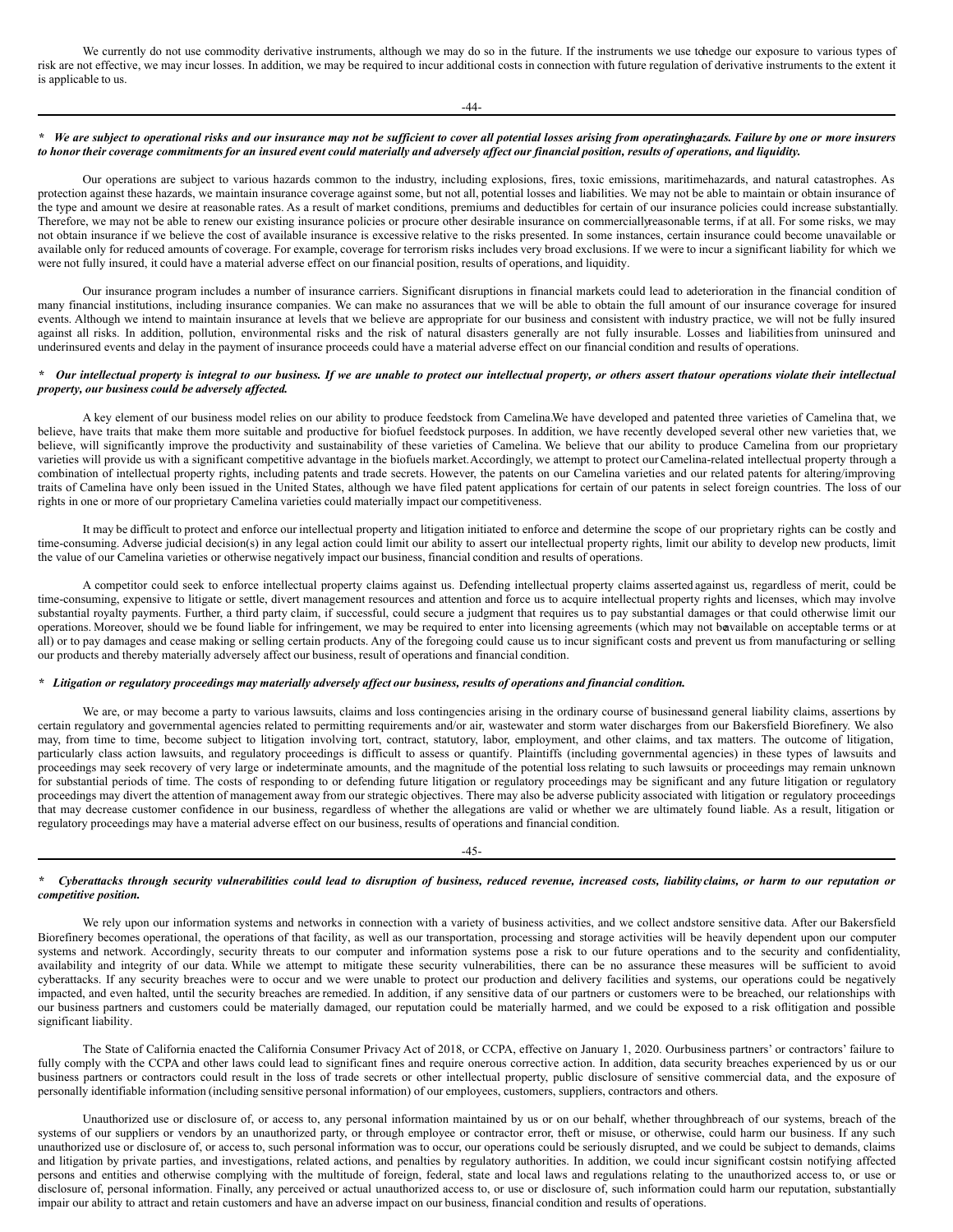We currently do not use commodity derivative instruments, although we may do so in the future. If the instruments we use to hedge our exposure to various types of risk are not effective, we may incur losses. In addition, we may be required to incur additional costs in connection with future regulation of derivative instruments to the extent it is applicable to us.

***\* We are subject to operational risks and our insurance may not be sufficient to cover all potential losses arising from operating hazards. Failure by one or more insurers to honor their coverage commitments for an insured event could materially and adversely affect our financial position, results of operations, and liquidity.***

Our operations are subject to various hazards common to the industry, including explosions, fires, toxic emissions, maritime hazards, and natural catastrophes. As protection against these hazards, we maintain insurance coverage against some, but not all, potential losses and liabilities. We may not be able to maintain or obtain insurance of the type and amount we desire at reasonable rates. As a result of market conditions, premiums and deductibles for certain of our insurance policies could increase substantially. Therefore, we may not be able to renew our existing insurance policies or procure other desirable insurance on commercially reasonable terms, if at all. For some risks, we may not obtain insurance if we believe the cost of available insurance is excessive relative to the risks presented. In some instances, certain insurance could become unavailable or available only for reduced amounts of coverage. For example, coverage for terrorism risks includes very broad exclusions. If we were to incur a significant liability for which we were not fully insured, it could have a material adverse effect on our financial position, results of operations, and liquidity.

Our insurance program includes a number of insurance carriers. Significant disruptions in financial markets could lead to a deterioration in the financial condition of many financial institutions, including insurance companies. We can make no assurances that we will be able to obtain the full amount of our insurance coverage for insured events. Although we intend to maintain insurance at levels that we believe are appropriate for our business and consistent with industry practice, we will not be fully insured against all risks. In addition, pollution, environmental risks and the risk of natural disasters generally are not fully insurable. Losses and liabilities from uninsured and underinsured events and delay in the payment of insurance proceeds could have a material adverse effect on our financial condition and results of operations.

***\* Our intellectual property is integral to our business. If we are unable to protect our intellectual property, or others assert that our operations violate their intellectual property, our business could be adversely affected.***

A key element of our business model relies on our ability to produce feedstock from Camelina. We have developed and patented three varieties of Camelina that, we believe, have traits that make them more suitable and productive for biofuel feedstock purposes. In addition, we have recently developed several other new varieties that, we believe, will significantly improve the productivity and sustainability of these varieties of Camelina. We believe that our ability to produce Camelina from our proprietary varieties will provide us with a significant competitive advantage in the biofuels market. Accordingly, we attempt to protect our Camelina-related intellectual property through a combination of intellectual property rights, including patents and trade secrets. However, the patents on our Camelina varieties and our related patents for altering/improving traits of Camelina have only been issued in the United States, although we have filed patent applications for certain of our patents in select foreign countries. The loss of our rights in one or more of our proprietary Camelina varieties could materially impact our competitiveness.

It may be difficult to protect and enforce our intellectual property and litigation initiated to enforce and determine the scope of our proprietary rights can be costly and time-consuming. Adverse judicial decision(s) in any legal action could limit our ability to assert our intellectual property rights, limit our ability to develop new products, limit the value of our Camelina varieties or otherwise negatively impact our business, financial condition and results of operations.

A competitor could seek to enforce intellectual property claims against us. Defending intellectual property claims asserted against us, regardless of merit, could be time-consuming, expensive to litigate or settle, divert management resources and attention and force us to acquire intellectual property rights and licenses, which may involve substantial royalty payments. Further, a third party claim, if successful, could secure a judgment that requires us to pay substantial damages or that could otherwise limit our operations. Moreover, should we be found liable for infringement, we may be required to enter into licensing agreements (which may not be available on acceptable terms or at all) or to pay damages and cease making or selling certain products. Any of the foregoing could cause us to incur significant costs and prevent us from manufacturing or selling our products and thereby materially adversely affect our business, result of operations and financial condition.

***\* Litigation or regulatory proceedings may materially adversely affect our business, results of operations and financial condition.***

We are, or may become a party to various lawsuits, claims and loss contingencies arising in the ordinary course of business and general liability claims, assertions by certain regulatory and governmental agencies related to permitting requirements and/or air, wastewater and storm water discharges from our Bakersfield Biorefinery. We also may, from time to time, become subject to litigation involving tort, contract, statutory, labor, employment, and other claims, and tax matters. The outcome of litigation, particularly class action lawsuits, and regulatory proceedings is difficult to assess or quantify. Plaintiffs (including governmental agencies) in these types of lawsuits and proceedings may seek recovery of very large or indeterminate amounts, and the magnitude of the potential loss relating to such lawsuits or proceedings may remain unknown for substantial periods of time. The costs of responding to or defending future litigation or regulatory proceedings may be significant and any future litigation or regulatory proceedings may divert the attention of management away from our strategic objectives. There may also be adverse publicity associated with litigation or regulatory proceedings that may decrease customer confidence in our business, regardless of whether the allegations are valid or whether we are ultimately found liable. As a result, litigation or regulatory proceedings may have a material adverse effect on our business, results of operations and financial condition.

***\* Cyberattacks through security vulnerabilities could lead to disruption of business, reduced revenue, increased costs, liability claims, or harm to our reputation or competitive position.***

We rely upon our information systems and networks in connection with a variety of business activities, and we collect and store sensitive data. After our Bakersfield Biorefinery becomes operational, the operations of that facility, as well as our transportation, processing and storage activities will be heavily dependent upon our computer systems and network. Accordingly, security threats to our computer and information systems pose a risk to our future operations and to the security and confidentiality, availability and integrity of our data. While we attempt to mitigate these security vulnerabilities, there can be no assurance these measures will be sufficient to avoid cyberattacks. If any security breaches were to occur and we were unable to protect our production and delivery facilities and systems, our operations could be negatively impacted, and even halted, until the security breaches are remedied. In addition, if any sensitive data of our partners or customers were to be breached, our relationships with our business partners and customers could be materially damaged, our reputation could be materially harmed, and we could be exposed to a risk of litigation and possible significant liability.

The State of California enacted the California Consumer Privacy Act of 2018, or CCPA, effective on January 1, 2020. Our business partners' or contractors' failure to fully comply with the CCPA and other laws could lead to significant fines and require onerous corrective action. In addition, data security breaches experienced by us or our business partners or contractors could result in the loss of trade secrets or other intellectual property, public disclosure of sensitive commercial data, and the exposure of personally identifiable information (including sensitive personal information) of our employees, customers, suppliers, contractors and others.

Unauthorized use or disclosure of, or access to, any personal information maintained by us or on our behalf, whether through breach of our systems, breach of the systems of our suppliers or vendors by an unauthorized party, or through employee or contractor error, theft or misuse, or otherwise, could harm our business. If any such unauthorized use or disclosure of, or access to, such personal information was to occur, our operations could be seriously disrupted, and we could be subject to demands, claims and litigation by private parties, and investigations, related actions, and penalties by regulatory authorities. In addition, we could incur significant costs in notifying affected persons and entities and otherwise complying with the multitude of foreign, federal, state and local laws and regulations relating to the unauthorized access to, or use or disclosure of, personal information. Finally, any perceived or actual unauthorized access to, or use or disclosure of, such information could harm our reputation, substantially impair our ability to attract and retain customers and have an adverse impact on our business, financial condition and results of operations.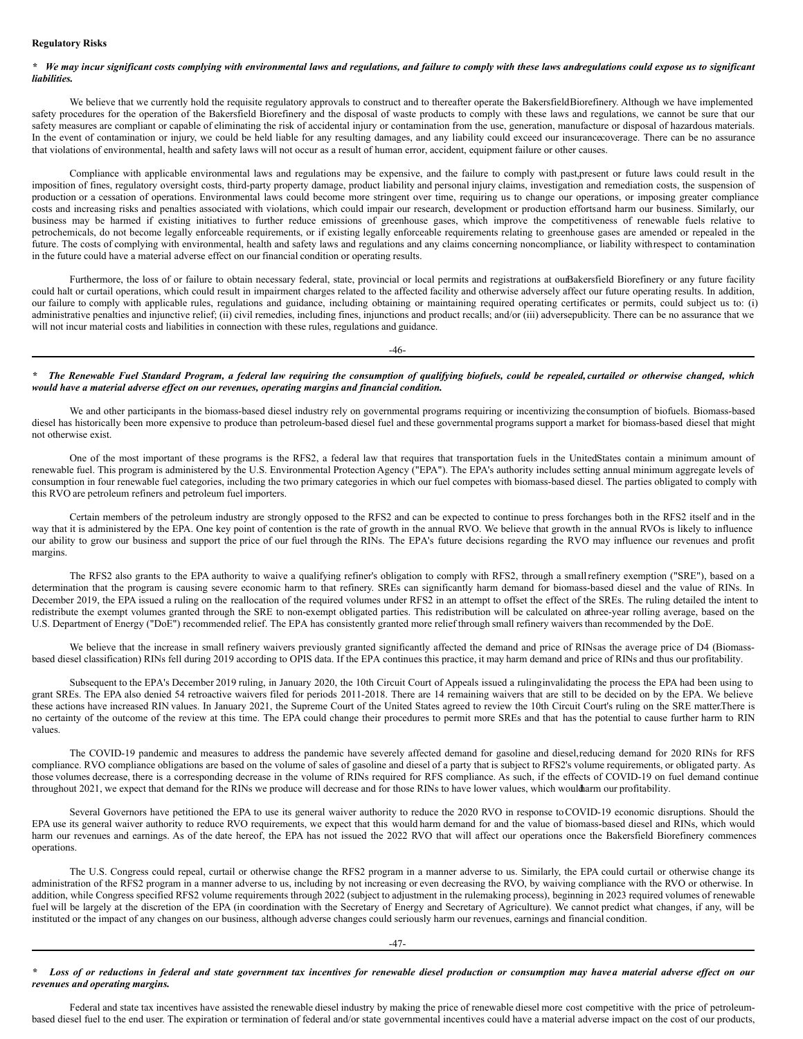**Regulatory Risks**

***\* We may incur significant costs complying with environmental laws and regulations, and failure to comply with these laws and regulations could expose us to significant liabilities.***

We believe that we currently hold the requisite regulatory approvals to construct and to thereafter operate the Bakersfield Biorefinery. Although we have implemented safety procedures for the operation of the Bakersfield Biorefinery and the disposal of waste products to comply with these laws and regulations, we cannot be sure that our safety measures are compliant or capable of eliminating the risk of accidental injury or contamination from the use, generation, manufacture or disposal of hazardous materials. In the event of contamination or injury, we could be held liable for any resulting damages, and any liability could exceed our insurance coverage. There can be no assurance that violations of environmental, health and safety laws will not occur as a result of human error, accident, equipment failure or other causes.

Compliance with applicable environmental laws and regulations may be expensive, and the failure to comply with past, present or future laws could result in the imposition of fines, regulatory oversight costs, third-party property damage, product liability and personal injury claims, investigation and remediation costs, the suspension of production or a cessation of operations. Environmental laws could become more stringent over time, requiring us to change our operations, or imposing greater compliance costs and increasing risks and penalties associated with violations, which could impair our research, development or production efforts and harm our business. Similarly, our business may be harmed if existing initiatives to further reduce emissions of greenhouse gases, which improve the competitiveness of renewable fuels relative to petrochemicals, do not become legally enforceable requirements, or if existing legally enforceable requirements relating to greenhouse gases are amended or repealed in the future. The costs of complying with environmental, health and safety laws and regulations and any claims concerning noncompliance, or liability with respect to contamination in the future could have a material adverse effect on our financial condition or operating results.

Furthermore, the loss of or failure to obtain necessary federal, state, provincial or local permits and registrations at our Bakersfield Biorefinery or any future facility could halt or curtail operations, which could result in impairment charges related to the affected facility and otherwise adversely affect our future operating results. In addition, our failure to comply with applicable rules, regulations and guidance, including obtaining or maintaining required operating certificates or permits, could subject us to: (i) administrative penalties and injunctive relief; (ii) civil remedies, including fines, injunctions and product recalls; and/or (iii) adverse publicity. There can be no assurance that we will not incur material costs and liabilities in connection with these rules, regulations and guidance.

***\* The Renewable Fuel Standard Program, a federal law requiring the consumption of qualifying biofuels, could be repealed, curtailed or otherwise changed, which would have a material adverse effect on our revenues, operating margins and financial condition.***

We and other participants in the biomass-based diesel industry rely on governmental programs requiring or incentivizing the consumption of biofuels. Biomass-based diesel has historically been more expensive to produce than petroleum-based diesel fuel and these governmental programs support a market for biomass-based diesel that might not otherwise exist.

One of the most important of these programs is the RFS2, a federal law that requires that transportation fuels in the United States contain a minimum amount of renewable fuel. This program is administered by the U.S. Environmental Protection Agency ("EPA"). The EPA's authority includes setting annual minimum aggregate levels of consumption in four renewable fuel categories, including the two primary categories in which our fuel competes with biomass-based diesel. The parties obligated to comply with this RVO are petroleum refiners and petroleum fuel importers.

Certain members of the petroleum industry are strongly opposed to the RFS2 and can be expected to continue to press for changes both in the RFS2 itself and in the way that it is administered by the EPA. One key point of contention is the rate of growth in the annual RVO. We believe that growth in the annual RVOs is likely to influence our ability to grow our business and support the price of our fuel through the RINs. The EPA's future decisions regarding the RVO may influence our revenues and profit margins.

The RFS2 also grants to the EPA authority to waive a qualifying refiner's obligation to comply with RFS2, through a small refinery exemption ("SRE"), based on a determination that the program is causing severe economic harm to that refinery. SREs can significantly harm demand for biomass-based diesel and the value of RINs. In December 2019, the EPA issued a ruling on the reallocation of the required volumes under RFS2 in an attempt to offset the effect of the SREs. The ruling detailed the intent to redistribute the exempt volumes granted through the SRE to non-exempt obligated parties. This redistribution will be calculated on a three-year rolling average, based on the U.S. Department of Energy ("DoE") recommended relief. The EPA has consistently granted more relief through small refinery waivers than recommended by the DoE.

We believe that the increase in small refinery waivers previously granted significantly affected the demand and price of RINs as the average price of D4 (Biomass-based diesel classification) RINs fell during 2019 according to OPIS data. If the EPA continues this practice, it may harm demand and price of RINs and thus our profitability.

Subsequent to the EPA's December 2019 ruling, in January 2020, the 10th Circuit Court of Appeals issued a ruling invalidating the process the EPA had been using to grant SREs. The EPA also denied 54 retroactive waivers filed for periods 2011-2018. There are 14 remaining waivers that are still to be decided on by the EPA. We believe these actions have increased RIN values. In January 2021, the Supreme Court of the United States agreed to review the 10th Circuit Court's ruling on the SRE matter. There is no certainty of the outcome of the review at this time. The EPA could change their procedures to permit more SREs and that has the potential to cause further harm to RIN values.

The COVID-19 pandemic and measures to address the pandemic have severely affected demand for gasoline and diesel, reducing demand for 2020 RINs for RFS compliance. RVO compliance obligations are based on the volume of sales of gasoline and diesel of a party that is subject to RFS2's volume requirements, or obligated party. As those volumes decrease, there is a corresponding decrease in the volume of RINs required for RFS compliance. As such, if the effects of COVID-19 on fuel demand continue throughout 2021, we expect that demand for the RINs we produce will decrease and for those RINs to have lower values, which would harm our profitability.

Several Governors have petitioned the EPA to use its general waiver authority to reduce the 2020 RVO in response to COVID-19 economic disruptions. Should the EPA use its general waiver authority to reduce RVO requirements, we expect that this would harm demand for and the value of biomass-based diesel and RINs, which would harm our revenues and earnings. As of the date hereof, the EPA has not issued the 2022 RVO that will affect our operations once the Bakersfield Biorefinery commences operations.

The U.S. Congress could repeal, curtail or otherwise change the RFS2 program in a manner adverse to us. Similarly, the EPA could curtail or otherwise change its administration of the RFS2 program in a manner adverse to us, including by not increasing or even decreasing the RVO, by waiving compliance with the RVO or otherwise. In addition, while Congress specified RFS2 volume requirements through 2022 (subject to adjustment in the rulemaking process), beginning in 2023 required volumes of renewable fuel will be largely at the discretion of the EPA (in coordination with the Secretary of Energy and Secretary of Agriculture). We cannot predict what changes, if any, will be instituted or the impact of any changes on our business, although adverse changes could seriously harm our revenues, earnings and financial condition.

***\* Loss of or reductions in federal and state government tax incentives for renewable diesel production or consumption may have a material adverse effect on our revenues and operating margins.***

Federal and state tax incentives have assisted the renewable diesel industry by making the price of renewable diesel more cost competitive with the price of petroleum-based diesel fuel to the end user. The expiration or termination of federal and/or state governmental incentives could have a material adverse impact on the cost of our products,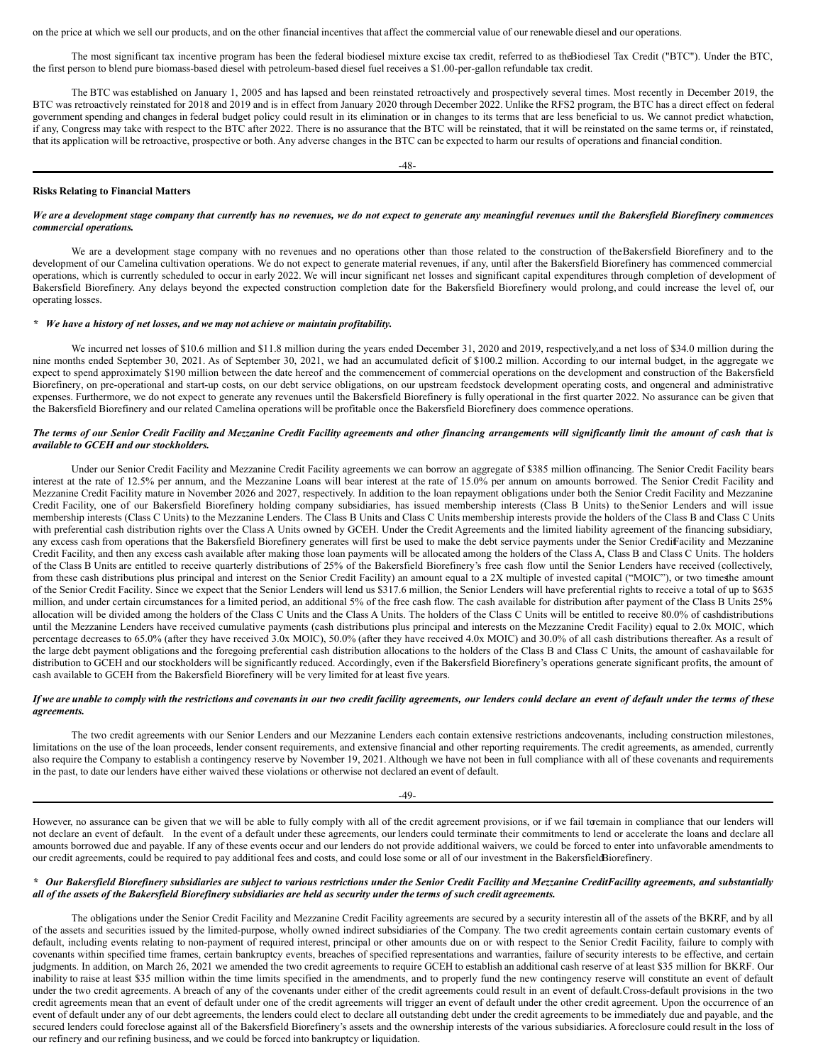on the price at which we sell our products, and on the other financial incentives that affect the commercial value of our renewable diesel and our operations.

The most significant tax incentive program has been the federal biodiesel mixture excise tax credit, referred to as the Biodiesel Tax Credit ("BTC"). Under the BTC, the first person to blend pure biomass-based diesel with petroleum-based diesel fuel receives a $1.00-per-gallon refundable tax credit.

The BTC was established on January 1, 2005 and has lapsed and been reinstated retroactively and prospectively several times. Most recently in December 2019, the BTC was retroactively reinstated for 2018 and 2019 and is in effect from January 2020 through December 2022. Unlike the RFS2 program, the BTC has a direct effect on federal government spending and changes in federal budget policy could result in its elimination or in changes to its terms that are less beneficial to us. We cannot predict what action, if any, Congress may take with respect to the BTC after 2022. There is no assurance that the BTC will be reinstated, that it will be reinstated on the same terms or, if reinstated, that its application will be retroactive, prospective or both. Any adverse changes in the BTC can be expected to harm our results of operations and financial condition.

**Risks Relating to Financial Matters**

***We are a development stage company that currently has no revenues, we do not expect to generate any meaningful revenues until the Bakersfield Biorefinery commences commercial operations.***

We are a development stage company with no revenues and no operations other than those related to the construction of the Bakersfield Biorefinery and to the development of our Camelina cultivation operations. We do not expect to generate material revenues, if any, until after the Bakersfield Biorefinery has commenced commercial operations, which is currently scheduled to occur in early 2022. We will incur significant net losses and significant capital expenditures through completion of development of Bakersfield Biorefinery. Any delays beyond the expected construction completion date for the Bakersfield Biorefinery would prolong, and could increase the level of, our operating losses.

***\* We have a history of net losses, and we may not achieve or maintain profitability.***

We incurred net losses of $10.6 million and $11.8 million during the years ended December 31, 2020 and 2019, respectively, and a net loss of $34.0 million during the nine months ended September 30, 2021. As of September 30, 2021, we had an accumulated deficit of $100.2 million. According to our internal budget, in the aggregate we expect to spend approximately $190 million between the date hereof and the commencement of commercial operations on the development and construction of the Bakersfield Biorefinery, on pre-operational and start-up costs, on our debt service obligations, on our upstream feedstock development operating costs, and on general and administrative expenses. Furthermore, we do not expect to generate any revenues until the Bakersfield Biorefinery is fully operational in the first quarter 2022. No assurance can be given that the Bakersfield Biorefinery and our related Camelina operations will be profitable once the Bakersfield Biorefinery does commence operations.

***The terms of our Senior Credit Facility and Mezzanine Credit Facility agreements and other financing arrangements will significantly limit the amount of cash that is available to GCEH and our stockholders.***

Under our Senior Credit Facility and Mezzanine Credit Facility agreements we can borrow an aggregate of $385 million of financing. The Senior Credit Facility bears interest at the rate of 12.5% per annum, and the Mezzanine Loans will bear interest at the rate of 15.0% per annum on amounts borrowed. The Senior Credit Facility and Mezzanine Credit Facility mature in November 2026 and 2027, respectively. In addition to the loan repayment obligations under both the Senior Credit Facility and Mezzanine Credit Facility, one of our Bakersfield Biorefinery holding company subsidiaries, has issued membership interests (Class B Units) to the Senior Lenders and will issue membership interests (Class C Units) to the Mezzanine Lenders. The Class B Units and Class C Units membership interests provide the holders of the Class B and Class C Units with preferential cash distribution rights over the Class A Units owned by GCEH. Under the Credit Agreements and the limited liability agreement of the financing subsidiary, any excess cash from operations that the Bakersfield Biorefinery generates will first be used to make the debt service payments under the Senior Credit Facility and Mezzanine Credit Facility, and then any excess cash available after making those loan payments will be allocated among the holders of the Class A, Class B and Class C Units. The holders of the Class B Units are entitled to receive quarterly distributions of 25% of the Bakersfield Biorefinery's free cash flow until the Senior Lenders have received (collectively, from these cash distributions plus principal and interest on the Senior Credit Facility) an amount equal to a 2X multiple of invested capital ("MOIC"), or two times the amount of the Senior Credit Facility. Since we expect that the Senior Lenders will lend us $317.6 million, the Senior Lenders will have preferential rights to receive a total of up to $635 million, and under certain circumstances for a limited period, an additional 5% of the free cash flow. The cash available for distribution after payment of the Class B Units 25% allocation will be divided among the holders of the Class C Units and the Class A Units. The holders of the Class C Units will be entitled to receive 80.0% of cash distributions until the Mezzanine Lenders have received cumulative payments (cash distributions plus principal and interests on the Mezzanine Credit Facility) equal to 2.0x MOIC, which percentage decreases to 65.0% (after they have received 3.0x MOIC), 50.0% (after they have received 4.0x MOIC) and 30.0% of all cash distributions thereafter. As a result of the large debt payment obligations and the foregoing preferential cash distribution allocations to the holders of the Class B and Class C Units, the amount of cash available for distribution to GCEH and our stockholders will be significantly reduced. Accordingly, even if the Bakersfield Biorefinery's operations generate significant profits, the amount of cash available to GCEH from the Bakersfield Biorefinery will be very limited for at least five years.

***If we are unable to comply with the restrictions and covenants in our two credit facility agreements, our lenders could declare an event of default under the terms of these agreements.***

The two credit agreements with our Senior Lenders and our Mezzanine Lenders each contain extensive restrictions and covenants, including construction milestones, limitations on the use of the loan proceeds, lender consent requirements, and extensive financial and other reporting requirements. The credit agreements, as amended, currently also require the Company to establish a contingency reserve by November 19, 2021. Although we have not been in full compliance with all of these covenants and requirements in the past, to date our lenders have either waived these violations or otherwise not declared an event of default.

However, no assurance can be given that we will be able to fully comply with all of the credit agreement provisions, or if we fail to remain in compliance that our lenders will not declare an event of default. In the event of a default under these agreements, our lenders could terminate their commitments to lend or accelerate the loans and declare all amounts borrowed due and payable. If any of these events occur and our lenders do not provide additional waivers, we could be forced to enter into unfavorable amendments to our credit agreements, could be required to pay additional fees and costs, and could lose some or all of our investment in the Bakersfield Biorefinery.

***\* Our Bakersfield Biorefinery subsidiaries are subject to various restrictions under the Senior Credit Facility and Mezzanine Credit Facility agreements, and substantially all of the assets of the Bakersfield Biorefinery subsidiaries are held as security under the terms of such credit agreements.***

The obligations under the Senior Credit Facility and Mezzanine Credit Facility agreements are secured by a security interest in all of the assets of the BKRF, and by all of the assets and securities issued by the limited-purpose, wholly owned indirect subsidiaries of the Company. The two credit agreements contain certain customary events of default, including events relating to non-payment of required interest, principal or other amounts due on or with respect to the Senior Credit Facility, failure to comply with covenants within specified time frames, certain bankruptcy events, breaches of specified representations and warranties, failure of security interests to be effective, and certain judgments. In addition, on March 26, 2021 we amended the two credit agreements to require GCEH to establish an additional cash reserve of at least $35 million for BKRF. Our inability to raise at least $35 million within the time limits specified in the amendments, and to properly fund the new contingency reserve will constitute an event of default under the two credit agreements. A breach of any of the covenants under either of the credit agreements could result in an event of default. Cross-default provisions in the two credit agreements mean that an event of default under one of the credit agreements will trigger an event of default under the other credit agreement. Upon the occurrence of an event of default under any of our debt agreements, the lenders could elect to declare all outstanding debt under the credit agreements to be immediately due and payable, and the secured lenders could foreclose against all of the Bakersfield Biorefinery's assets and the ownership interests of the various subsidiaries. A foreclosure could result in the loss of our refinery and our refining business, and we could be forced into bankruptcy or liquidation.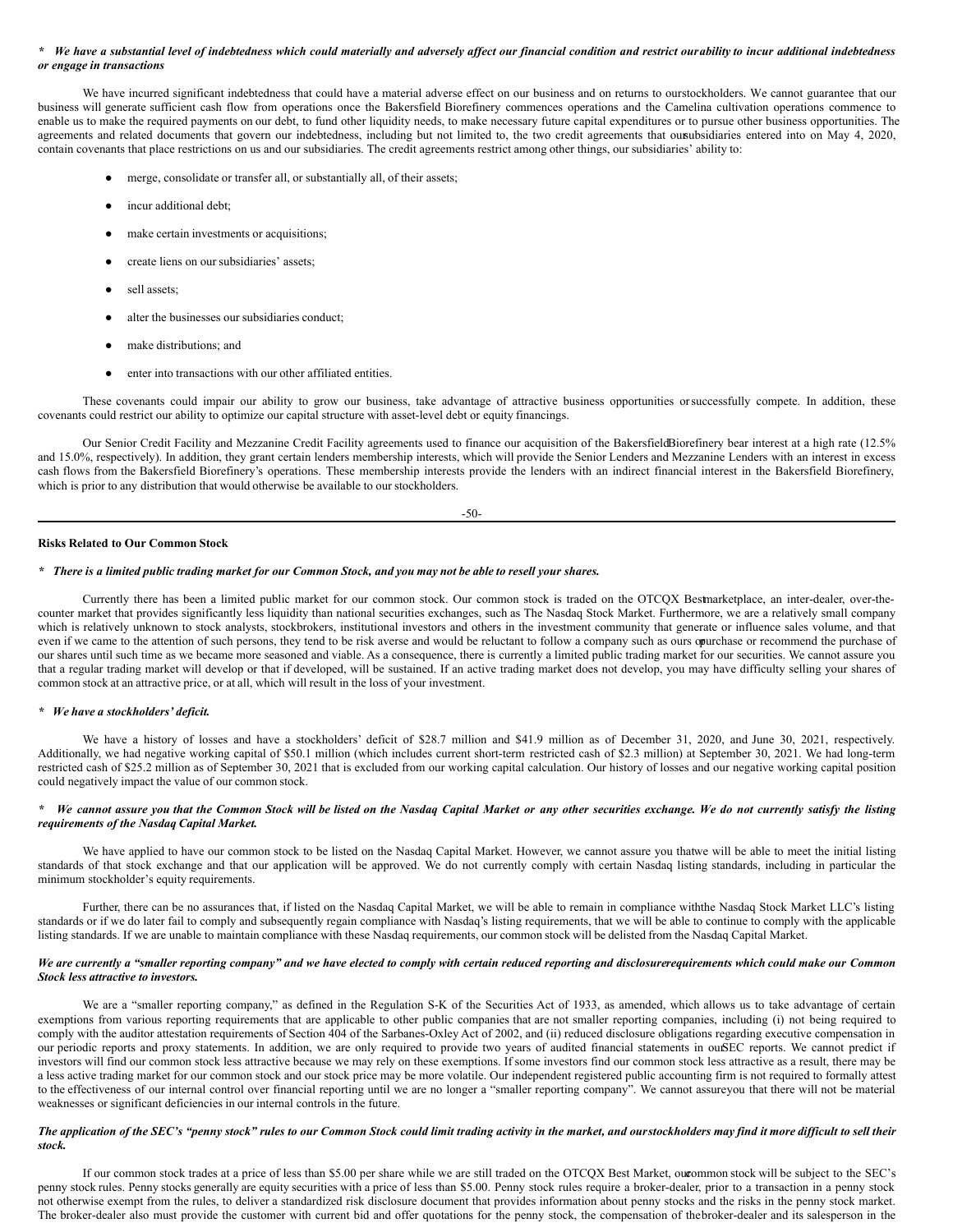*\* We have a substantial level of indebtedness which could materially and adversely affect our financial condition and restrict our ability to incur additional indebtedness or engage in transactions*

We have incurred significant indebtedness that could have a material adverse effect on our business and on returns to our stockholders. We cannot guarantee that our business will generate sufficient cash flow from operations once the Bakersfield Biorefinery commences operations and the Camelina cultivation operations commence to enable us to make the required payments on our debt, to fund other liquidity needs, to make necessary future capital expenditures or to pursue other business opportunities. The agreements and related documents that govern our indebtedness, including but not limited to, the two credit agreements that our subsidiaries entered into on May 4, 2020, contain covenants that place restrictions on us and our subsidiaries. The credit agreements restrict among other things, our subsidiaries' ability to:

- merge, consolidate or transfer all, or substantially all, of their assets;
- incur additional debt;
- make certain investments or acquisitions;
- create liens on our subsidiaries' assets;
- sell assets;
- alter the businesses our subsidiaries conduct;
- make distributions; and
- enter into transactions with our other affiliated entities.

These covenants could impair our ability to grow our business, take advantage of attractive business opportunities or successfully compete. In addition, these covenants could restrict our ability to optimize our capital structure with asset-level debt or equity financings.

Our Senior Credit Facility and Mezzanine Credit Facility agreements used to finance our acquisition of the Bakersfield Biorefinery bear interest at a high rate (12.5% and 15.0%, respectively). In addition, they grant certain lenders membership interests, which will provide the Senior Lenders and Mezzanine Lenders with an interest in excess cash flows from the Bakersfield Biorefinery's operations. These membership interests provide the lenders with an indirect financial interest in the Bakersfield Biorefinery, which is prior to any distribution that would otherwise be available to our stockholders.

**Risks Related to Our Common Stock**

*\* There is a limited public trading market for our Common Stock, and you may not be able to resell your shares.*

Currently there has been a limited public market for our common stock. Our common stock is traded on the OTCQX Best marketplace, an inter-dealer, over-the-counter market that provides significantly less liquidity than national securities exchanges, such as The Nasdaq Stock Market. Furthermore, we are a relatively small company which is relatively unknown to stock analysts, stockbrokers, institutional investors and others in the investment community that generate or influence sales volume, and that even if we came to the attention of such persons, they tend to be risk averse and would be reluctant to follow a company such as ours or purchase or recommend the purchase of our shares until such time as we became more seasoned and viable. As a consequence, there is currently a limited public trading market for our securities. We cannot assure you that a regular trading market will develop or that if developed, will be sustained. If an active trading market does not develop, you may have difficulty selling your shares of common stock at an attractive price, or at all, which will result in the loss of your investment.

*\* We have a stockholders' deficit.*

We have a history of losses and have a stockholders' deficit of $28.7 million and $41.9 million as of December 31, 2020, and June 30, 2021, respectively. Additionally, we had negative working capital of $50.1 million (which includes current short-term restricted cash of $2.3 million) at September 30, 2021. We had long-term restricted cash of $25.2 million as of September 30, 2021 that is excluded from our working capital calculation. Our history of losses and our negative working capital position could negatively impact the value of our common stock.

*\* We cannot assure you that the Common Stock will be listed on the Nasdaq Capital Market or any other securities exchange. We do not currently satisfy the listing requirements of the Nasdaq Capital Market.*

We have applied to have our common stock to be listed on the Nasdaq Capital Market. However, we cannot assure you that we will be able to meet the initial listing standards of that stock exchange and that our application will be approved. We do not currently comply with certain Nasdaq listing standards, including in particular the minimum stockholder's equity requirements.

Further, there can be no assurances that, if listed on the Nasdaq Capital Market, we will be able to remain in compliance with the Nasdaq Stock Market LLC's listing standards or if we do later fail to comply and subsequently regain compliance with Nasdaq's listing requirements, that we will be able to continue to comply with the applicable listing standards. If we are unable to maintain compliance with these Nasdaq requirements, our common stock will be delisted from the Nasdaq Capital Market.

***We are currently a "smaller reporting company" and we have elected to comply with certain reduced reporting and disclosure requirements which could make our Common Stock less attractive to investors.***

We are a "smaller reporting company," as defined in the Regulation S-K of the Securities Act of 1933, as amended, which allows us to take advantage of certain exemptions from various reporting requirements that are applicable to other public companies that are not smaller reporting companies, including (i) not being required to comply with the auditor attestation requirements of Section 404 of the Sarbanes-Oxley Act of 2002, and (ii) reduced disclosure obligations regarding executive compensation in our periodic reports and proxy statements. In addition, we are only required to provide two years of audited financial statements in our SEC reports. We cannot predict if investors will find our common stock less attractive because we may rely on these exemptions. If some investors find our common stock less attractive as a result, there may be a less active trading market for our common stock and our stock price may be more volatile. Our independent registered public accounting firm is not required to formally attest to the effectiveness of our internal control over financial reporting until we are no longer a "smaller reporting company". We cannot assure you that there will not be material weaknesses or significant deficiencies in our internal controls in the future.

***The application of the SEC's "penny stock" rules to our Common Stock could limit trading activity in the market, and our stockholders may find it more difficult to sell their stock.***

If our common stock trades at a price of less than $5.00 per share while we are still traded on the OTCQX Best Market, our common stock will be subject to the SEC's penny stock rules. Penny stocks generally are equity securities with a price of less than $5.00. Penny stock rules require a broker-dealer, prior to a transaction in a penny stock not otherwise exempt from the rules, to deliver a standardized risk disclosure document that provides information about penny stocks and the risks in the penny stock market. The broker-dealer also must provide the customer with current bid and offer quotations for the penny stock, the compensation of the broker-dealer and its salesperson in the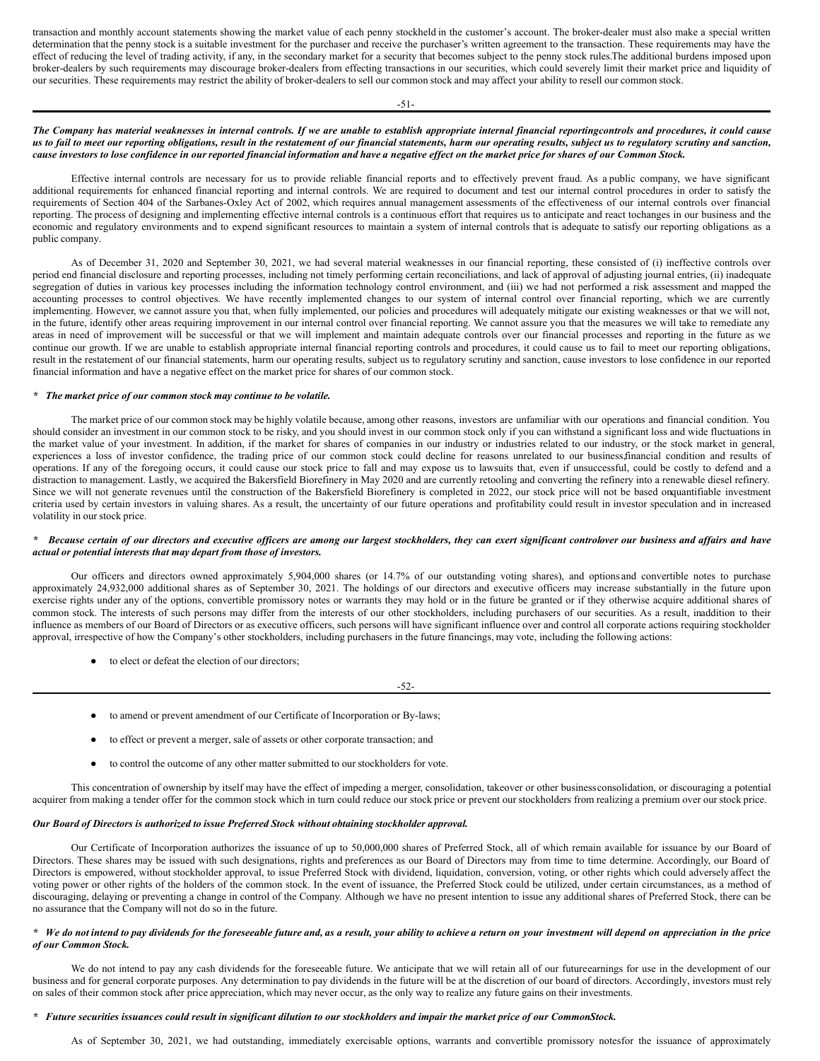transaction and monthly account statements showing the market value of each penny stockheld in the customer's account. The broker-dealer must also make a special written determination that the penny stock is a suitable investment for the purchaser and receive the purchaser's written agreement to the transaction. These requirements may have the effect of reducing the level of trading activity, if any, in the secondary market for a security that becomes subject to the penny stock rules.The additional burdens imposed upon broker-dealers by such requirements may discourage broker-dealers from effecting transactions in our securities, which could severely limit their market price and liquidity of our securities. These requirements may restrict the ability of broker-dealers to sell our common stock and may affect your ability to resell our common stock.

***The Company has material weaknesses in internal controls. If we are unable to establish appropriate internal financial reportingcontrols and procedures, it could cause us to fail to meet our reporting obligations, result in the restatement of our financial statements, harm our operating results, subject us to regulatory scrutiny and sanction, cause investors to lose confidence in our reported financial information and have a negative effect on the market price for shares of our Common Stock.***

Effective internal controls are necessary for us to provide reliable financial reports and to effectively prevent fraud. As a public company, we have significant additional requirements for enhanced financial reporting and internal controls. We are required to document and test our internal control procedures in order to satisfy the requirements of Section 404 of the Sarbanes-Oxley Act of 2002, which requires annual management assessments of the effectiveness of our internal controls over financial reporting. The process of designing and implementing effective internal controls is a continuous effort that requires us to anticipate and react tochanges in our business and the economic and regulatory environments and to expend significant resources to maintain a system of internal controls that is adequate to satisfy our reporting obligations as a public company.

As of December 31, 2020 and September 30, 2021, we had several material weaknesses in our financial reporting, these consisted of (i) ineffective controls over period end financial disclosure and reporting processes, including not timely performing certain reconciliations, and lack of approval of adjusting journal entries, (ii) inadequate segregation of duties in various key processes including the information technology control environment, and (iii) we had not performed a risk assessment and mapped the accounting processes to control objectives. We have recently implemented changes to our system of internal control over financial reporting, which we are currently implementing. However, we cannot assure you that, when fully implemented, our policies and procedures will adequately mitigate our existing weaknesses or that we will not, in the future, identify other areas requiring improvement in our internal control over financial reporting. We cannot assure you that the measures we will take to remediate any areas in need of improvement will be successful or that we will implement and maintain adequate controls over our financial processes and reporting in the future as we continue our growth. If we are unable to establish appropriate internal financial reporting controls and procedures, it could cause us to fail to meet our reporting obligations, result in the restatement of our financial statements, harm our operating results, subject us to regulatory scrutiny and sanction, cause investors to lose confidence in our reported financial information and have a negative effect on the market price for shares of our common stock.

***\* The market price of our common stock may continue to be volatile.***

The market price of our common stock may be highly volatile because, among other reasons, investors are unfamiliar with our operations and financial condition. You should consider an investment in our common stock to be risky, and you should invest in our common stock only if you can withstand a significant loss and wide fluctuations in the market value of your investment. In addition, if the market for shares of companies in our industry or industries related to our industry, or the stock market in general, experiences a loss of investor confidence, the trading price of our common stock could decline for reasons unrelated to our business,financial condition and results of operations. If any of the foregoing occurs, it could cause our stock price to fall and may expose us to lawsuits that, even if unsuccessful, could be costly to defend and a distraction to management. Lastly, we acquired the Bakersfield Biorefinery in May 2020 and are currently retooling and converting the refinery into a renewable diesel refinery. Since we will not generate revenues until the construction of the Bakersfield Biorefinery is completed in 2022, our stock price will not be based onquantifiable investment criteria used by certain investors in valuing shares. As a result, the uncertainty of our future operations and profitability could result in investor speculation and in increased volatility in our stock price.

***\* Because certain of our directors and executive officers are among our largest stockholders, they can exert significant controlover our business and affairs and have actual or potential interests that may depart from those of investors.***

Our officers and directors owned approximately 5,904,000 shares (or 14.7% of our outstanding voting shares), and optionsand convertible notes to purchase approximately 24,932,000 additional shares as of September 30, 2021. The holdings of our directors and executive officers may increase substantially in the future upon exercise rights under any of the options, convertible promissory notes or warrants they may hold or in the future be granted or if they otherwise acquire additional shares of common stock. The interests of such persons may differ from the interests of our other stockholders, including purchasers of our securities. As a result, inaddition to their influence as members of our Board of Directors or as executive officers, such persons will have significant influence over and control all corporate actions requiring stockholder approval, irrespective of how the Company's other stockholders, including purchasers in the future financings, may vote, including the following actions:

- to elect or defeat the election of our directors;
- to amend or prevent amendment of our Certificate of Incorporation or By-laws;
- to effect or prevent a merger, sale of assets or other corporate transaction; and
- to control the outcome of any other matter submitted to our stockholders for vote.

This concentration of ownership by itself may have the effect of impeding a merger, consolidation, takeover or other businessconsolidation, or discouraging a potential acquirer from making a tender offer for the common stock which in turn could reduce our stock price or prevent our stockholders from realizing a premium over our stock price.

***Our Board of Directors is authorized to issue Preferred Stock without obtaining stockholder approval.***

Our Certificate of Incorporation authorizes the issuance of up to 50,000,000 shares of Preferred Stock, all of which remain available for issuance by our Board of Directors. These shares may be issued with such designations, rights and preferences as our Board of Directors may from time to time determine. Accordingly, our Board of Directors is empowered, without stockholder approval, to issue Preferred Stock with dividend, liquidation, conversion, voting, or other rights which could adversely affect the voting power or other rights of the holders of the common stock. In the event of issuance, the Preferred Stock could be utilized, under certain circumstances, as a method of discouraging, delaying or preventing a change in control of the Company. Although we have no present intention to issue any additional shares of Preferred Stock, there can be no assurance that the Company will not do so in the future.

***\* We do not intend to pay dividends for the foreseeable future and, as a result, your ability to achieve a return on your investment will depend on appreciation in the price of our Common Stock.***

We do not intend to pay any cash dividends for the foreseeable future. We anticipate that we will retain all of our futureearnings for use in the development of our business and for general corporate purposes. Any determination to pay dividends in the future will be at the discretion of our board of directors. Accordingly, investors must rely on sales of their common stock after price appreciation, which may never occur, as the only way to realize any future gains on their investments.

***\* Future securities issuances could result in significant dilution to our stockholders and impair the market price of our CommonStock.***

As of September 30, 2021, we had outstanding, immediately exercisable options, warrants and convertible promissory notesfor the issuance of approximately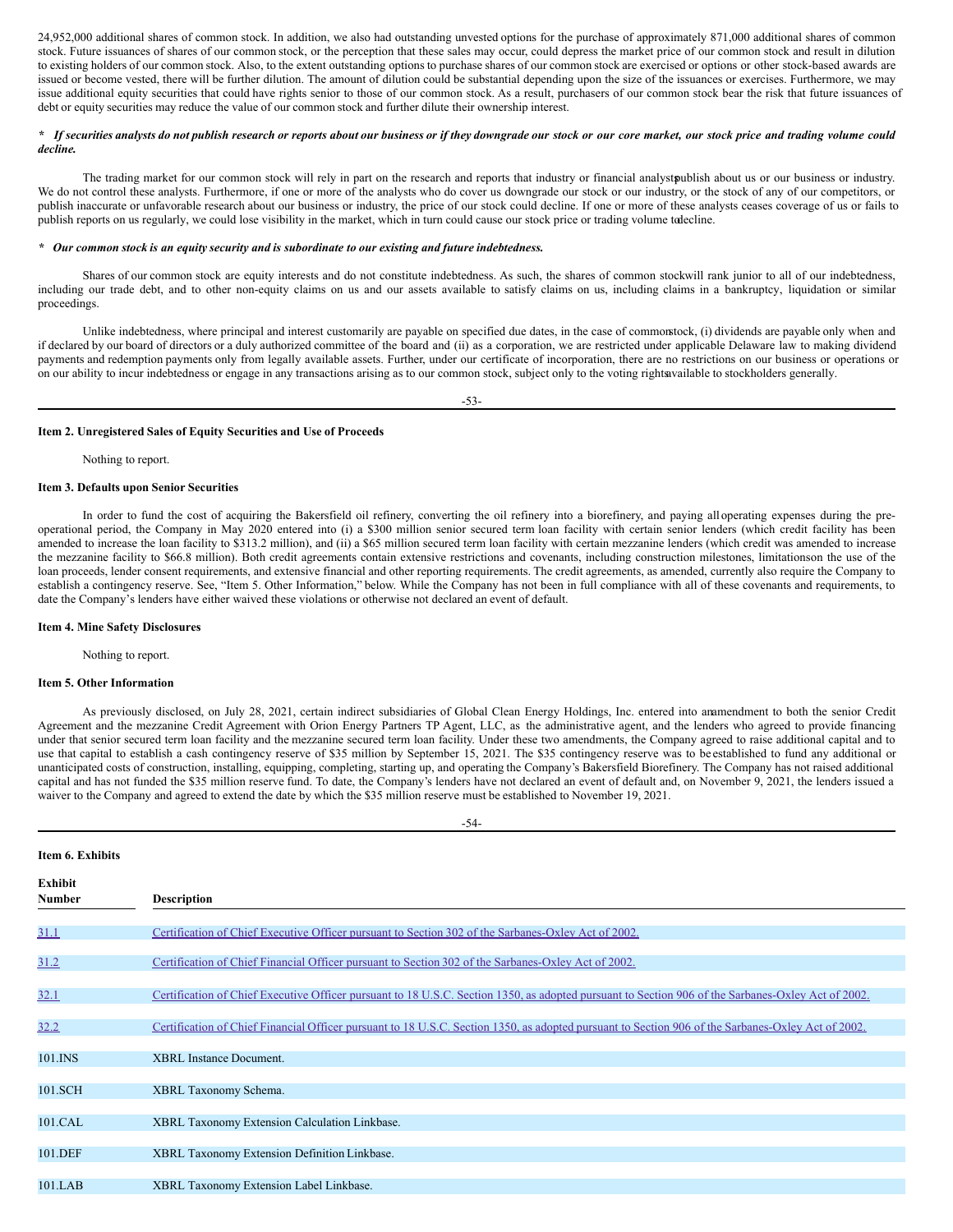24,952,000 additional shares of common stock. In addition, we also had outstanding unvested options for the purchase of approximately 871,000 additional shares of common stock. Future issuances of shares of our common stock, or the perception that these sales may occur, could depress the market price of our common stock and result in dilution to existing holders of our common stock. Also, to the extent outstanding options to purchase shares of our common stock are exercised or options or other stock-based awards are issued or become vested, there will be further dilution. The amount of dilution could be substantial depending upon the size of the issuances or exercises. Furthermore, we may issue additional equity securities that could have rights senior to those of our common stock. As a result, purchasers of our common stock bear the risk that future issuances of debt or equity securities may reduce the value of our common stock and further dilute their ownership interest.

***\* If securities analysts do not publish research or reports about our business or if they downgrade our stock or our core market, our stock price and trading volume could decline.***

The trading market for our common stock will rely in part on the research and reports that industry or financial analysts publish about us or our business or industry. We do not control these analysts. Furthermore, if one or more of the analysts who do cover us downgrade our stock or our industry, or the stock of any of our competitors, or publish inaccurate or unfavorable research about our business or industry, the price of our stock could decline. If one or more of these analysts ceases coverage of us or fails to publish reports on us regularly, we could lose visibility in the market, which in turn could cause our stock price or trading volume to decline.

***\* Our common stock is an equity security and is subordinate to our existing and future indebtedness.***

Shares of our common stock are equity interests and do not constitute indebtedness. As such, the shares of common stock will rank junior to all of our indebtedness, including our trade debt, and to other non-equity claims on us and our assets available to satisfy claims on us, including claims in a bankruptcy, liquidation or similar proceedings.

Unlike indebtedness, where principal and interest customarily are payable on specified due dates, in the case of common stock, (i) dividends are payable only when and if declared by our board of directors or a duly authorized committee of the board and (ii) as a corporation, we are restricted under applicable Delaware law to making dividend payments and redemption payments only from legally available assets. Further, under our certificate of incorporation, there are no restrictions on our business or operations or on our ability to incur indebtedness or engage in any transactions arising as to our common stock, subject only to the voting rights available to stockholders generally.

**Item 2. Unregistered Sales of Equity Securities and Use of Proceeds**

Nothing to report.

**Item 3. Defaults upon Senior Securities**

In order to fund the cost of acquiring the Bakersfield oil refinery, converting the oil refinery into a biorefinery, and paying all operating expenses during the pre-operational period, the Company in May 2020 entered into (i) a $300 million senior secured term loan facility with certain senior lenders (which credit facility has been amended to increase the loan facility to $313.2 million), and (ii) a $65 million secured term loan facility with certain mezzanine lenders (which credit was amended to increase the mezzanine facility to $66.8 million). Both credit agreements contain extensive restrictions and covenants, including construction milestones, limitations on the use of the loan proceeds, lender consent requirements, and extensive financial and other reporting requirements. The credit agreements, as amended, currently also require the Company to establish a contingency reserve. See, "Item 5. Other Information," below. While the Company has not been in full compliance with all of these covenants and requirements, to date the Company's lenders have either waived these violations or otherwise not declared an event of default.

**Item 4. Mine Safety Disclosures**

Nothing to report.

**Item 5. Other Information**

As previously disclosed, on July 28, 2021, certain indirect subsidiaries of Global Clean Energy Holdings, Inc. entered into an amendment to both the senior Credit Agreement and the mezzanine Credit Agreement with Orion Energy Partners TP Agent, LLC, as the administrative agent, and the lenders who agreed to provide financing under that senior secured term loan facility and the mezzanine secured term loan facility. Under these two amendments, the Company agreed to raise additional capital and to use that capital to establish a cash contingency reserve of $35 million by September 15, 2021. The $35 contingency reserve was to be established to fund any additional or unanticipated costs of construction, installing, equipping, completing, starting up, and operating the Company's Bakersfield Biorefinery. The Company has not raised additional capital and has not funded the $35 million reserve fund. To date, the Company's lenders have not declared an event of default and, on November 9, 2021, the lenders issued a waiver to the Company and agreed to extend the date by which the $35 million reserve must be established to November 19, 2021.

**Item 6. Exhibits**

| Exhibit Number | Description |
|---|---|
| 31.1 | Certification of Chief Executive Officer pursuant to Section 302 of the Sarbanes-Oxley Act of 2002. |
| 31.2 | Certification of Chief Financial Officer pursuant to Section 302 of the Sarbanes-Oxley Act of 2002. |
| 32.1 | Certification of Chief Executive Officer pursuant to 18 U.S.C. Section 1350, as adopted pursuant to Section 906 of the Sarbanes-Oxley Act of 2002. |
| 32.2 | Certification of Chief Financial Officer pursuant to 18 U.S.C. Section 1350, as adopted pursuant to Section 906 of the Sarbanes-Oxley Act of 2002. |
| 101.INS | XBRL Instance Document. |
| 101.SCH | XBRL Taxonomy Schema. |
| 101.CAL | XBRL Taxonomy Extension Calculation Linkbase. |
| 101.DEF | XBRL Taxonomy Extension Definition Linkbase. |
| 101.LAB | XBRL Taxonomy Extension Label Linkbase. |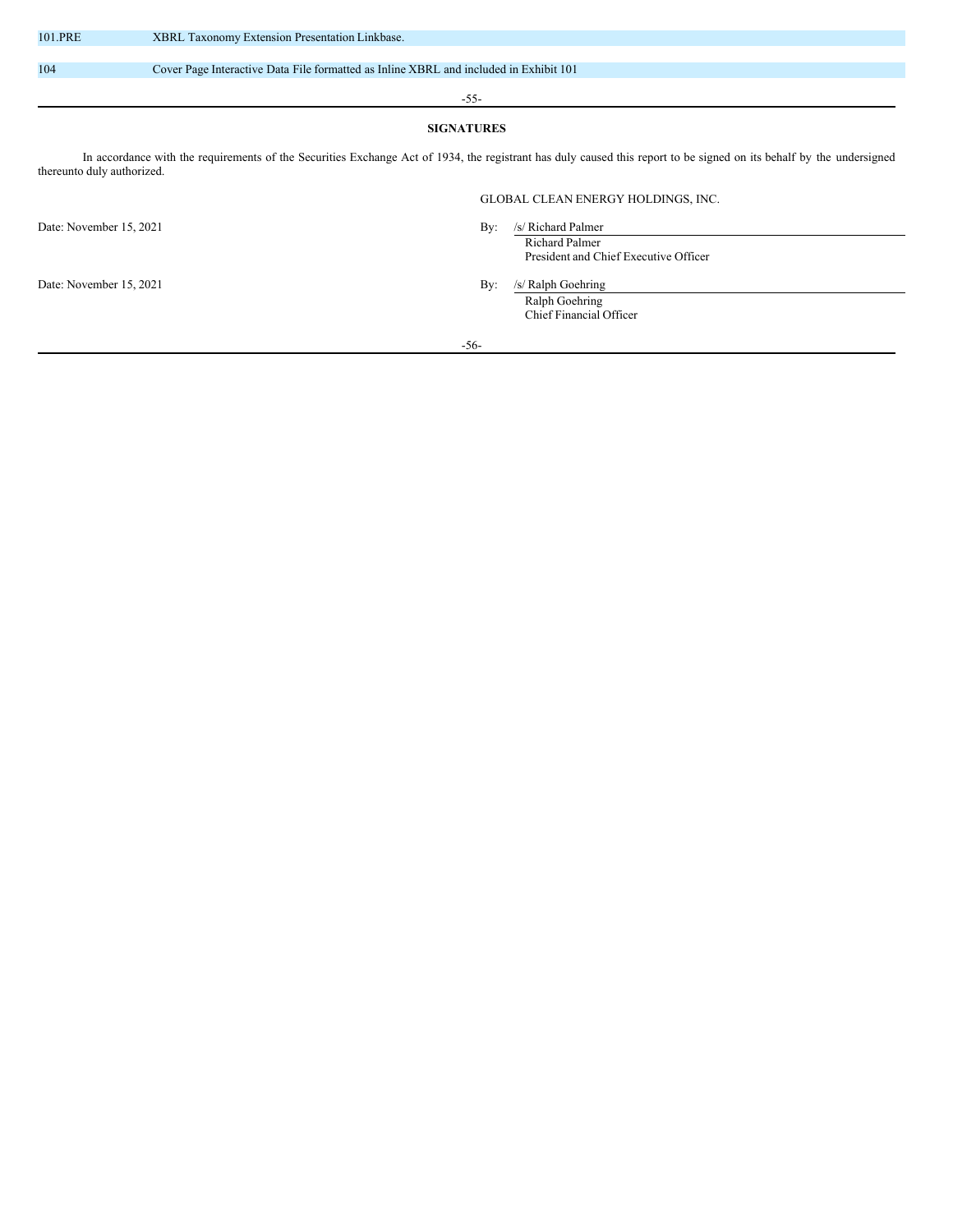| | |
|---|---|
| 101.PRE | XBRL Taxonomy Extension Presentation Linkbase. |
| 104 | Cover Page Interactive Data File formatted as Inline XBRL and included in Exhibit 101 |

## SIGNATURES

In accordance with the requirements of the Securities Exchange Act of 1934, the registrant has duly caused this report to be signed on its behalf by the undersigned thereunto duly authorized.

GLOBAL CLEAN ENERGY HOLDINGS, INC.

Date: November 15, 2021

By: /s/ Richard Palmer
Richard Palmer
President and Chief Executive Officer

Date: November 15, 2021

By: /s/ Ralph Goehring
Ralph Goehring
Chief Financial Officer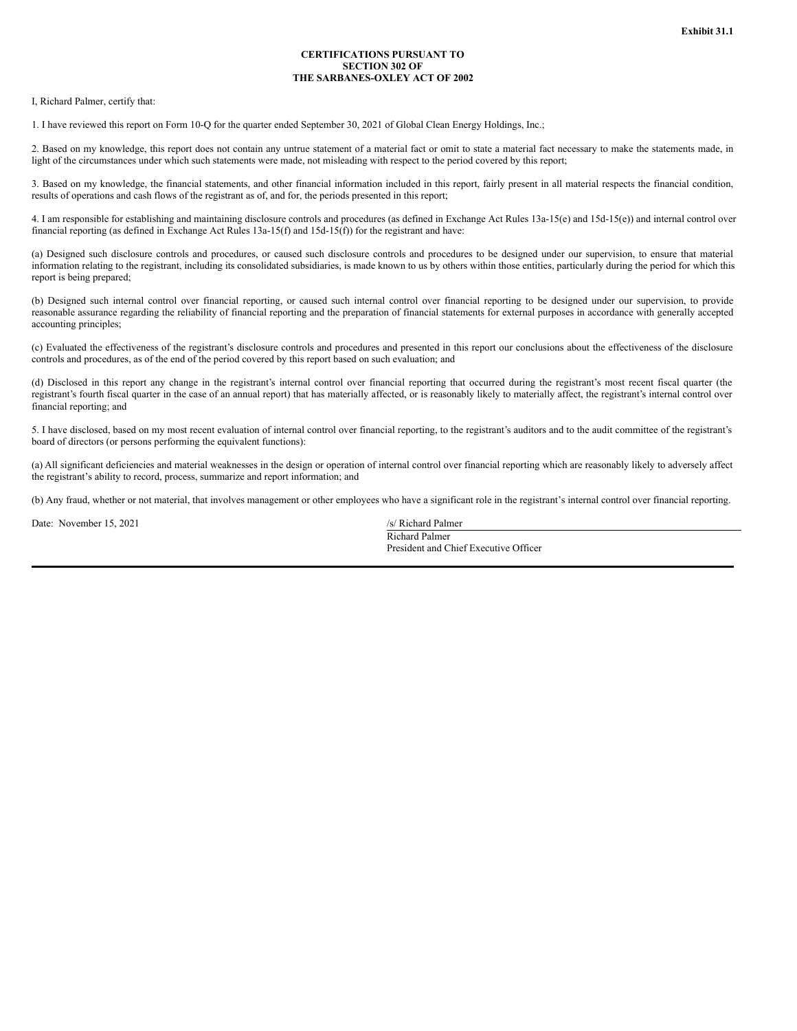Exhibit 31.1

**CERTIFICATIONS PURSUANT TO SECTION 302 OF THE SARBANES-OXLEY ACT OF 2002**

I, Richard Palmer, certify that:

1. I have reviewed this report on Form 10-Q for the quarter ended September 30, 2021 of Global Clean Energy Holdings, Inc.;

2. Based on my knowledge, this report does not contain any untrue statement of a material fact or omit to state a material fact necessary to make the statements made, in light of the circumstances under which such statements were made, not misleading with respect to the period covered by this report;

3. Based on my knowledge, the financial statements, and other financial information included in this report, fairly present in all material respects the financial condition, results of operations and cash flows of the registrant as of, and for, the periods presented in this report;

4. I am responsible for establishing and maintaining disclosure controls and procedures (as defined in Exchange Act Rules 13a-15(e) and 15d-15(e)) and internal control over financial reporting (as defined in Exchange Act Rules 13a-15(f) and 15d-15(f)) for the registrant and have:

(a) Designed such disclosure controls and procedures, or caused such disclosure controls and procedures to be designed under our supervision, to ensure that material information relating to the registrant, including its consolidated subsidiaries, is made known to us by others within those entities, particularly during the period for which this report is being prepared;

(b) Designed such internal control over financial reporting, or caused such internal control over financial reporting to be designed under our supervision, to provide reasonable assurance regarding the reliability of financial reporting and the preparation of financial statements for external purposes in accordance with generally accepted accounting principles;

(c) Evaluated the effectiveness of the registrant's disclosure controls and procedures and presented in this report our conclusions about the effectiveness of the disclosure controls and procedures, as of the end of the period covered by this report based on such evaluation; and

(d) Disclosed in this report any change in the registrant's internal control over financial reporting that occurred during the registrant's most recent fiscal quarter (the registrant's fourth fiscal quarter in the case of an annual report) that has materially affected, or is reasonably likely to materially affect, the registrant's internal control over financial reporting; and

5. I have disclosed, based on my most recent evaluation of internal control over financial reporting, to the registrant's auditors and to the audit committee of the registrant's board of directors (or persons performing the equivalent functions):

(a) All significant deficiencies and material weaknesses in the design or operation of internal control over financial reporting which are reasonably likely to adversely affect the registrant's ability to record, process, summarize and report information; and

(b) Any fraud, whether or not material, that involves management or other employees who have a significant role in the registrant's internal control over financial reporting.

Date: November 15, 2021

/s/ Richard Palmer
Richard Palmer
President and Chief Executive Officer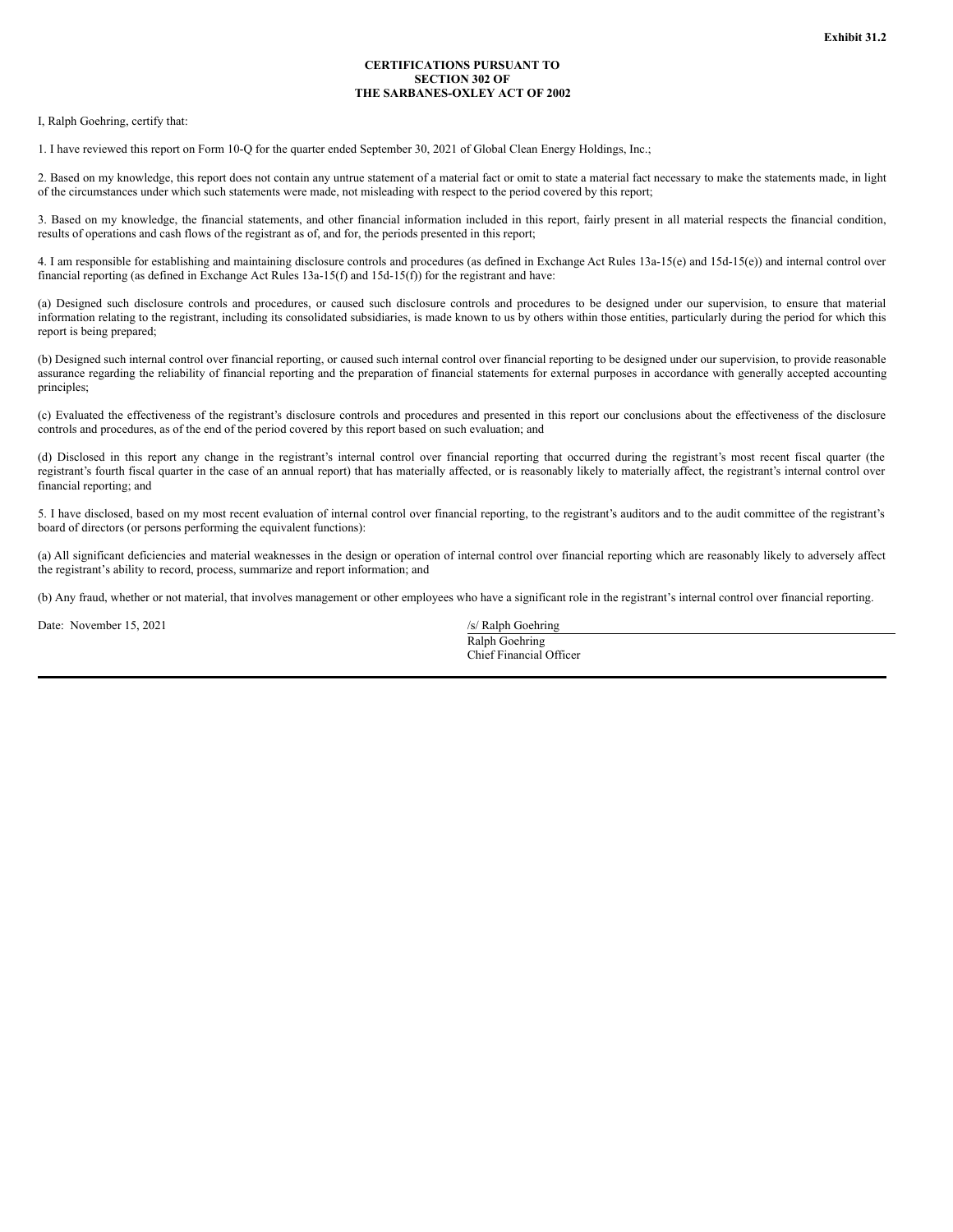**Exhibit 31.2**

**CERTIFICATIONS PURSUANT TO**
**SECTION 302 OF**
**THE SARBANES-OXLEY ACT OF 2002**

I, Ralph Goehring, certify that:

1. I have reviewed this report on Form 10-Q for the quarter ended September 30, 2021 of Global Clean Energy Holdings, Inc.;

2. Based on my knowledge, this report does not contain any untrue statement of a material fact or omit to state a material fact necessary to make the statements made, in light of the circumstances under which such statements were made, not misleading with respect to the period covered by this report;

3. Based on my knowledge, the financial statements, and other financial information included in this report, fairly present in all material respects the financial condition, results of operations and cash flows of the registrant as of, and for, the periods presented in this report;

4. I am responsible for establishing and maintaining disclosure controls and procedures (as defined in Exchange Act Rules 13a-15(e) and 15d-15(e)) and internal control over financial reporting (as defined in Exchange Act Rules 13a-15(f) and 15d-15(f)) for the registrant and have:

(a) Designed such disclosure controls and procedures, or caused such disclosure controls and procedures to be designed under our supervision, to ensure that material information relating to the registrant, including its consolidated subsidiaries, is made known to us by others within those entities, particularly during the period for which this report is being prepared;

(b) Designed such internal control over financial reporting, or caused such internal control over financial reporting to be designed under our supervision, to provide reasonable assurance regarding the reliability of financial reporting and the preparation of financial statements for external purposes in accordance with generally accepted accounting principles;

(c) Evaluated the effectiveness of the registrant's disclosure controls and procedures and presented in this report our conclusions about the effectiveness of the disclosure controls and procedures, as of the end of the period covered by this report based on such evaluation; and

(d) Disclosed in this report any change in the registrant's internal control over financial reporting that occurred during the registrant's most recent fiscal quarter (the registrant's fourth fiscal quarter in the case of an annual report) that has materially affected, or is reasonably likely to materially affect, the registrant's internal control over financial reporting; and

5. I have disclosed, based on my most recent evaluation of internal control over financial reporting, to the registrant's auditors and to the audit committee of the registrant's board of directors (or persons performing the equivalent functions):

(a) All significant deficiencies and material weaknesses in the design or operation of internal control over financial reporting which are reasonably likely to adversely affect the registrant's ability to record, process, summarize and report information; and

(b) Any fraud, whether or not material, that involves management or other employees who have a significant role in the registrant's internal control over financial reporting.

Date: November 15, 2021

/s/ Ralph Goehring
Ralph Goehring
Chief Financial Officer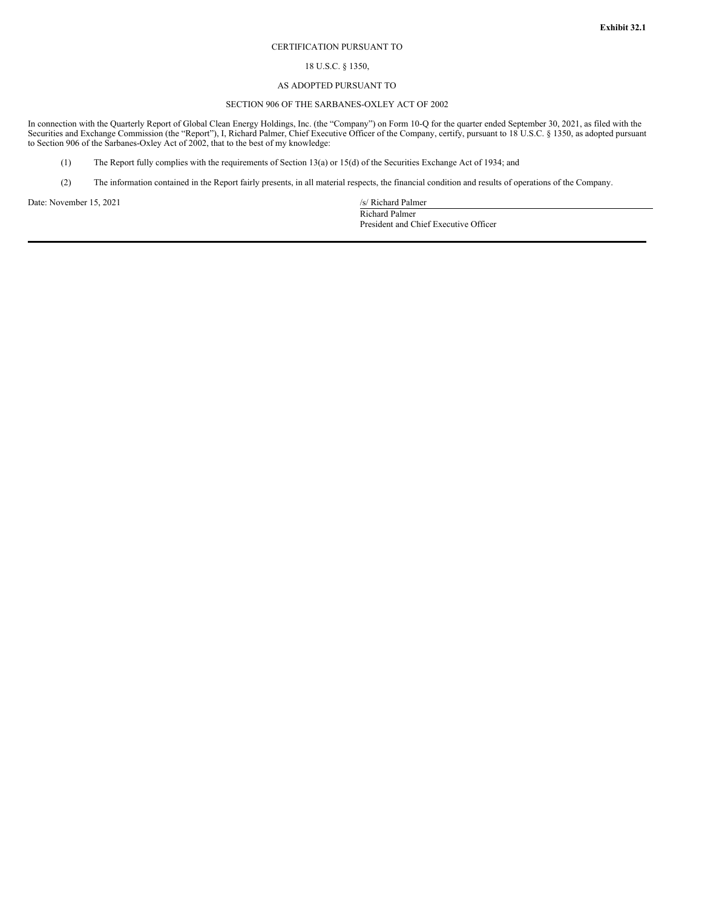**Exhibit 32.1**

CERTIFICATION PURSUANT TO

18 U.S.C. § 1350,

AS ADOPTED PURSUANT TO

SECTION 906 OF THE SARBANES-OXLEY ACT OF 2002

In connection with the Quarterly Report of Global Clean Energy Holdings, Inc. (the "Company") on Form 10-Q for the quarter ended September 30, 2021, as filed with the Securities and Exchange Commission (the "Report"), I, Richard Palmer, Chief Executive Officer of the Company, certify, pursuant to 18 U.S.C. § 1350, as adopted pursuant to Section 906 of the Sarbanes-Oxley Act of 2002, that to the best of my knowledge:

(1) The Report fully complies with the requirements of Section 13(a) or 15(d) of the Securities Exchange Act of 1934; and

(2) The information contained in the Report fairly presents, in all material respects, the financial condition and results of operations of the Company.

Date: November 15, 2021

/s/ Richard Palmer

Richard Palmer
President and Chief Executive Officer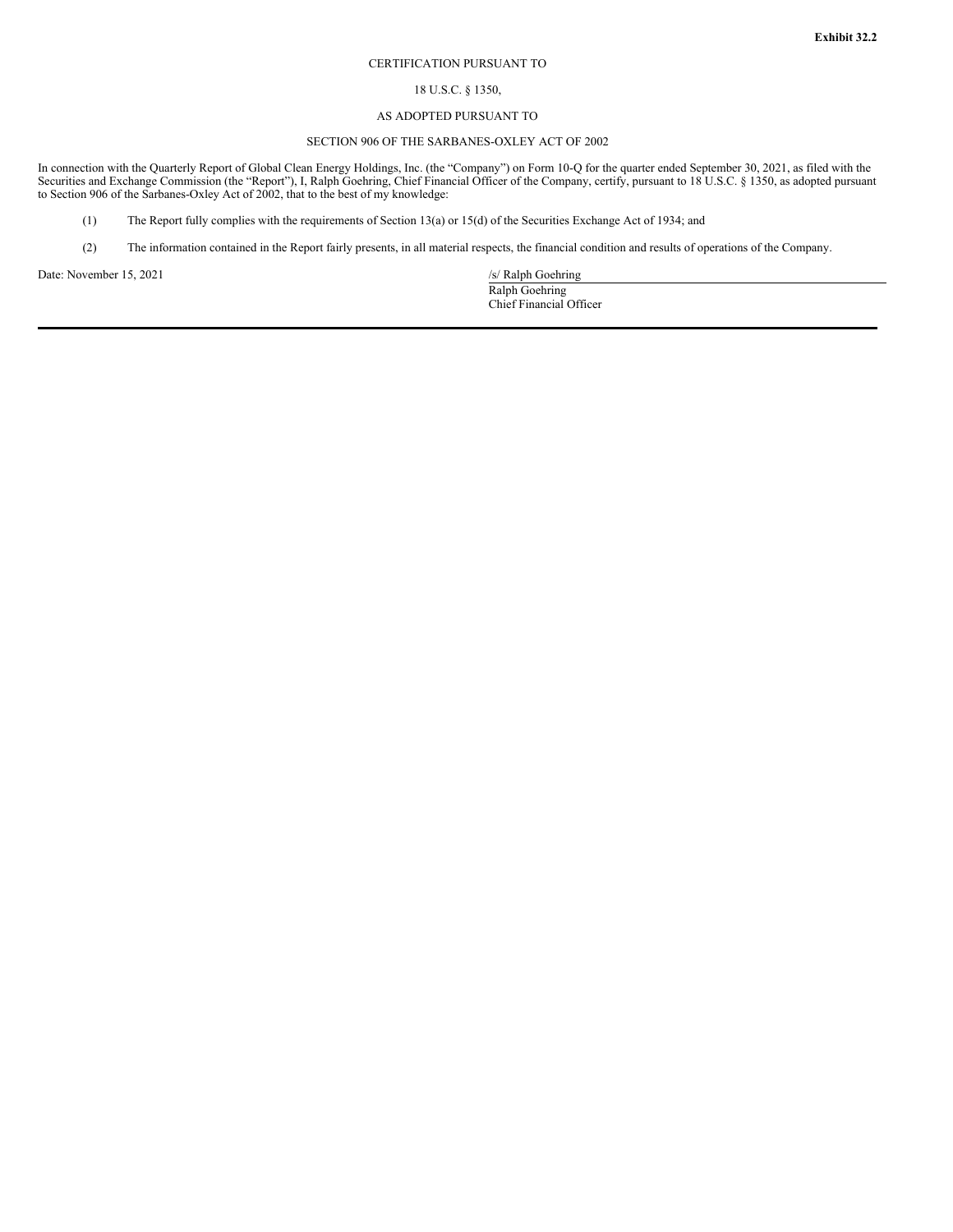**Exhibit 32.2**

CERTIFICATION PURSUANT TO

18 U.S.C. § 1350,

AS ADOPTED PURSUANT TO

SECTION 906 OF THE SARBANES-OXLEY ACT OF 2002

In connection with the Quarterly Report of Global Clean Energy Holdings, Inc. (the "Company") on Form 10-Q for the quarter ended September 30, 2021, as filed with the Securities and Exchange Commission (the "Report"), I, Ralph Goehring, Chief Financial Officer of the Company, certify, pursuant to 18 U.S.C. § 1350, as adopted pursuant to Section 906 of the Sarbanes-Oxley Act of 2002, that to the best of my knowledge:

(1) The Report fully complies with the requirements of Section 13(a) or 15(d) of the Securities Exchange Act of 1934; and

(2) The information contained in the Report fairly presents, in all material respects, the financial condition and results of operations of the Company.

Date: November 15, 2021

/s/ Ralph Goehring

Ralph Goehring

Chief Financial Officer